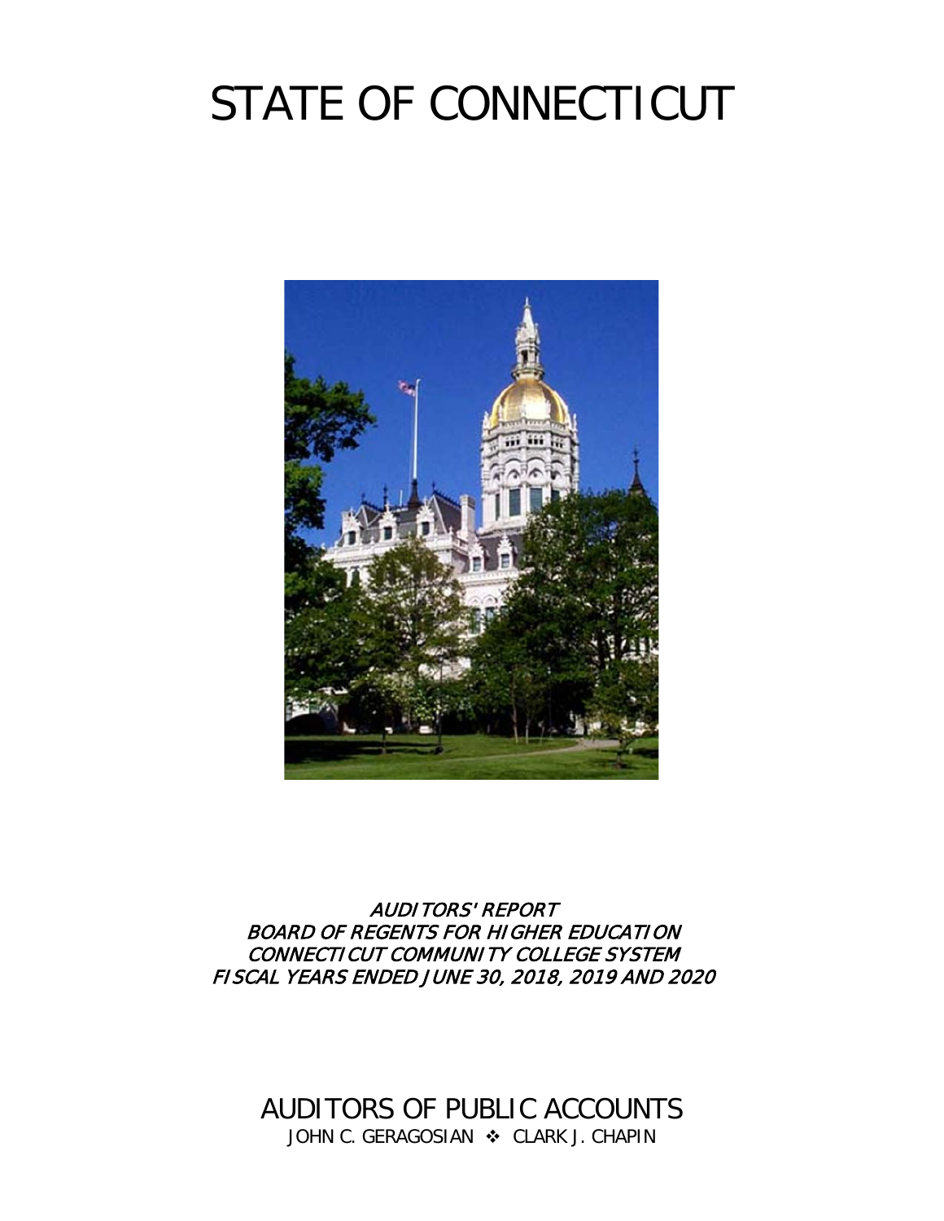# STATE OF CONNECTICUT

*AUDITORS' REPORT*
*BOARD OF REGENTS FOR HIGHER EDUCATION*
*CONNECTICUT COMMUNITY COLLEGE SYSTEM*
*FISCAL YEARS ENDED JUNE 30, 2018, 2019 AND 2020*

AUDITORS OF PUBLIC ACCOUNTS

JOHN C. GERAGOSIAN ❖ CLARK J. CHAPIN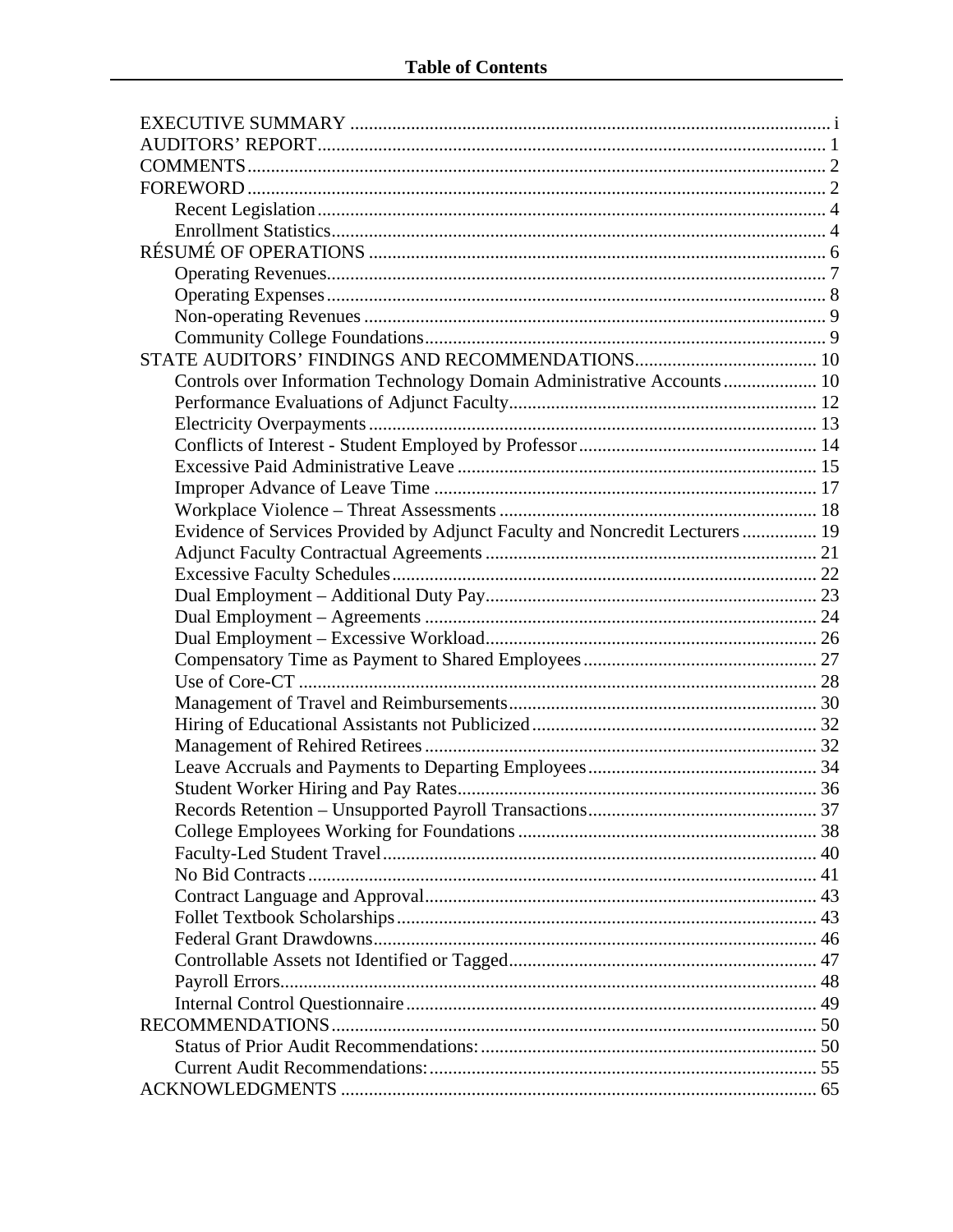# Table of Contents

EXECUTIVE SUMMARY ..... i
AUDITORS' REPORT ..... 1
COMMENTS ..... 2
FOREWORD ..... 2
- Recent Legislation ..... 4
- Enrollment Statistics ..... 4

RÉSUMÉ OF OPERATIONS ..... 6
- Operating Revenues ..... 7
- Operating Expenses ..... 8
- Non-operating Revenues ..... 9
- Community College Foundations ..... 9

STATE AUDITORS' FINDINGS AND RECOMMENDATIONS ..... 10
- Controls over Information Technology Domain Administrative Accounts ..... 10
- Performance Evaluations of Adjunct Faculty ..... 12
- Electricity Overpayments ..... 13
- Conflicts of Interest - Student Employed by Professor ..... 14
- Excessive Paid Administrative Leave ..... 15
- Improper Advance of Leave Time ..... 17
- Workplace Violence – Threat Assessments ..... 18
- Evidence of Services Provided by Adjunct Faculty and Noncredit Lecturers ..... 19
- Adjunct Faculty Contractual Agreements ..... 21
- Excessive Faculty Schedules ..... 22
- Dual Employment – Additional Duty Pay ..... 23
- Dual Employment – Agreements ..... 24
- Dual Employment – Excessive Workload ..... 26
- Compensatory Time as Payment to Shared Employees ..... 27
- Use of Core-CT ..... 28
- Management of Travel and Reimbursements ..... 30
- Hiring of Educational Assistants not Publicized ..... 32
- Management of Rehired Retirees ..... 32
- Leave Accruals and Payments to Departing Employees ..... 34
- Student Worker Hiring and Pay Rates ..... 36
- Records Retention – Unsupported Payroll Transactions ..... 37
- College Employees Working for Foundations ..... 38
- Faculty-Led Student Travel ..... 40
- No Bid Contracts ..... 41
- Contract Language and Approval ..... 43
- Follet Textbook Scholarships ..... 43
- Federal Grant Drawdowns ..... 46
- Controllable Assets not Identified or Tagged ..... 47
- Payroll Errors ..... 48
- Internal Control Questionnaire ..... 49

RECOMMENDATIONS ..... 50
- Status of Prior Audit Recommendations: ..... 50
- Current Audit Recommendations: ..... 55

ACKNOWLEDGMENTS ..... 65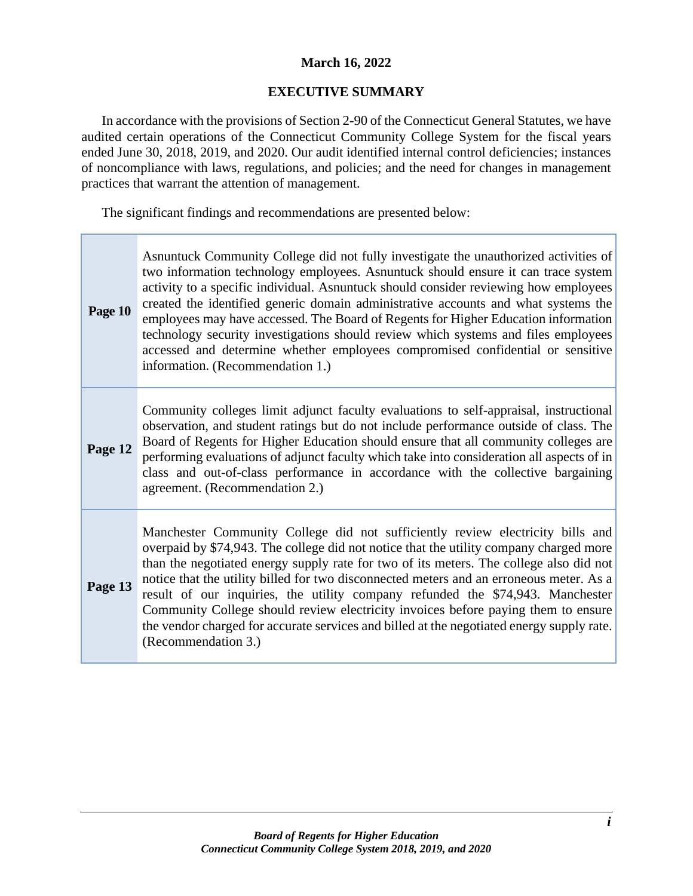**March 16, 2022**

## EXECUTIVE SUMMARY

In accordance with the provisions of Section 2-90 of the Connecticut General Statutes, we have audited certain operations of the Connecticut Community College System for the fiscal years ended June 30, 2018, 2019, and 2020. Our audit identified internal control deficiencies; instances of noncompliance with laws, regulations, and policies; and the need for changes in management practices that warrant the attention of management.

The significant findings and recommendations are presented below:

| | |
|---|---|
| **Page 10** | Asnuntuck Community College did not fully investigate the unauthorized activities of two information technology employees. Asnuntuck should ensure it can trace system activity to a specific individual. Asnuntuck should consider reviewing how employees created the identified generic domain administrative accounts and what systems the employees may have accessed. The Board of Regents for Higher Education information technology security investigations should review which systems and files employees accessed and determine whether employees compromised confidential or sensitive information. (Recommendation 1.) |
| **Page 12** | Community colleges limit adjunct faculty evaluations to self-appraisal, instructional observation, and student ratings but do not include performance outside of class. The Board of Regents for Higher Education should ensure that all community colleges are performing evaluations of adjunct faculty which take into consideration all aspects of in class and out-of-class performance in accordance with the collective bargaining agreement. (Recommendation 2.) |
| **Page 13** | Manchester Community College did not sufficiently review electricity bills and overpaid by $74,943. The college did not notice that the utility company charged more than the negotiated energy supply rate for two of its meters. The college also did not notice that the utility billed for two disconnected meters and an erroneous meter. As a result of our inquiries, the utility company refunded the $74,943. Manchester Community College should review electricity invoices before paying them to ensure the vendor charged for accurate services and billed at the negotiated energy supply rate. (Recommendation 3.) |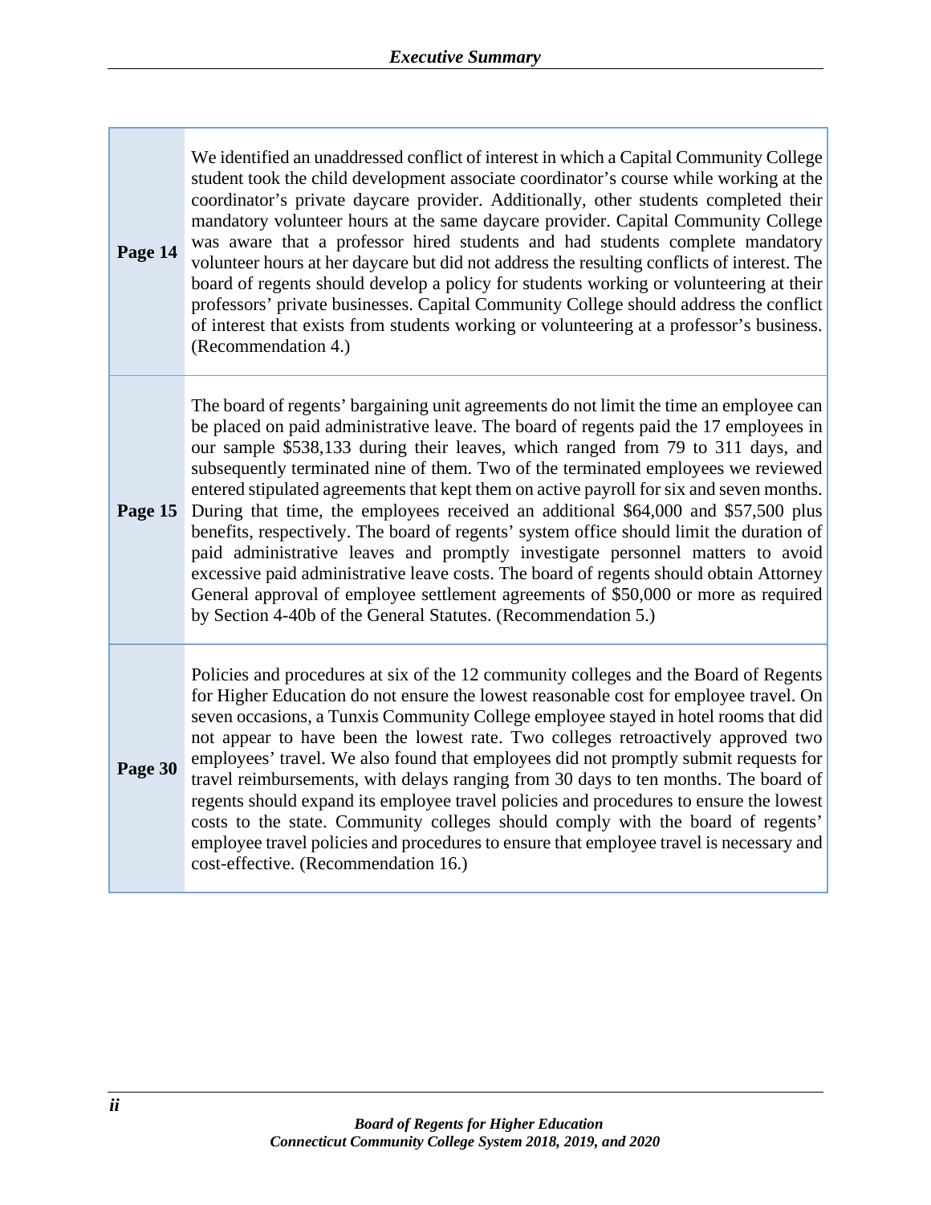| | |
|---|---|
| **Page 14** | We identified an unaddressed conflict of interest in which a Capital Community College student took the child development associate coordinator's course while working at the coordinator's private daycare provider. Additionally, other students completed their mandatory volunteer hours at the same daycare provider. Capital Community College was aware that a professor hired students and had students complete mandatory volunteer hours at her daycare but did not address the resulting conflicts of interest. The board of regents should develop a policy for students working or volunteering at their professors' private businesses. Capital Community College should address the conflict of interest that exists from students working or volunteering at a professor's business. (Recommendation 4.) |
| **Page 15** | The board of regents' bargaining unit agreements do not limit the time an employee can be placed on paid administrative leave. The board of regents paid the 17 employees in our sample $538,133 during their leaves, which ranged from 79 to 311 days, and subsequently terminated nine of them. Two of the terminated employees we reviewed entered stipulated agreements that kept them on active payroll for six and seven months. During that time, the employees received an additional $64,000 and $57,500 plus benefits, respectively. The board of regents' system office should limit the duration of paid administrative leaves and promptly investigate personnel matters to avoid excessive paid administrative leave costs. The board of regents should obtain Attorney General approval of employee settlement agreements of $50,000 or more as required by Section 4-40b of the General Statutes. (Recommendation 5.) |
| **Page 30** | Policies and procedures at six of the 12 community colleges and the Board of Regents for Higher Education do not ensure the lowest reasonable cost for employee travel. On seven occasions, a Tunxis Community College employee stayed in hotel rooms that did not appear to have been the lowest rate. Two colleges retroactively approved two employees' travel. We also found that employees did not promptly submit requests for travel reimbursements, with delays ranging from 30 days to ten months. The board of regents should expand its employee travel policies and procedures to ensure the lowest costs to the state. Community colleges should comply with the board of regents' employee travel policies and procedures to ensure that employee travel is necessary and cost-effective. (Recommendation 16.) |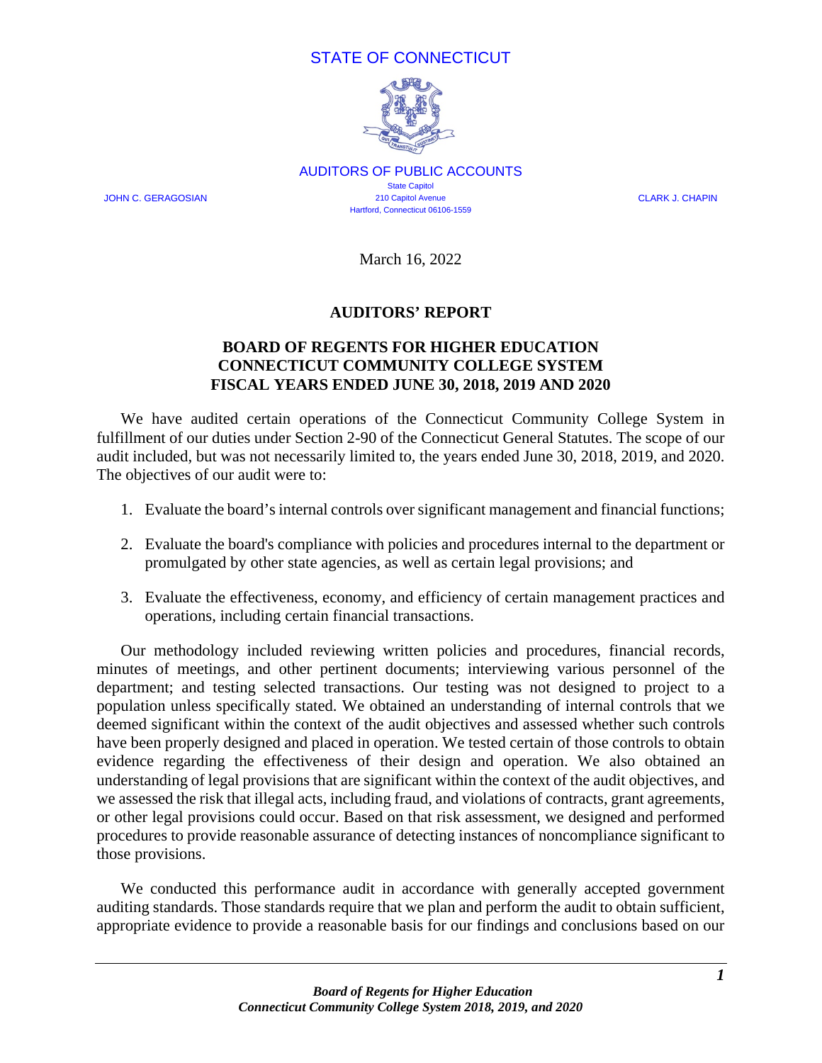STATE OF CONNECTICUT

AUDITORS OF PUBLIC ACCOUNTS

State Capitol
210 Capitol Avenue
Hartford, Connecticut 06106-1559

JOHN C. GERAGOSIAN CLARK J. CHAPIN

March 16, 2022

## AUDITORS' REPORT

## BOARD OF REGENTS FOR HIGHER EDUCATION CONNECTICUT COMMUNITY COLLEGE SYSTEM FISCAL YEARS ENDED JUNE 30, 2018, 2019 AND 2020

We have audited certain operations of the Connecticut Community College System in fulfillment of our duties under Section 2-90 of the Connecticut General Statutes. The scope of our audit included, but was not necessarily limited to, the years ended June 30, 2018, 2019, and 2020. The objectives of our audit were to:

1. Evaluate the board's internal controls over significant management and financial functions;

2. Evaluate the board's compliance with policies and procedures internal to the department or promulgated by other state agencies, as well as certain legal provisions; and

3. Evaluate the effectiveness, economy, and efficiency of certain management practices and operations, including certain financial transactions.

Our methodology included reviewing written policies and procedures, financial records, minutes of meetings, and other pertinent documents; interviewing various personnel of the department; and testing selected transactions. Our testing was not designed to project to a population unless specifically stated. We obtained an understanding of internal controls that we deemed significant within the context of the audit objectives and assessed whether such controls have been properly designed and placed in operation. We tested certain of those controls to obtain evidence regarding the effectiveness of their design and operation. We also obtained an understanding of legal provisions that are significant within the context of the audit objectives, and we assessed the risk that illegal acts, including fraud, and violations of contracts, grant agreements, or other legal provisions could occur. Based on that risk assessment, we designed and performed procedures to provide reasonable assurance of detecting instances of noncompliance significant to those provisions.

We conducted this performance audit in accordance with generally accepted government auditing standards. Those standards require that we plan and perform the audit to obtain sufficient, appropriate evidence to provide a reasonable basis for our findings and conclusions based on our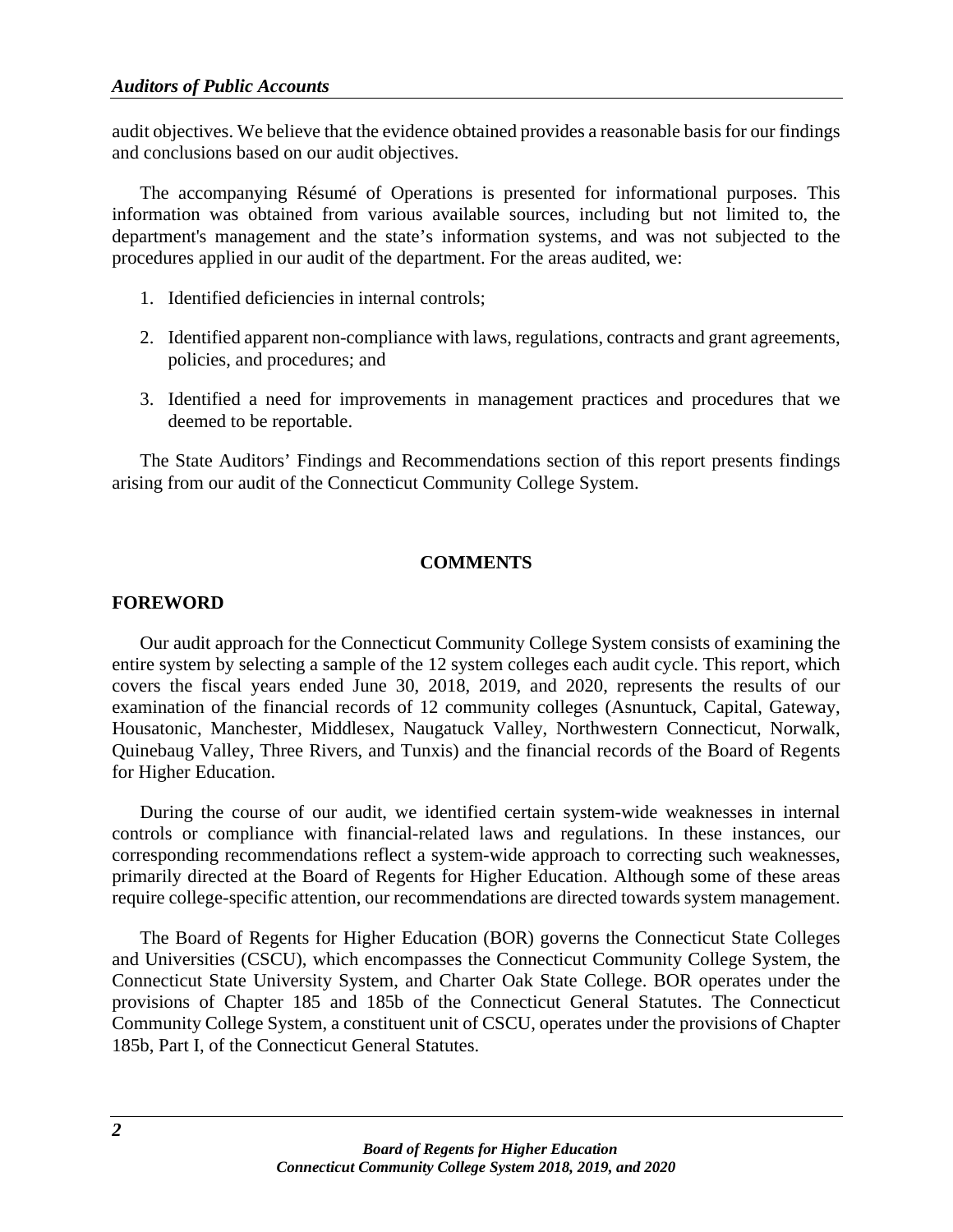audit objectives. We believe that the evidence obtained provides a reasonable basis for our findings and conclusions based on our audit objectives.

The accompanying Résumé of Operations is presented for informational purposes. This information was obtained from various available sources, including but not limited to, the department's management and the state's information systems, and was not subjected to the procedures applied in our audit of the department. For the areas audited, we:

1. Identified deficiencies in internal controls;
2. Identified apparent non-compliance with laws, regulations, contracts and grant agreements, policies, and procedures; and
3. Identified a need for improvements in management practices and procedures that we deemed to be reportable.

The State Auditors' Findings and Recommendations section of this report presents findings arising from our audit of the Connecticut Community College System.

## COMMENTS

### FOREWORD

Our audit approach for the Connecticut Community College System consists of examining the entire system by selecting a sample of the 12 system colleges each audit cycle. This report, which covers the fiscal years ended June 30, 2018, 2019, and 2020, represents the results of our examination of the financial records of 12 community colleges (Asnuntuck, Capital, Gateway, Housatonic, Manchester, Middlesex, Naugatuck Valley, Northwestern Connecticut, Norwalk, Quinebaug Valley, Three Rivers, and Tunxis) and the financial records of the Board of Regents for Higher Education.

During the course of our audit, we identified certain system-wide weaknesses in internal controls or compliance with financial-related laws and regulations. In these instances, our corresponding recommendations reflect a system-wide approach to correcting such weaknesses, primarily directed at the Board of Regents for Higher Education. Although some of these areas require college-specific attention, our recommendations are directed towards system management.

The Board of Regents for Higher Education (BOR) governs the Connecticut State Colleges and Universities (CSCU), which encompasses the Connecticut Community College System, the Connecticut State University System, and Charter Oak State College. BOR operates under the provisions of Chapter 185 and 185b of the Connecticut General Statutes. The Connecticut Community College System, a constituent unit of CSCU, operates under the provisions of Chapter 185b, Part I, of the Connecticut General Statutes.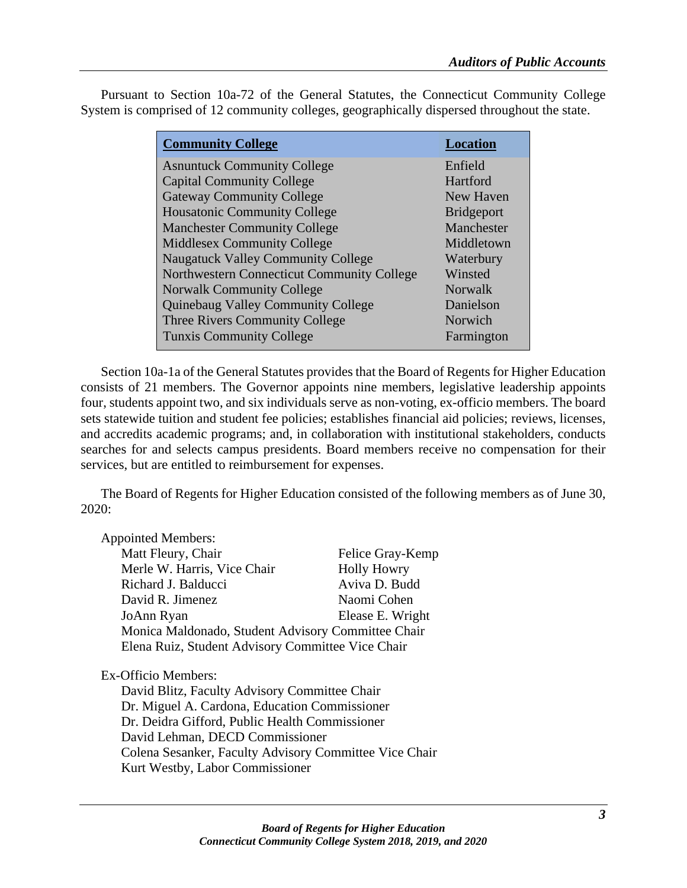Pursuant to Section 10a-72 of the General Statutes, the Connecticut Community College System is comprised of 12 community colleges, geographically dispersed throughout the state.

| Community College | Location |
|---|---|
| Asnuntuck Community College | Enfield |
| Capital Community College | Hartford |
| Gateway Community College | New Haven |
| Housatonic Community College | Bridgeport |
| Manchester Community College | Manchester |
| Middlesex Community College | Middletown |
| Naugatuck Valley Community College | Waterbury |
| Northwestern Connecticut Community College | Winsted |
| Norwalk Community College | Norwalk |
| Quinebaug Valley Community College | Danielson |
| Three Rivers Community College | Norwich |
| Tunxis Community College | Farmington |

Section 10a-1a of the General Statutes provides that the Board of Regents for Higher Education consists of 21 members. The Governor appoints nine members, legislative leadership appoints four, students appoint two, and six individuals serve as non-voting, ex-officio members. The board sets statewide tuition and student fee policies; establishes financial aid policies; reviews, licenses, and accredits academic programs; and, in collaboration with institutional stakeholders, conducts searches for and selects campus presidents. Board members receive no compensation for their services, but are entitled to reimbursement for expenses.

The Board of Regents for Higher Education consisted of the following members as of June 30, 2020:

Appointed Members:

- Matt Fleury, Chair
- Merle W. Harris, Vice Chair
- Richard J. Balducci
- David R. Jimenez
- JoAnn Ryan
- Felice Gray-Kemp
- Holly Howry
- Aviva D. Budd
- Naomi Cohen
- Elease E. Wright
- Monica Maldonado, Student Advisory Committee Chair
- Elena Ruiz, Student Advisory Committee Vice Chair

Ex-Officio Members:

- David Blitz, Faculty Advisory Committee Chair
- Dr. Miguel A. Cardona, Education Commissioner
- Dr. Deidra Gifford, Public Health Commissioner
- David Lehman, DECD Commissioner
- Colena Sesanker, Faculty Advisory Committee Vice Chair
- Kurt Westby, Labor Commissioner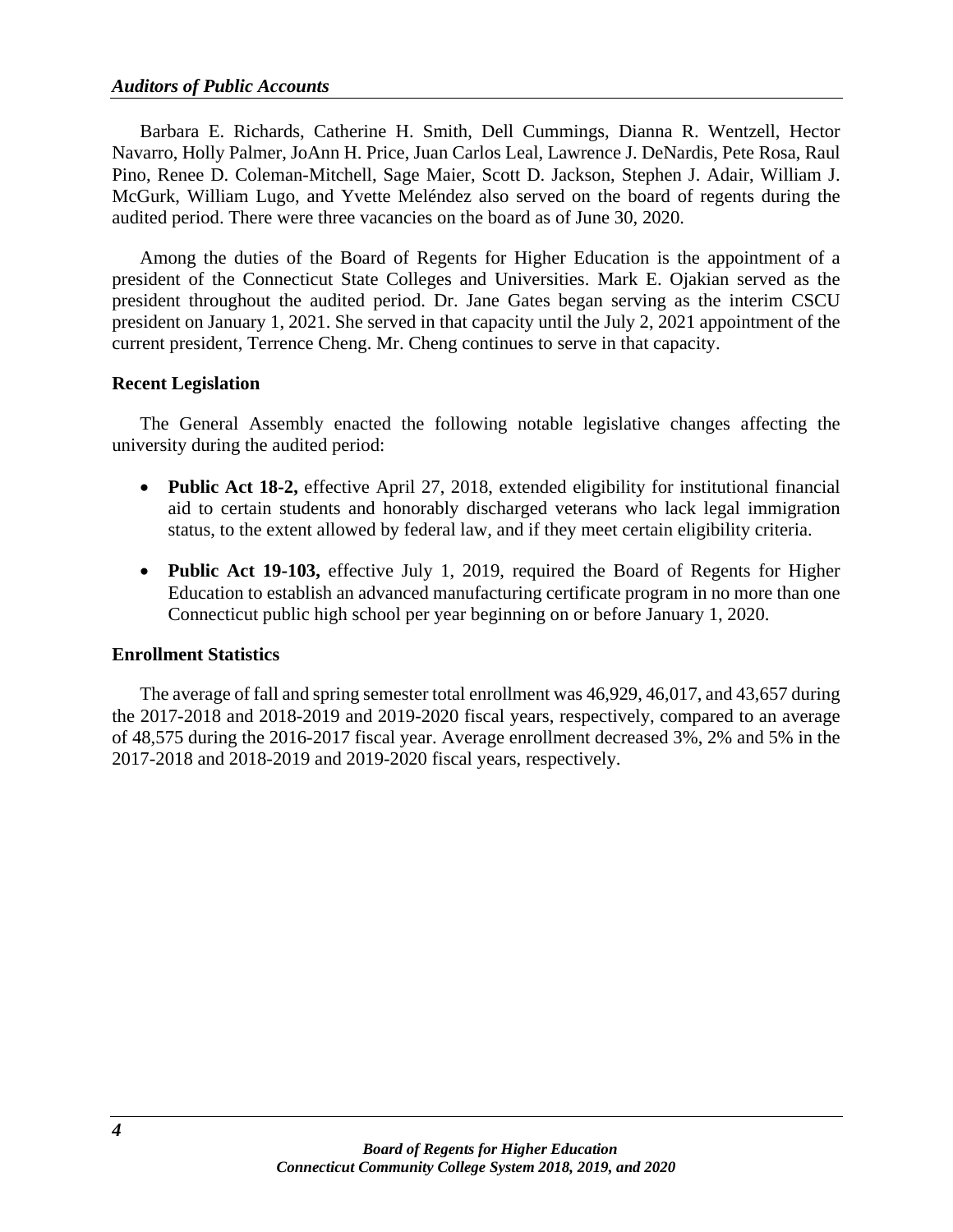Barbara E. Richards, Catherine H. Smith, Dell Cummings, Dianna R. Wentzell, Hector Navarro, Holly Palmer, JoAnn H. Price, Juan Carlos Leal, Lawrence J. DeNardis, Pete Rosa, Raul Pino, Renee D. Coleman-Mitchell, Sage Maier, Scott D. Jackson, Stephen J. Adair, William J. McGurk, William Lugo, and Yvette Meléndez also served on the board of regents during the audited period. There were three vacancies on the board as of June 30, 2020.

Among the duties of the Board of Regents for Higher Education is the appointment of a president of the Connecticut State Colleges and Universities. Mark E. Ojakian served as the president throughout the audited period. Dr. Jane Gates began serving as the interim CSCU president on January 1, 2021. She served in that capacity until the July 2, 2021 appointment of the current president, Terrence Cheng. Mr. Cheng continues to serve in that capacity.

### Recent Legislation

The General Assembly enacted the following notable legislative changes affecting the university during the audited period:

- **Public Act 18-2,** effective April 27, 2018, extended eligibility for institutional financial aid to certain students and honorably discharged veterans who lack legal immigration status, to the extent allowed by federal law, and if they meet certain eligibility criteria.

- **Public Act 19-103,** effective July 1, 2019, required the Board of Regents for Higher Education to establish an advanced manufacturing certificate program in no more than one Connecticut public high school per year beginning on or before January 1, 2020.

### Enrollment Statistics

The average of fall and spring semester total enrollment was 46,929, 46,017, and 43,657 during the 2017-2018 and 2018-2019 and 2019-2020 fiscal years, respectively, compared to an average of 48,575 during the 2016-2017 fiscal year. Average enrollment decreased 3%, 2% and 5% in the 2017-2018 and 2018-2019 and 2019-2020 fiscal years, respectively.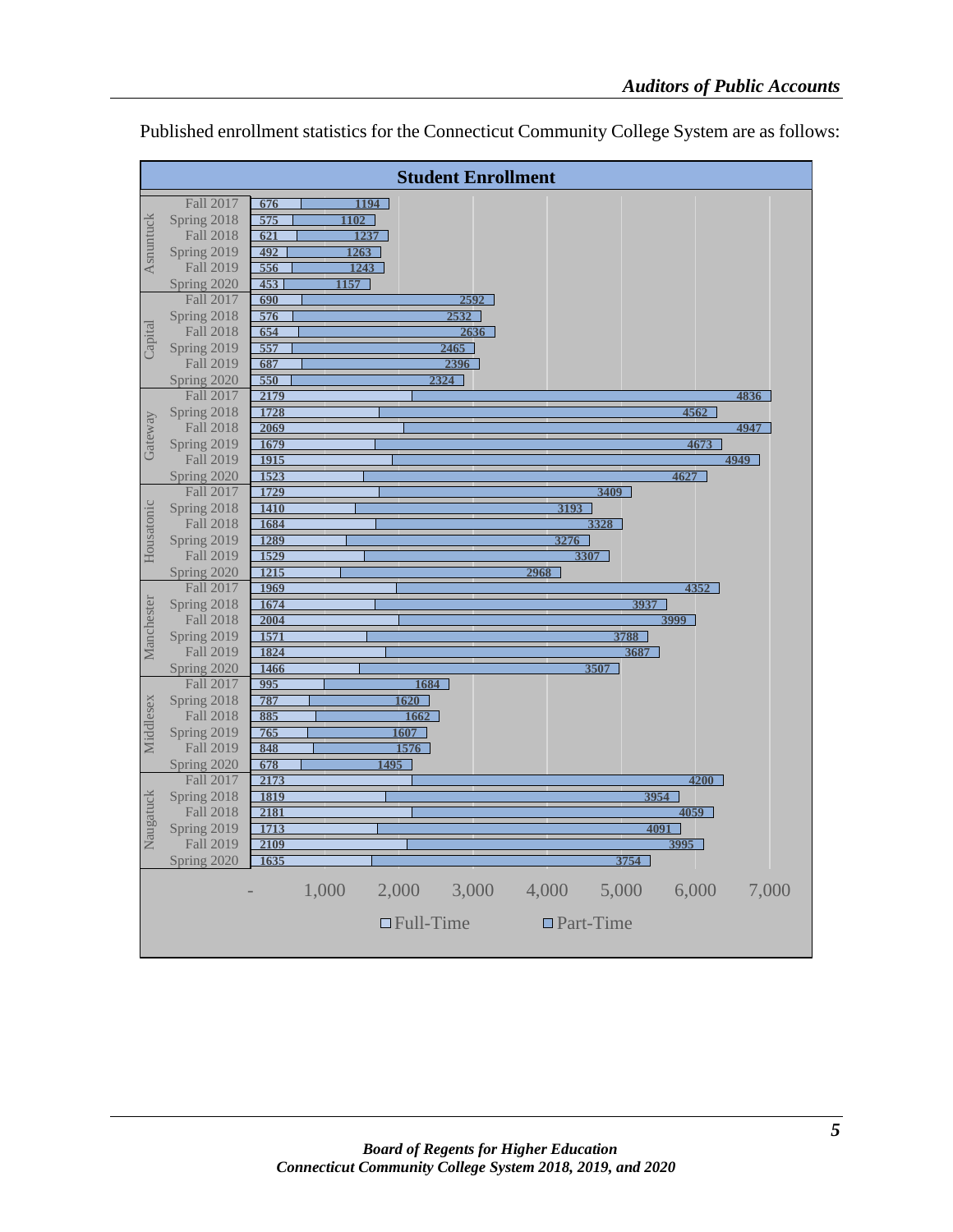Published enrollment statistics for the Connecticut Community College System are as follows:

**Student Enrollment**

| College | Semester | Full-Time | Part-Time |
|---|---|---|---|
| Asnuntuck | Fall 2017 | 676 | 1194 |
| | Spring 2018 | 575 | 1102 |
| | Fall 2018 | 621 | 1237 |
| | Spring 2019 | 492 | 1263 |
| | Fall 2019 | 556 | 1243 |
| | Spring 2020 | 453 | 1157 |
| Capital | Fall 2017 | 690 | 2592 |
| | Spring 2018 | 576 | 2532 |
| | Fall 2018 | 654 | 2636 |
| | Spring 2019 | 557 | 2465 |
| | Fall 2019 | 687 | 2396 |
| | Spring 2020 | 550 | 2324 |
| Gateway | Fall 2017 | 2179 | 4836 |
| | Spring 2018 | 1728 | 4562 |
| | Fall 2018 | 2069 | 4947 |
| | Spring 2019 | 1679 | 4673 |
| | Fall 2019 | 1915 | 4949 |
| | Spring 2020 | 1523 | 4627 |
| Housatonic | Fall 2017 | 1729 | 3409 |
| | Spring 2018 | 1410 | 3193 |
| | Fall 2018 | 1684 | 3328 |
| | Spring 2019 | 1289 | 3276 |
| | Fall 2019 | 1529 | 3307 |
| | Spring 2020 | 1215 | 2968 |
| Manchester | Fall 2017 | 1969 | 4352 |
| | Spring 2018 | 1674 | 3937 |
| | Fall 2018 | 2004 | 3999 |
| | Spring 2019 | 1571 | 3788 |
| | Fall 2019 | 1824 | 3687 |
| | Spring 2020 | 1466 | 3507 |
| Middlesex | Fall 2017 | 995 | 1684 |
| | Spring 2018 | 787 | 1620 |
| | Fall 2018 | 885 | 1662 |
| | Spring 2019 | 765 | 1607 |
| | Fall 2019 | 848 | 1576 |
| | Spring 2020 | 678 | 1495 |
| Naugatuck | Fall 2017 | 2173 | 4200 |
| | Spring 2018 | 1819 | 3954 |
| | Fall 2018 | 2181 | 4059 |
| | Spring 2019 | 1713 | 4091 |
| | Fall 2019 | 2109 | 3995 |
| | Spring 2020 | 1635 | 3754 |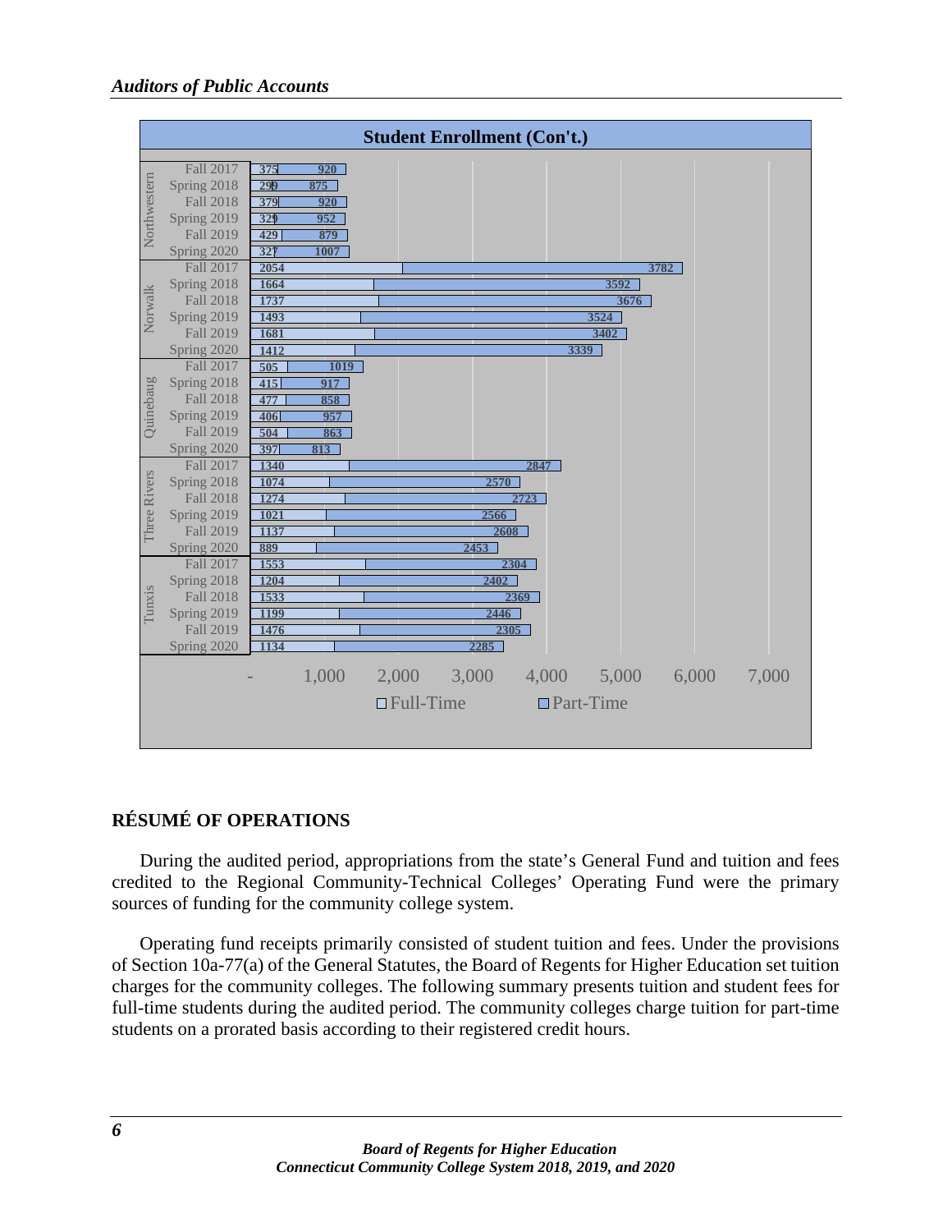**Student Enrollment (Con't.)**

| College | Term | Full-Time | Part-Time |
|---|---|---|---|
| Northwestern | Fall 2017 | 375 | 920 |
| | Spring 2018 | 299 | 875 |
| | Fall 2018 | 379 | 920 |
| | Spring 2019 | 329 | 952 |
| | Fall 2019 | 429 | 879 |
| | Spring 2020 | 327 | 1007 |
| Norwalk | Fall 2017 | 2054 | 3782 |
| | Spring 2018 | 1664 | 3592 |
| | Fall 2018 | 1737 | 3676 |
| | Spring 2019 | 1493 | 3524 |
| | Fall 2019 | 1681 | 3402 |
| | Spring 2020 | 1412 | 3339 |
| Quinebaug | Fall 2017 | 505 | 1019 |
| | Spring 2018 | 415 | 917 |
| | Fall 2018 | 477 | 858 |
| | Spring 2019 | 406 | 957 |
| | Fall 2019 | 504 | 863 |
| | Spring 2020 | 397 | 813 |
| Three Rivers | Fall 2017 | 1340 | 2847 |
| | Spring 2018 | 1074 | 2570 |
| | Fall 2018 | 1274 | 2723 |
| | Spring 2019 | 1021 | 2566 |
| | Fall 2019 | 1137 | 2608 |
| | Spring 2020 | 889 | 2453 |
| Tunxis | Fall 2017 | 1553 | 2304 |
| | Spring 2018 | 1204 | 2402 |
| | Fall 2018 | 1533 | 2369 |
| | Spring 2019 | 1199 | 2446 |
| | Fall 2019 | 1476 | 2305 |
| | Spring 2020 | 1134 | 2285 |

## RÉSUMÉ OF OPERATIONS

During the audited period, appropriations from the state's General Fund and tuition and fees credited to the Regional Community-Technical Colleges' Operating Fund were the primary sources of funding for the community college system.

Operating fund receipts primarily consisted of student tuition and fees. Under the provisions of Section 10a-77(a) of the General Statutes, the Board of Regents for Higher Education set tuition charges for the community colleges. The following summary presents tuition and student fees for full-time students during the audited period. The community colleges charge tuition for part-time students on a prorated basis according to their registered credit hours.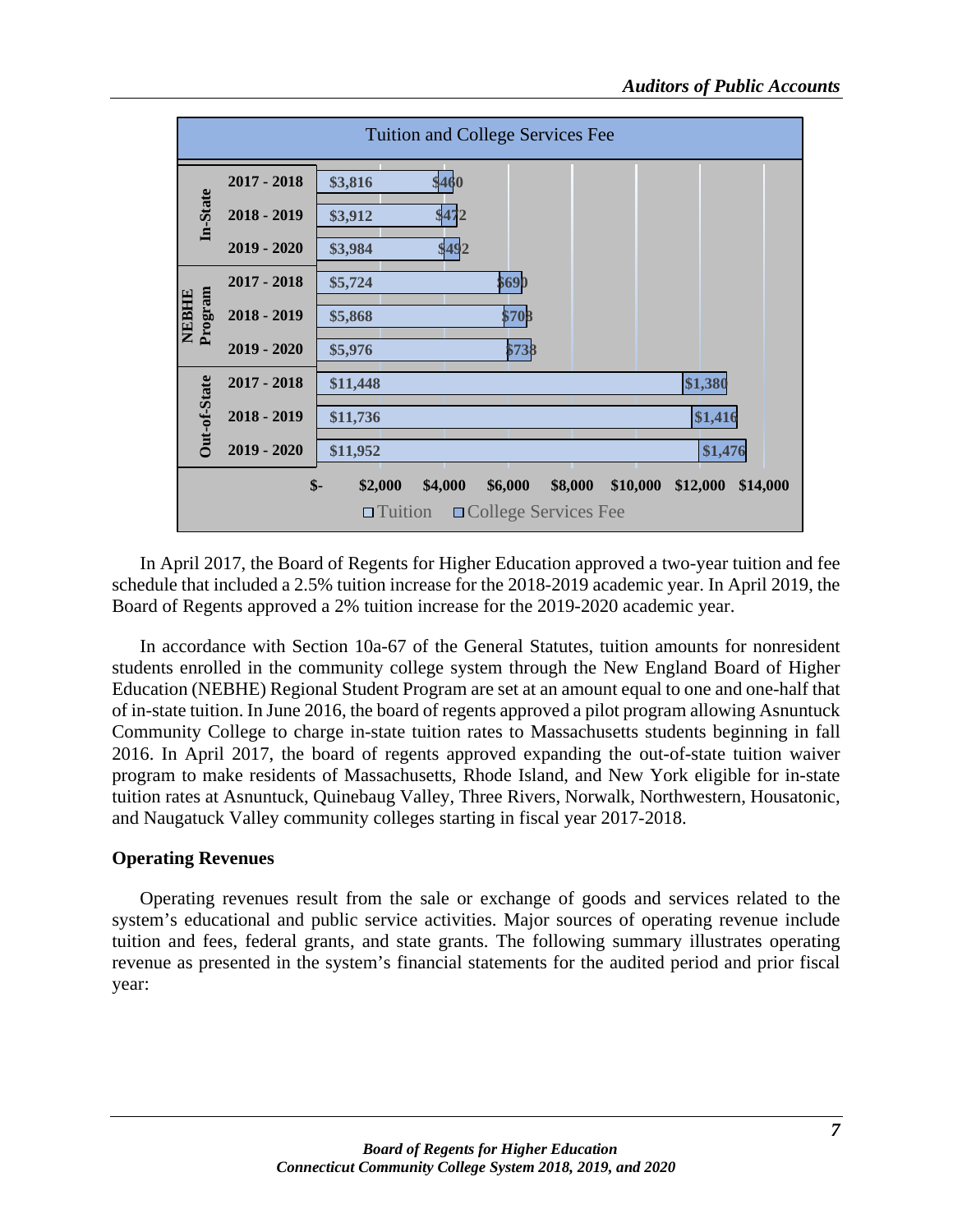**Tuition and College Services Fee**

| | Year | Tuition | College Services Fee |
|---|---|---|---|
| In-State | 2017 - 2018 | $3,816 | $460 |
| | 2018 - 2019 | $3,912 | $472 |
| | 2019 - 2020 | $3,984 | $492 |
| NEBHE Program | 2017 - 2018 | $5,724 | $690 |
| | 2018 - 2019 | $5,868 | $708 |
| | 2019 - 2020 | $5,976 | $738 |
| Out-of-State | 2017 - 2018 | $11,448 | $1,380 |
| | 2018 - 2019 | $11,736 | $1,416 |
| | 2019 - 2020 | $11,952 | $1,476 |

In April 2017, the Board of Regents for Higher Education approved a two-year tuition and fee schedule that included a 2.5% tuition increase for the 2018-2019 academic year. In April 2019, the Board of Regents approved a 2% tuition increase for the 2019-2020 academic year.

In accordance with Section 10a-67 of the General Statutes, tuition amounts for nonresident students enrolled in the community college system through the New England Board of Higher Education (NEBHE) Regional Student Program are set at an amount equal to one and one-half that of in-state tuition. In June 2016, the board of regents approved a pilot program allowing Asnuntuck Community College to charge in-state tuition rates to Massachusetts students beginning in fall 2016. In April 2017, the board of regents approved expanding the out-of-state tuition waiver program to make residents of Massachusetts, Rhode Island, and New York eligible for in-state tuition rates at Asnuntuck, Quinebaug Valley, Three Rivers, Norwalk, Northwestern, Housatonic, and Naugatuck Valley community colleges starting in fiscal year 2017-2018.

**Operating Revenues**

Operating revenues result from the sale or exchange of goods and services related to the system's educational and public service activities. Major sources of operating revenue include tuition and fees, federal grants, and state grants. The following summary illustrates operating revenue as presented in the system's financial statements for the audited period and prior fiscal year: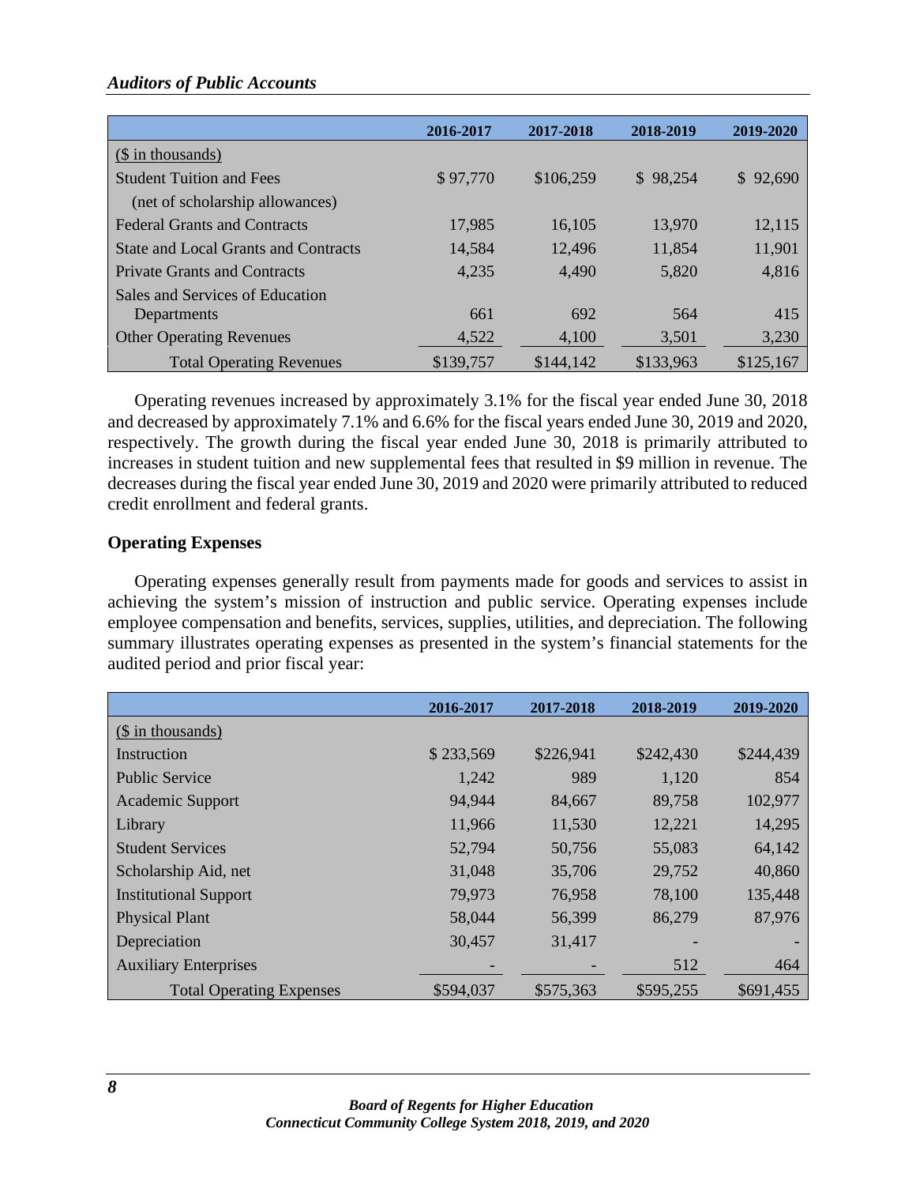| | 2016-2017 | 2017-2018 | 2018-2019 | 2019-2020 |
|---|---|---|---|---|
| ($ in thousands) | | | | |
| Student Tuition and Fees | $ 97,770 | $106,259 | $ 98,254 | $ 92,690 |
| (net of scholarship allowances) | | | | |
| Federal Grants and Contracts | 17,985 | 16,105 | 13,970 | 12,115 |
| State and Local Grants and Contracts | 14,584 | 12,496 | 11,854 | 11,901 |
| Private Grants and Contracts | 4,235 | 4,490 | 5,820 | 4,816 |
| Sales and Services of Education Departments | 661 | 692 | 564 | 415 |
| Other Operating Revenues | 4,522 | 4,100 | 3,501 | 3,230 |
| Total Operating Revenues | $139,757 | $144,142 | $133,963 | $125,167 |

Operating revenues increased by approximately 3.1% for the fiscal year ended June 30, 2018 and decreased by approximately 7.1% and 6.6% for the fiscal years ended June 30, 2019 and 2020, respectively. The growth during the fiscal year ended June 30, 2018 is primarily attributed to increases in student tuition and new supplemental fees that resulted in $9 million in revenue. The decreases during the fiscal year ended June 30, 2019 and 2020 were primarily attributed to reduced credit enrollment and federal grants.

### Operating Expenses

Operating expenses generally result from payments made for goods and services to assist in achieving the system's mission of instruction and public service. Operating expenses include employee compensation and benefits, services, supplies, utilities, and depreciation. The following summary illustrates operating expenses as presented in the system's financial statements for the audited period and prior fiscal year:

| | 2016-2017 | 2017-2018 | 2018-2019 | 2019-2020 |
|---|---|---|---|---|
| ($ in thousands) | | | | |
| Instruction | $ 233,569 | $226,941 | $242,430 | $244,439 |
| Public Service | 1,242 | 989 | 1,120 | 854 |
| Academic Support | 94,944 | 84,667 | 89,758 | 102,977 |
| Library | 11,966 | 11,530 | 12,221 | 14,295 |
| Student Services | 52,794 | 50,756 | 55,083 | 64,142 |
| Scholarship Aid, net | 31,048 | 35,706 | 29,752 | 40,860 |
| Institutional Support | 79,973 | 76,958 | 78,100 | 135,448 |
| Physical Plant | 58,044 | 56,399 | 86,279 | 87,976 |
| Depreciation | 30,457 | 31,417 | - | - |
| Auxiliary Enterprises | - | - | 512 | 464 |
| Total Operating Expenses | $594,037 | $575,363 | $595,255 | $691,455 |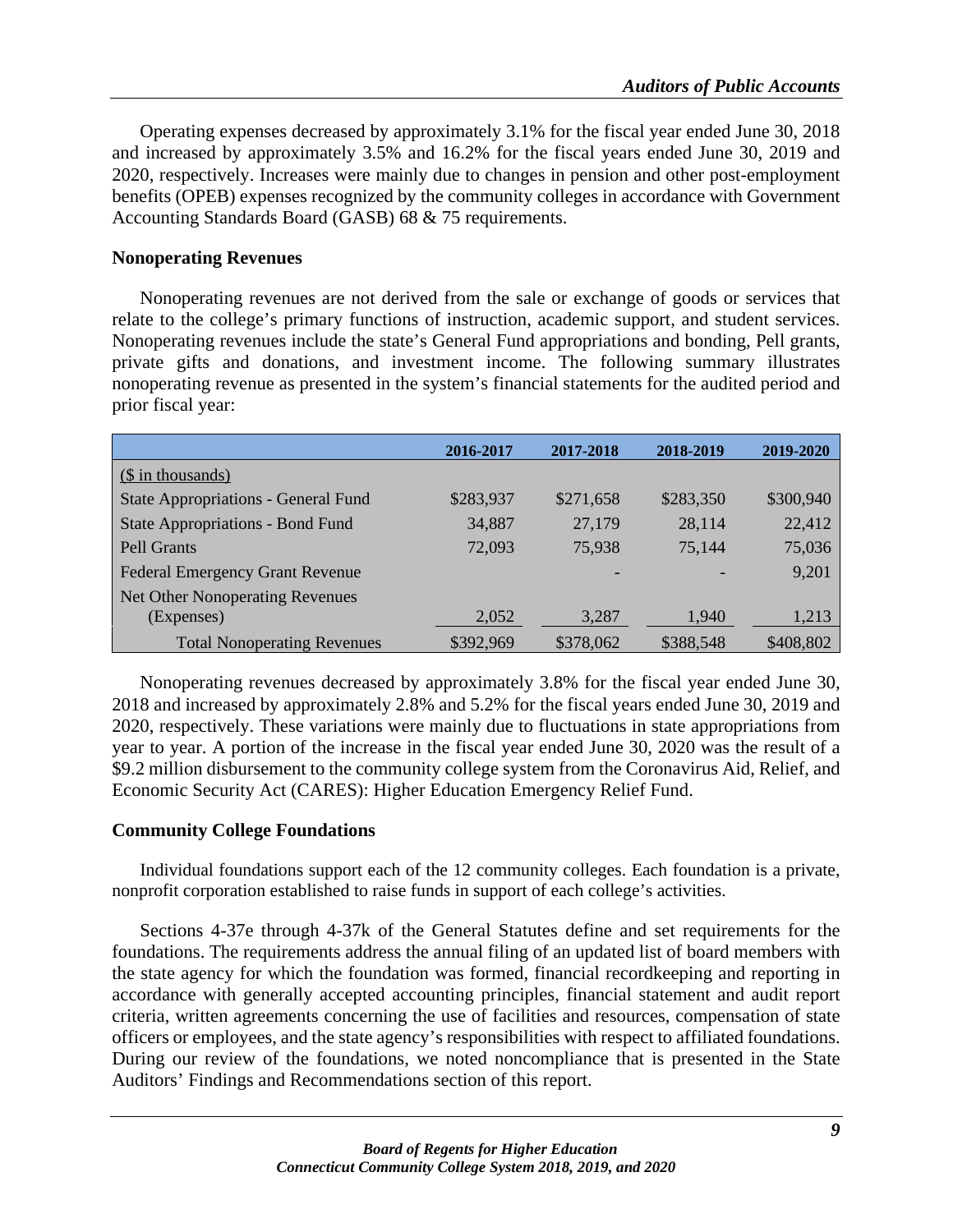Operating expenses decreased by approximately 3.1% for the fiscal year ended June 30, 2018 and increased by approximately 3.5% and 16.2% for the fiscal years ended June 30, 2019 and 2020, respectively. Increases were mainly due to changes in pension and other post-employment benefits (OPEB) expenses recognized by the community colleges in accordance with Government Accounting Standards Board (GASB) 68 & 75 requirements.

**Nonoperating Revenues**

Nonoperating revenues are not derived from the sale or exchange of goods or services that relate to the college's primary functions of instruction, academic support, and student services. Nonoperating revenues include the state's General Fund appropriations and bonding, Pell grants, private gifts and donations, and investment income. The following summary illustrates nonoperating revenue as presented in the system's financial statements for the audited period and prior fiscal year:

| | 2016-2017 | 2017-2018 | 2018-2019 | 2019-2020 |
|---|---|---|---|---|
| ($ in thousands) | | | | |
| State Appropriations - General Fund | $283,937 | $271,658 | $283,350 | $300,940 |
| State Appropriations - Bond Fund | 34,887 | 27,179 | 28,114 | 22,412 |
| Pell Grants | 72,093 | 75,938 | 75,144 | 75,036 |
| Federal Emergency Grant Revenue | | - | - | 9,201 |
| Net Other Nonoperating Revenues (Expenses) | 2,052 | 3,287 | 1,940 | 1,213 |
| Total Nonoperating Revenues | $392,969 | $378,062 | $388,548 | $408,802 |

Nonoperating revenues decreased by approximately 3.8% for the fiscal year ended June 30, 2018 and increased by approximately 2.8% and 5.2% for the fiscal years ended June 30, 2019 and 2020, respectively. These variations were mainly due to fluctuations in state appropriations from year to year. A portion of the increase in the fiscal year ended June 30, 2020 was the result of a $9.2 million disbursement to the community college system from the Coronavirus Aid, Relief, and Economic Security Act (CARES): Higher Education Emergency Relief Fund.

**Community College Foundations**

Individual foundations support each of the 12 community colleges. Each foundation is a private, nonprofit corporation established to raise funds in support of each college's activities.

Sections 4-37e through 4-37k of the General Statutes define and set requirements for the foundations. The requirements address the annual filing of an updated list of board members with the state agency for which the foundation was formed, financial recordkeeping and reporting in accordance with generally accepted accounting principles, financial statement and audit report criteria, written agreements concerning the use of facilities and resources, compensation of state officers or employees, and the state agency's responsibilities with respect to affiliated foundations. During our review of the foundations, we noted noncompliance that is presented in the State Auditors' Findings and Recommendations section of this report.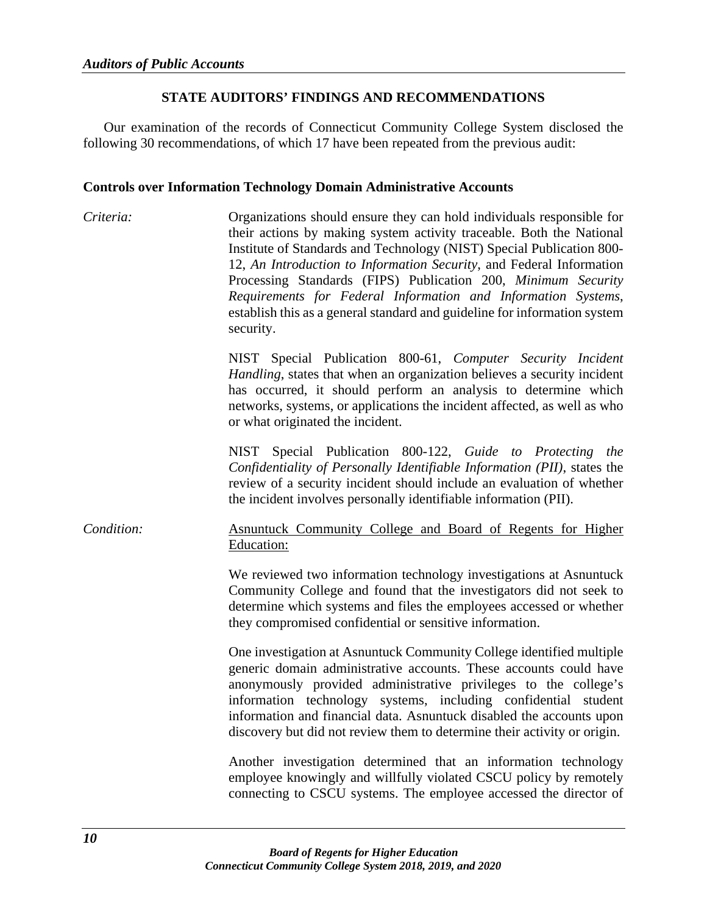## STATE AUDITORS' FINDINGS AND RECOMMENDATIONS

Our examination of the records of Connecticut Community College System disclosed the following 30 recommendations, of which 17 have been repeated from the previous audit:

### Controls over Information Technology Domain Administrative Accounts

*Criteria:* Organizations should ensure they can hold individuals responsible for their actions by making system activity traceable. Both the National Institute of Standards and Technology (NIST) Special Publication 800-12, *An Introduction to Information Security*, and Federal Information Processing Standards (FIPS) Publication 200, *Minimum Security Requirements for Federal Information and Information Systems*, establish this as a general standard and guideline for information system security.

NIST Special Publication 800-61, *Computer Security Incident Handling*, states that when an organization believes a security incident has occurred, it should perform an analysis to determine which networks, systems, or applications the incident affected, as well as who or what originated the incident.

NIST Special Publication 800-122, *Guide to Protecting the Confidentiality of Personally Identifiable Information (PII)*, states the review of a security incident should include an evaluation of whether the incident involves personally identifiable information (PII).

*Condition:* Asnuntuck Community College and Board of Regents for Higher Education:

We reviewed two information technology investigations at Asnuntuck Community College and found that the investigators did not seek to determine which systems and files the employees accessed or whether they compromised confidential or sensitive information.

One investigation at Asnuntuck Community College identified multiple generic domain administrative accounts. These accounts could have anonymously provided administrative privileges to the college's information technology systems, including confidential student information and financial data. Asnuntuck disabled the accounts upon discovery but did not review them to determine their activity or origin.

Another investigation determined that an information technology employee knowingly and willfully violated CSCU policy by remotely connecting to CSCU systems. The employee accessed the director of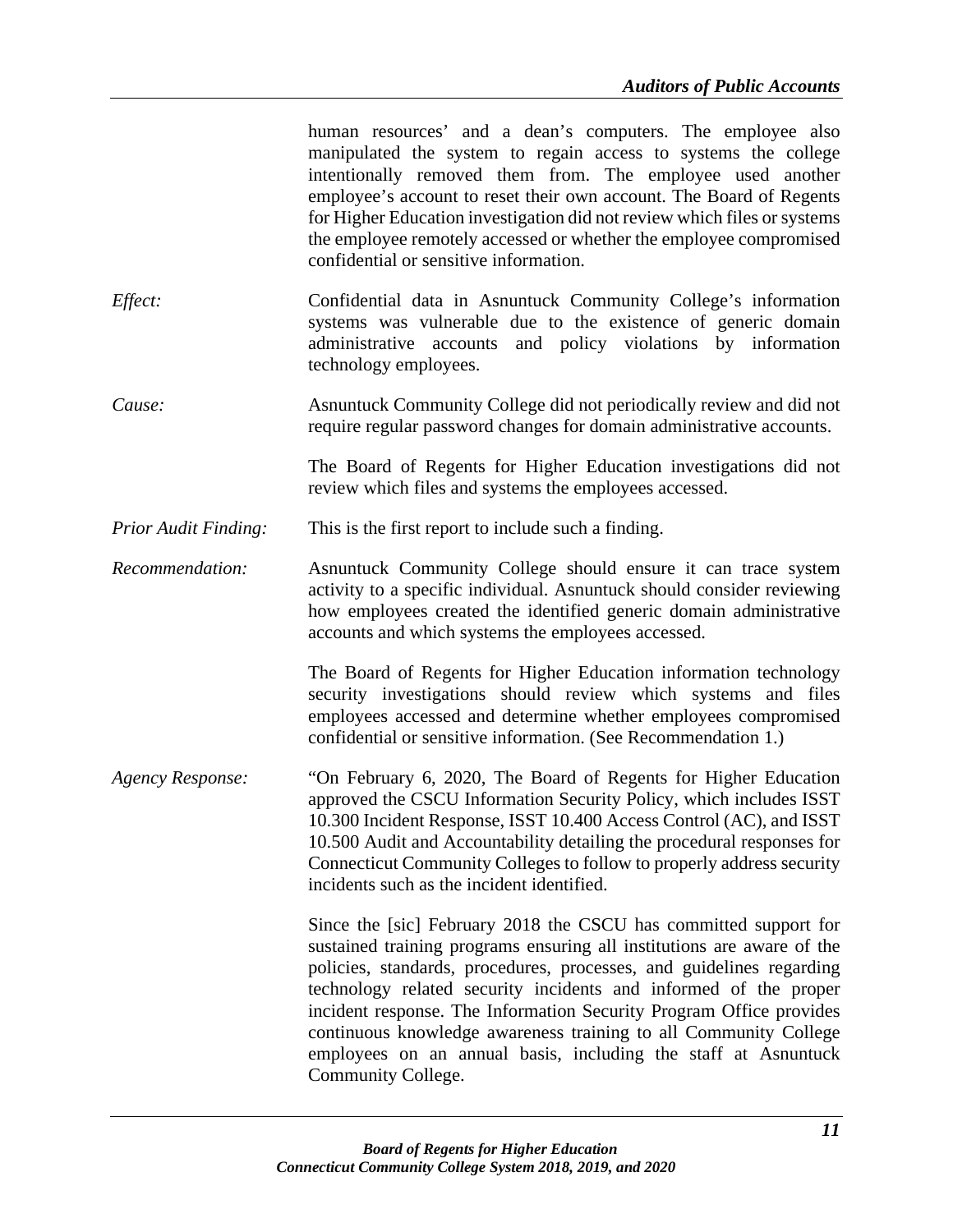human resources' and a dean's computers. The employee also manipulated the system to regain access to systems the college intentionally removed them from. The employee used another employee's account to reset their own account. The Board of Regents for Higher Education investigation did not review which files or systems the employee remotely accessed or whether the employee compromised confidential or sensitive information.

*Effect:* Confidential data in Asnuntuck Community College's information systems was vulnerable due to the existence of generic domain administrative accounts and policy violations by information technology employees.

*Cause:* Asnuntuck Community College did not periodically review and did not require regular password changes for domain administrative accounts.

The Board of Regents for Higher Education investigations did not review which files and systems the employees accessed.

*Prior Audit Finding:* This is the first report to include such a finding.

*Recommendation:* Asnuntuck Community College should ensure it can trace system activity to a specific individual. Asnuntuck should consider reviewing how employees created the identified generic domain administrative accounts and which systems the employees accessed.

The Board of Regents for Higher Education information technology security investigations should review which systems and files employees accessed and determine whether employees compromised confidential or sensitive information. (See Recommendation 1.)

*Agency Response:* "On February 6, 2020, The Board of Regents for Higher Education approved the CSCU Information Security Policy, which includes ISST 10.300 Incident Response, ISST 10.400 Access Control (AC), and ISST 10.500 Audit and Accountability detailing the procedural responses for Connecticut Community Colleges to follow to properly address security incidents such as the incident identified.

Since the [sic] February 2018 the CSCU has committed support for sustained training programs ensuring all institutions are aware of the policies, standards, procedures, processes, and guidelines regarding technology related security incidents and informed of the proper incident response. The Information Security Program Office provides continuous knowledge awareness training to all Community College employees on an annual basis, including the staff at Asnuntuck Community College.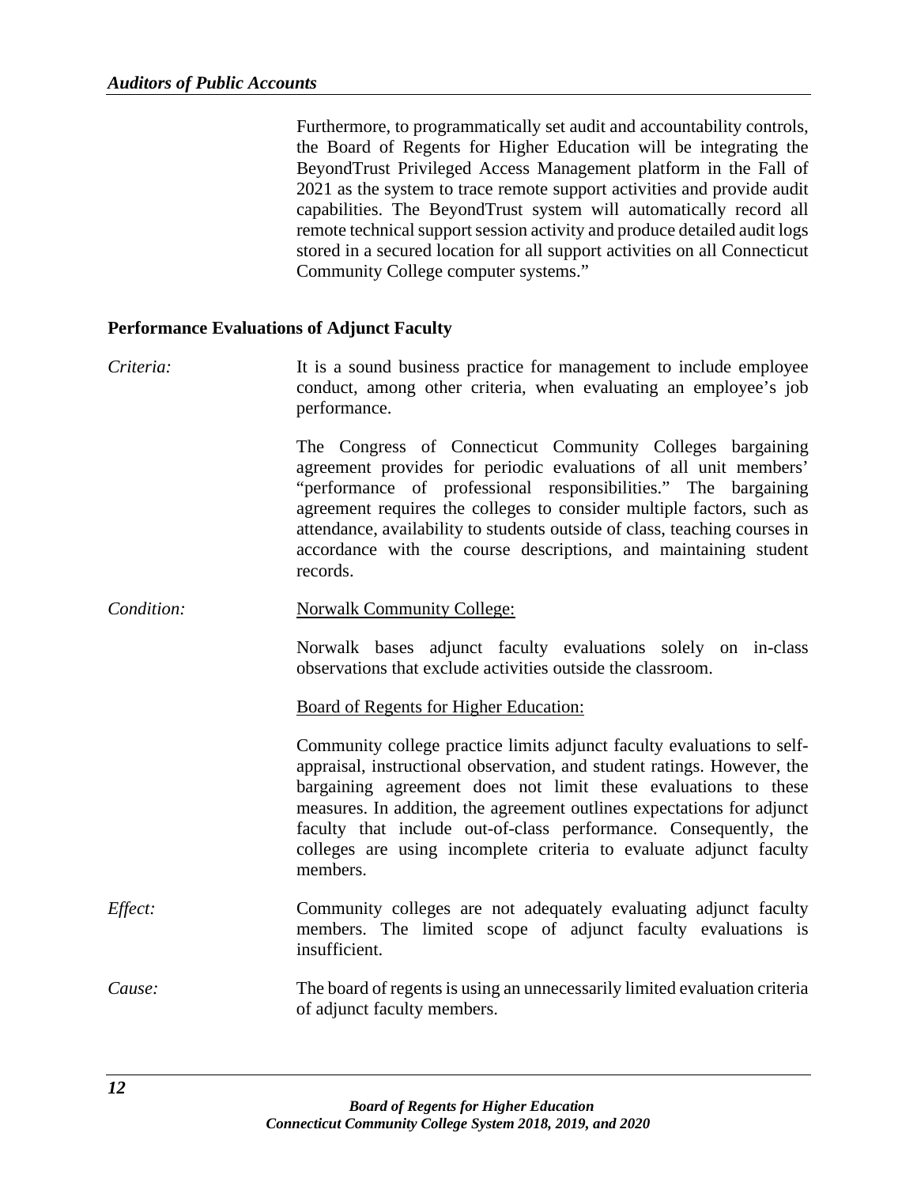Furthermore, to programmatically set audit and accountability controls, the Board of Regents for Higher Education will be integrating the BeyondTrust Privileged Access Management platform in the Fall of 2021 as the system to trace remote support activities and provide audit capabilities. The BeyondTrust system will automatically record all remote technical support session activity and produce detailed audit logs stored in a secured location for all support activities on all Connecticut Community College computer systems."

### Performance Evaluations of Adjunct Faculty

*Criteria:* It is a sound business practice for management to include employee conduct, among other criteria, when evaluating an employee's job performance.

The Congress of Connecticut Community Colleges bargaining agreement provides for periodic evaluations of all unit members' "performance of professional responsibilities." The bargaining agreement requires the colleges to consider multiple factors, such as attendance, availability to students outside of class, teaching courses in accordance with the course descriptions, and maintaining student records.

*Condition:* Norwalk Community College:

Norwalk bases adjunct faculty evaluations solely on in-class observations that exclude activities outside the classroom.

Board of Regents for Higher Education:

Community college practice limits adjunct faculty evaluations to self-appraisal, instructional observation, and student ratings. However, the bargaining agreement does not limit these evaluations to these measures. In addition, the agreement outlines expectations for adjunct faculty that include out-of-class performance. Consequently, the colleges are using incomplete criteria to evaluate adjunct faculty members.

*Effect:* Community colleges are not adequately evaluating adjunct faculty members. The limited scope of adjunct faculty evaluations is insufficient.

*Cause:* The board of regents is using an unnecessarily limited evaluation criteria of adjunct faculty members.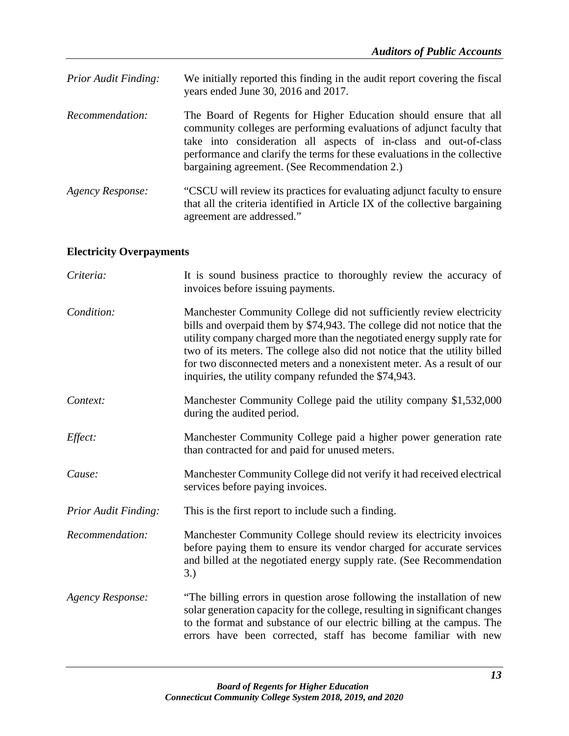*Prior Audit Finding:* We initially reported this finding in the audit report covering the fiscal years ended June 30, 2016 and 2017.

*Recommendation:* The Board of Regents for Higher Education should ensure that all community colleges are performing evaluations of adjunct faculty that take into consideration all aspects of in-class and out-of-class performance and clarify the terms for these evaluations in the collective bargaining agreement. (See Recommendation 2.)

*Agency Response:* "CSCU will review its practices for evaluating adjunct faculty to ensure that all the criteria identified in Article IX of the collective bargaining agreement are addressed."

**Electricity Overpayments**

*Criteria:* It is sound business practice to thoroughly review the accuracy of invoices before issuing payments.

*Condition:* Manchester Community College did not sufficiently review electricity bills and overpaid them by $74,943. The college did not notice that the utility company charged more than the negotiated energy supply rate for two of its meters. The college also did not notice that the utility billed for two disconnected meters and a nonexistent meter. As a result of our inquiries, the utility company refunded the $74,943.

*Context:* Manchester Community College paid the utility company $1,532,000 during the audited period.

*Effect:* Manchester Community College paid a higher power generation rate than contracted for and paid for unused meters.

*Cause:* Manchester Community College did not verify it had received electrical services before paying invoices.

*Prior Audit Finding:* This is the first report to include such a finding.

*Recommendation:* Manchester Community College should review its electricity invoices before paying them to ensure its vendor charged for accurate services and billed at the negotiated energy supply rate. (See Recommendation 3.)

*Agency Response:* "The billing errors in question arose following the installation of new solar generation capacity for the college, resulting in significant changes to the format and substance of our electric billing at the campus. The errors have been corrected, staff has become familiar with new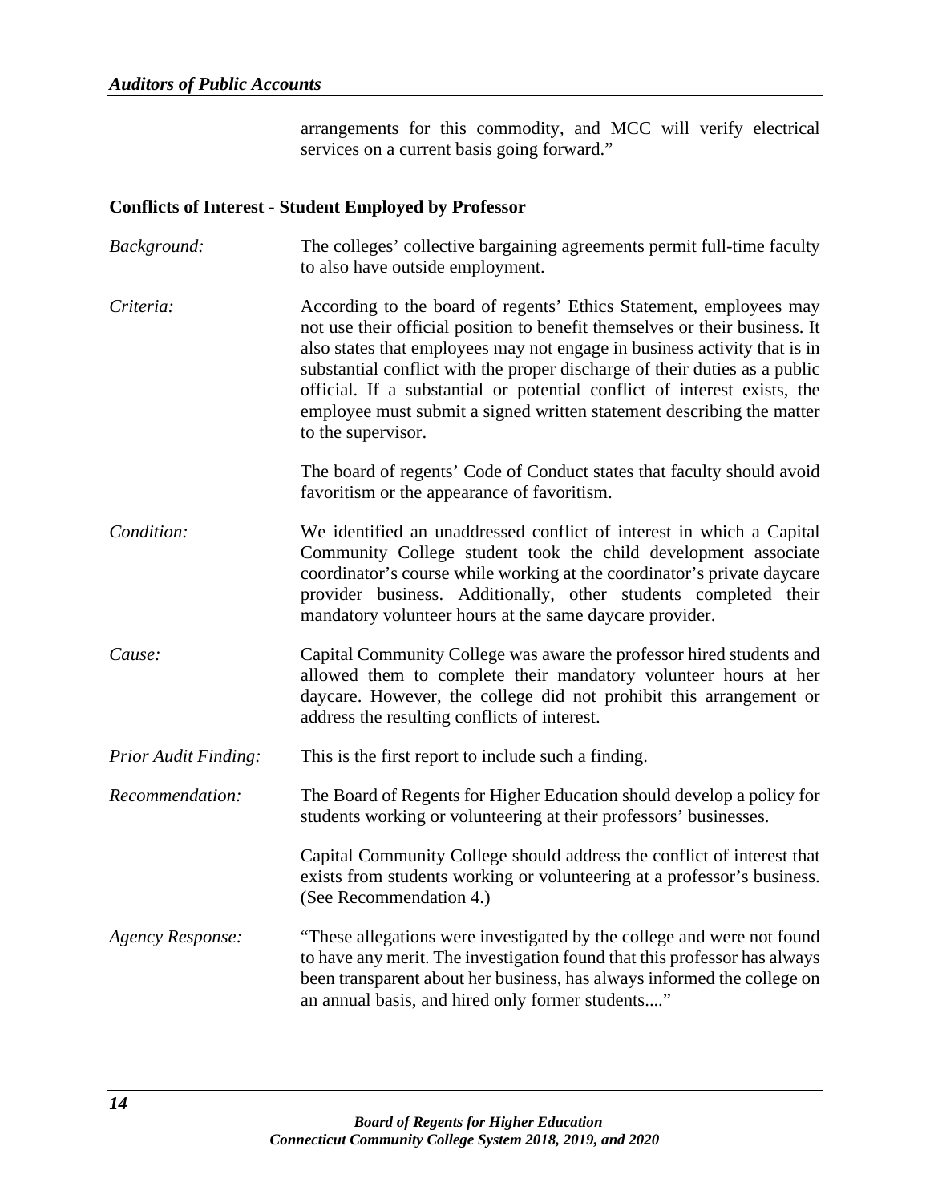arrangements for this commodity, and MCC will verify electrical services on a current basis going forward."

**Conflicts of Interest - Student Employed by Professor**

*Background:* The colleges' collective bargaining agreements permit full-time faculty to also have outside employment.

*Criteria:* According to the board of regents' Ethics Statement, employees may not use their official position to benefit themselves or their business. It also states that employees may not engage in business activity that is in substantial conflict with the proper discharge of their duties as a public official. If a substantial or potential conflict of interest exists, the employee must submit a signed written statement describing the matter to the supervisor.

The board of regents' Code of Conduct states that faculty should avoid favoritism or the appearance of favoritism.

*Condition:* We identified an unaddressed conflict of interest in which a Capital Community College student took the child development associate coordinator's course while working at the coordinator's private daycare provider business. Additionally, other students completed their mandatory volunteer hours at the same daycare provider.

*Cause:* Capital Community College was aware the professor hired students and allowed them to complete their mandatory volunteer hours at her daycare. However, the college did not prohibit this arrangement or address the resulting conflicts of interest.

*Prior Audit Finding:* This is the first report to include such a finding.

*Recommendation:* The Board of Regents for Higher Education should develop a policy for students working or volunteering at their professors' businesses.

Capital Community College should address the conflict of interest that exists from students working or volunteering at a professor's business. (See Recommendation 4.)

*Agency Response:* "These allegations were investigated by the college and were not found to have any merit. The investigation found that this professor has always been transparent about her business, has always informed the college on an annual basis, and hired only former students...."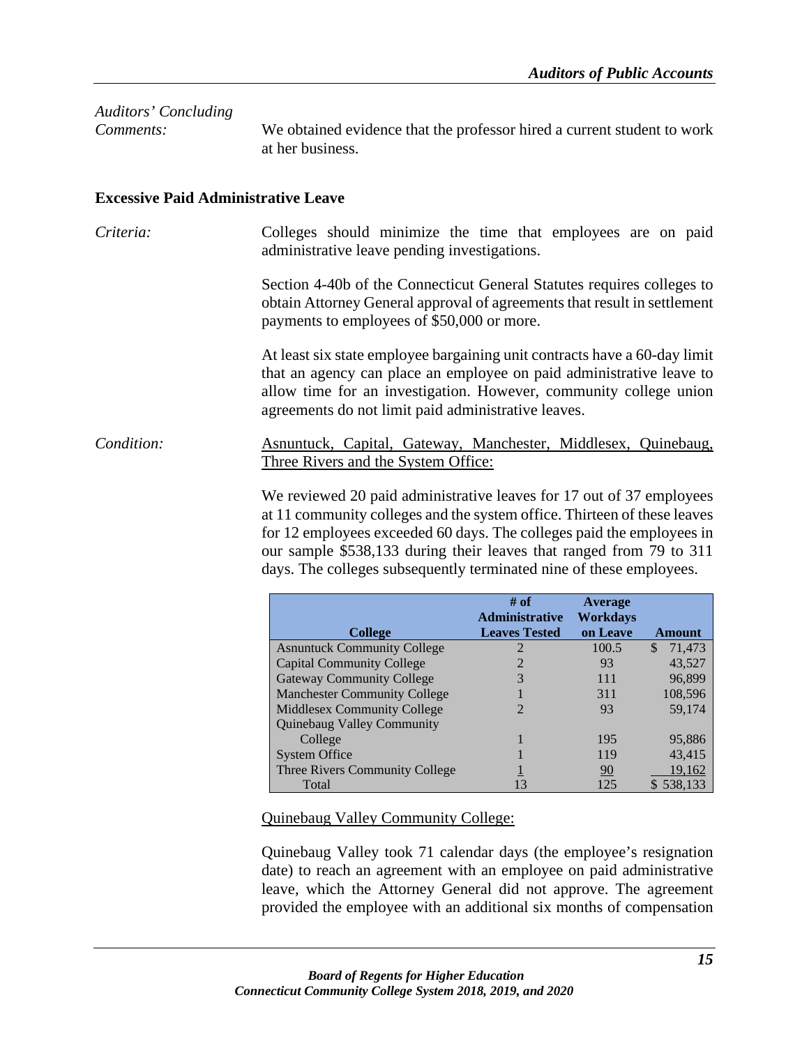*Auditors' Concluding Comments:* We obtained evidence that the professor hired a current student to work at her business.

**Excessive Paid Administrative Leave**

*Criteria:* Colleges should minimize the time that employees are on paid administrative leave pending investigations.

Section 4-40b of the Connecticut General Statutes requires colleges to obtain Attorney General approval of agreements that result in settlement payments to employees of $50,000 or more.

At least six state employee bargaining unit contracts have a 60-day limit that an agency can place an employee on paid administrative leave to allow time for an investigation. However, community college union agreements do not limit paid administrative leaves.

*Condition:* Asnuntuck, Capital, Gateway, Manchester, Middlesex, Quinebaug, Three Rivers and the System Office:

We reviewed 20 paid administrative leaves for 17 out of 37 employees at 11 community colleges and the system office. Thirteen of these leaves for 12 employees exceeded 60 days. The colleges paid the employees in our sample $538,133 during their leaves that ranged from 79 to 311 days. The colleges subsequently terminated nine of these employees.

| College | # of Administrative Leaves Tested | Average Workdays on Leave | Amount |
|---|---|---|---|
| Asnuntuck Community College | 2 | 100.5 | $ 71,473 |
| Capital Community College | 2 | 93 | 43,527 |
| Gateway Community College | 3 | 111 | 96,899 |
| Manchester Community College | 1 | 311 | 108,596 |
| Middlesex Community College | 2 | 93 | 59,174 |
| Quinebaug Valley Community College | 1 | 195 | 95,886 |
| System Office | 1 | 119 | 43,415 |
| Three Rivers Community College | 1 | 90 | 19,162 |
| Total | 13 | 125 | $ 538,133 |

Quinebaug Valley Community College:

Quinebaug Valley took 71 calendar days (the employee's resignation date) to reach an agreement with an employee on paid administrative leave, which the Attorney General did not approve. The agreement provided the employee with an additional six months of compensation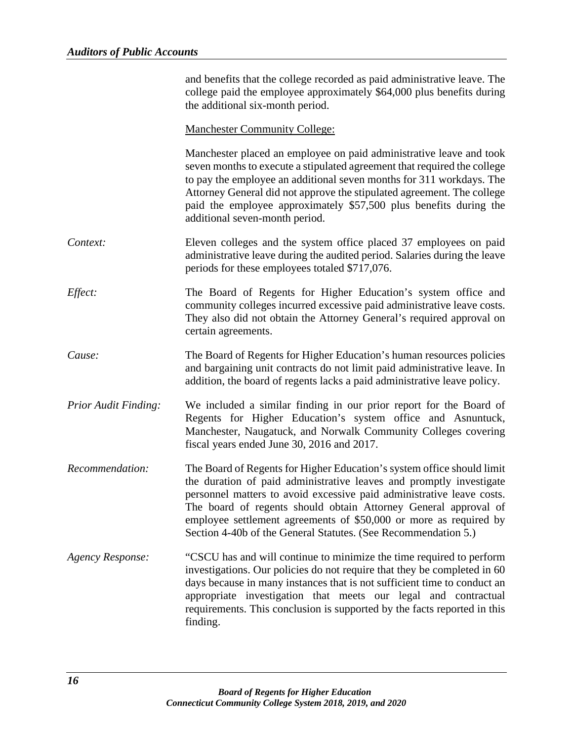and benefits that the college recorded as paid administrative leave. The college paid the employee approximately $64,000 plus benefits during the additional six-month period.

Manchester Community College:

Manchester placed an employee on paid administrative leave and took seven months to execute a stipulated agreement that required the college to pay the employee an additional seven months for 311 workdays. The Attorney General did not approve the stipulated agreement. The college paid the employee approximately $57,500 plus benefits during the additional seven-month period.

*Context:* Eleven colleges and the system office placed 37 employees on paid administrative leave during the audited period. Salaries during the leave periods for these employees totaled $717,076.

*Effect:* The Board of Regents for Higher Education's system office and community colleges incurred excessive paid administrative leave costs. They also did not obtain the Attorney General's required approval on certain agreements.

*Cause:* The Board of Regents for Higher Education's human resources policies and bargaining unit contracts do not limit paid administrative leave. In addition, the board of regents lacks a paid administrative leave policy.

*Prior Audit Finding:* We included a similar finding in our prior report for the Board of Regents for Higher Education's system office and Asnuntuck, Manchester, Naugatuck, and Norwalk Community Colleges covering fiscal years ended June 30, 2016 and 2017.

*Recommendation:* The Board of Regents for Higher Education's system office should limit the duration of paid administrative leaves and promptly investigate personnel matters to avoid excessive paid administrative leave costs. The board of regents should obtain Attorney General approval of employee settlement agreements of $50,000 or more as required by Section 4-40b of the General Statutes. (See Recommendation 5.)

*Agency Response:* "CSCU has and will continue to minimize the time required to perform investigations. Our policies do not require that they be completed in 60 days because in many instances that is not sufficient time to conduct an appropriate investigation that meets our legal and contractual requirements. This conclusion is supported by the facts reported in this finding.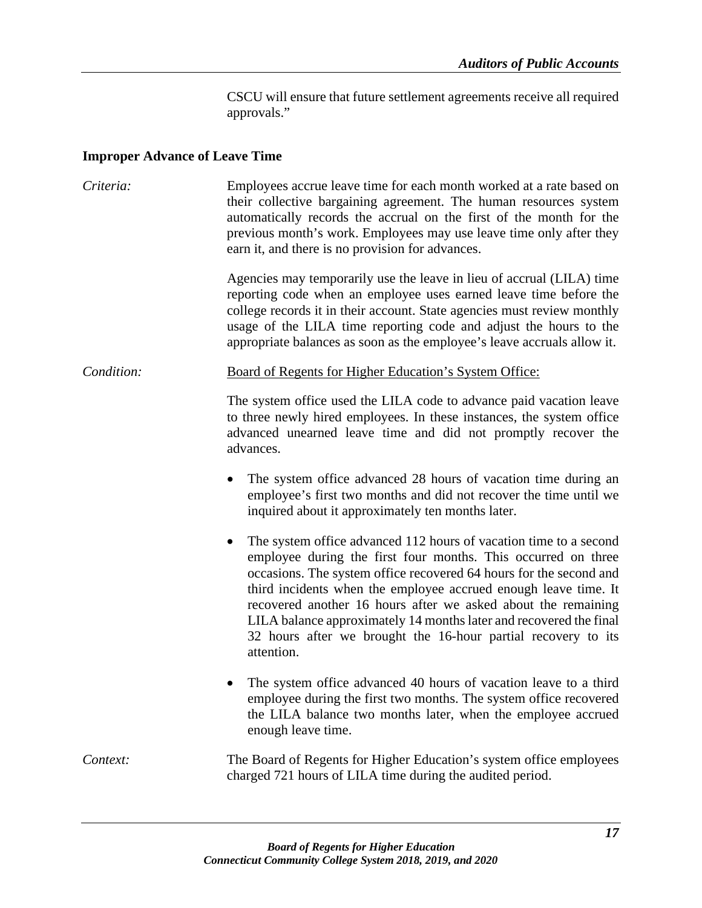CSCU will ensure that future settlement agreements receive all required approvals."

**Improper Advance of Leave Time**

*Criteria:* Employees accrue leave time for each month worked at a rate based on their collective bargaining agreement. The human resources system automatically records the accrual on the first of the month for the previous month's work. Employees may use leave time only after they earn it, and there is no provision for advances.

Agencies may temporarily use the leave in lieu of accrual (LILA) time reporting code when an employee uses earned leave time before the college records it in their account. State agencies must review monthly usage of the LILA time reporting code and adjust the hours to the appropriate balances as soon as the employee's leave accruals allow it.

*Condition:* Board of Regents for Higher Education's System Office:

The system office used the LILA code to advance paid vacation leave to three newly hired employees. In these instances, the system office advanced unearned leave time and did not promptly recover the advances.

- The system office advanced 28 hours of vacation time during an employee's first two months and did not recover the time until we inquired about it approximately ten months later.
- The system office advanced 112 hours of vacation time to a second employee during the first four months. This occurred on three occasions. The system office recovered 64 hours for the second and third incidents when the employee accrued enough leave time. It recovered another 16 hours after we asked about the remaining LILA balance approximately 14 months later and recovered the final 32 hours after we brought the 16-hour partial recovery to its attention.
- The system office advanced 40 hours of vacation leave to a third employee during the first two months. The system office recovered the LILA balance two months later, when the employee accrued enough leave time.

*Context:* The Board of Regents for Higher Education's system office employees charged 721 hours of LILA time during the audited period.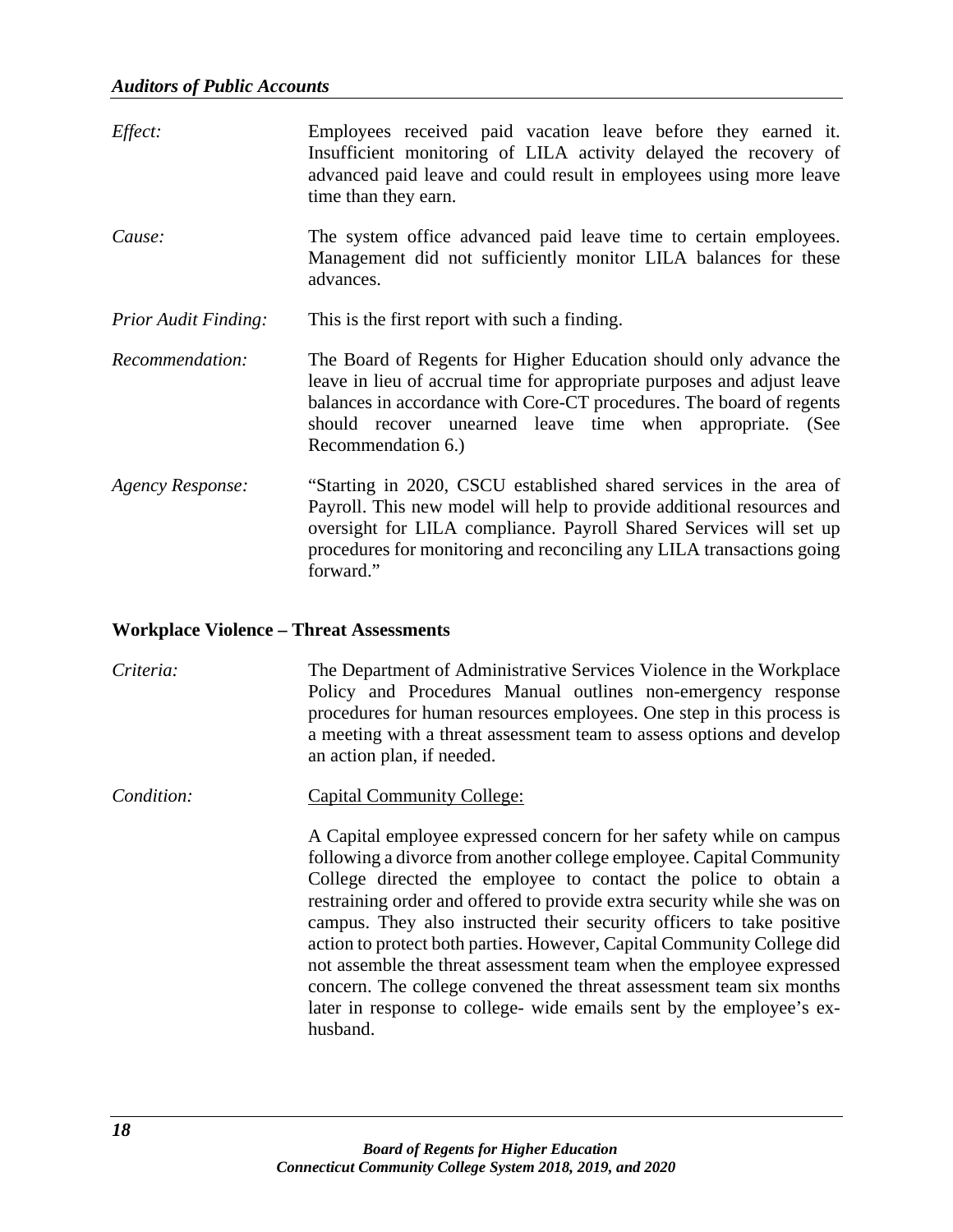*Effect:* Employees received paid vacation leave before they earned it. Insufficient monitoring of LILA activity delayed the recovery of advanced paid leave and could result in employees using more leave time than they earn.

*Cause:* The system office advanced paid leave time to certain employees. Management did not sufficiently monitor LILA balances for these advances.

*Prior Audit Finding:* This is the first report with such a finding.

*Recommendation:* The Board of Regents for Higher Education should only advance the leave in lieu of accrual time for appropriate purposes and adjust leave balances in accordance with Core-CT procedures. The board of regents should recover unearned leave time when appropriate. (See Recommendation 6.)

*Agency Response:* "Starting in 2020, CSCU established shared services in the area of Payroll. This new model will help to provide additional resources and oversight for LILA compliance. Payroll Shared Services will set up procedures for monitoring and reconciling any LILA transactions going forward."

## Workplace Violence – Threat Assessments

*Criteria:* The Department of Administrative Services Violence in the Workplace Policy and Procedures Manual outlines non-emergency response procedures for human resources employees. One step in this process is a meeting with a threat assessment team to assess options and develop an action plan, if needed.

*Condition:* Capital Community College:

A Capital employee expressed concern for her safety while on campus following a divorce from another college employee. Capital Community College directed the employee to contact the police to obtain a restraining order and offered to provide extra security while she was on campus. They also instructed their security officers to take positive action to protect both parties. However, Capital Community College did not assemble the threat assessment team when the employee expressed concern. The college convened the threat assessment team six months later in response to college- wide emails sent by the employee's ex-husband.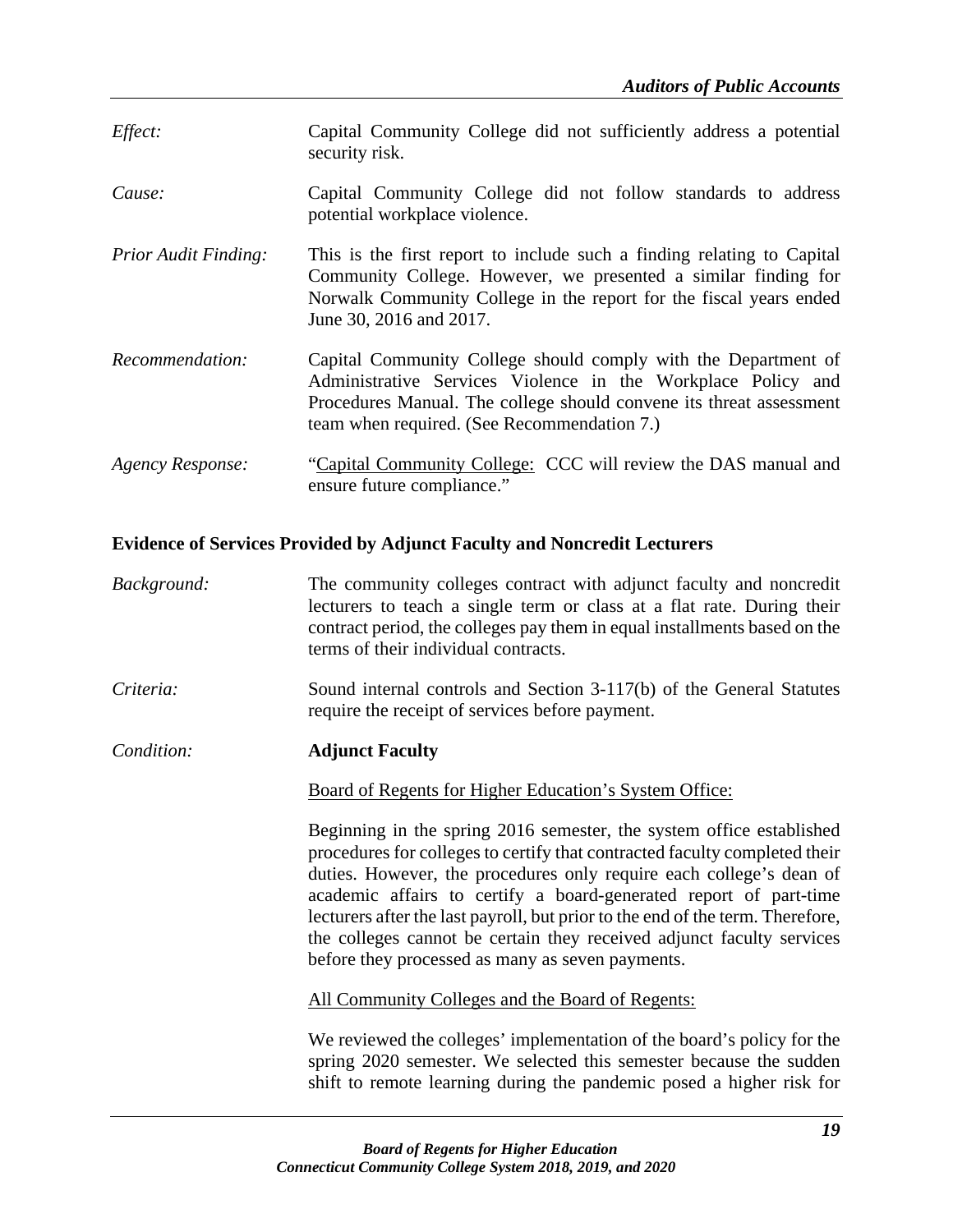*Effect:* Capital Community College did not sufficiently address a potential security risk.

*Cause:* Capital Community College did not follow standards to address potential workplace violence.

*Prior Audit Finding:* This is the first report to include such a finding relating to Capital Community College. However, we presented a similar finding for Norwalk Community College in the report for the fiscal years ended June 30, 2016 and 2017.

*Recommendation:* Capital Community College should comply with the Department of Administrative Services Violence in the Workplace Policy and Procedures Manual. The college should convene its threat assessment team when required. (See Recommendation 7.)

*Agency Response:* "Capital Community College: CCC will review the DAS manual and ensure future compliance."

**Evidence of Services Provided by Adjunct Faculty and Noncredit Lecturers**

*Background:* The community colleges contract with adjunct faculty and noncredit lecturers to teach a single term or class at a flat rate. During their contract period, the colleges pay them in equal installments based on the terms of their individual contracts.

*Criteria:* Sound internal controls and Section 3-117(b) of the General Statutes require the receipt of services before payment.

*Condition:* **Adjunct Faculty**

Board of Regents for Higher Education's System Office:

Beginning in the spring 2016 semester, the system office established procedures for colleges to certify that contracted faculty completed their duties. However, the procedures only require each college's dean of academic affairs to certify a board-generated report of part-time lecturers after the last payroll, but prior to the end of the term. Therefore, the colleges cannot be certain they received adjunct faculty services before they processed as many as seven payments.

All Community Colleges and the Board of Regents:

We reviewed the colleges' implementation of the board's policy for the spring 2020 semester. We selected this semester because the sudden shift to remote learning during the pandemic posed a higher risk for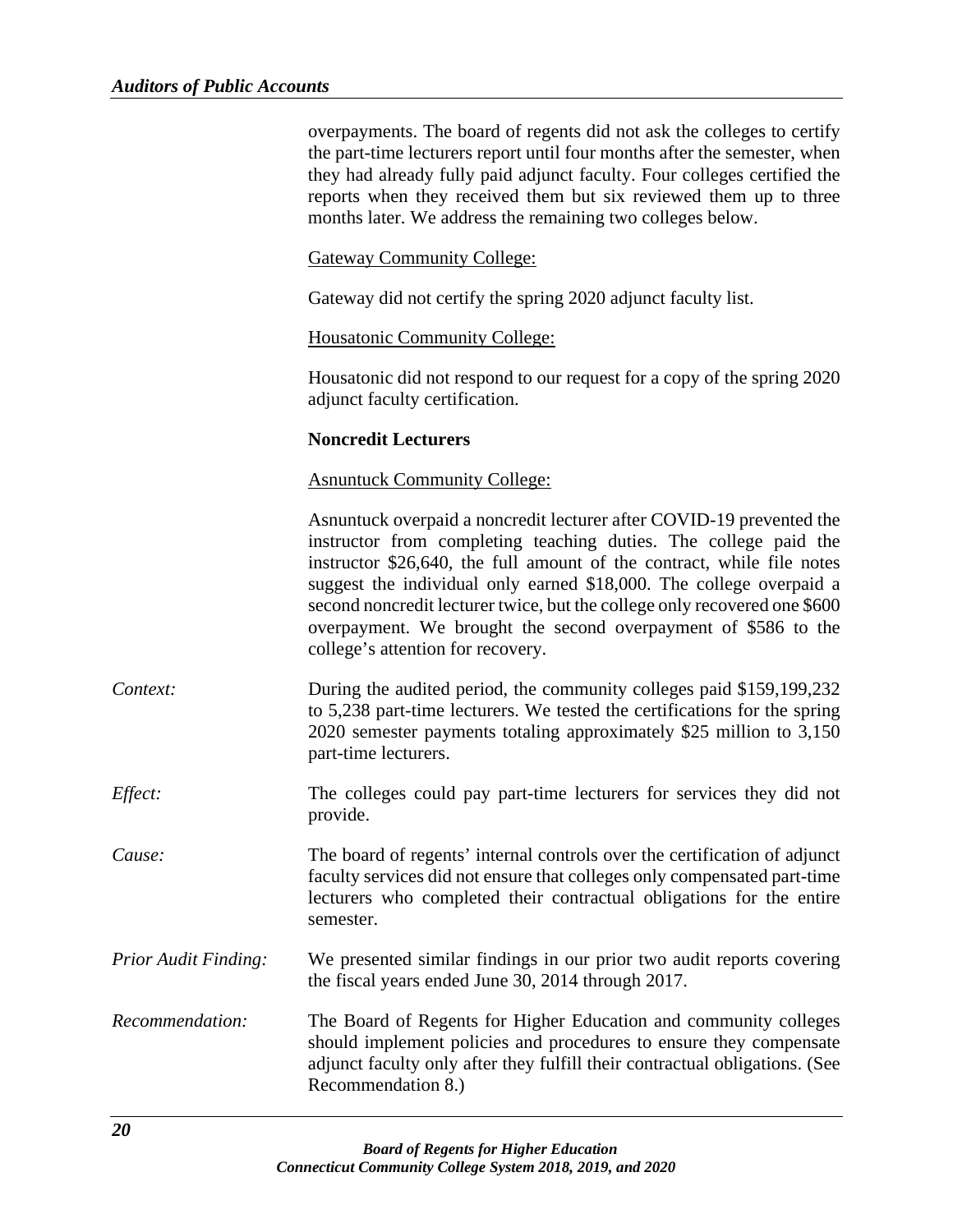overpayments. The board of regents did not ask the colleges to certify the part-time lecturers report until four months after the semester, when they had already fully paid adjunct faculty. Four colleges certified the reports when they received them but six reviewed them up to three months later. We address the remaining two colleges below.

Gateway Community College:

Gateway did not certify the spring 2020 adjunct faculty list.

Housatonic Community College:

Housatonic did not respond to our request for a copy of the spring 2020 adjunct faculty certification.

**Noncredit Lecturers**

Asnuntuck Community College:

Asnuntuck overpaid a noncredit lecturer after COVID-19 prevented the instructor from completing teaching duties. The college paid the instructor $26,640, the full amount of the contract, while file notes suggest the individual only earned $18,000. The college overpaid a second noncredit lecturer twice, but the college only recovered one $600 overpayment. We brought the second overpayment of $586 to the college's attention for recovery.

*Context:* During the audited period, the community colleges paid $159,199,232 to 5,238 part-time lecturers. We tested the certifications for the spring 2020 semester payments totaling approximately $25 million to 3,150 part-time lecturers.

*Effect:* The colleges could pay part-time lecturers for services they did not provide.

*Cause:* The board of regents' internal controls over the certification of adjunct faculty services did not ensure that colleges only compensated part-time lecturers who completed their contractual obligations for the entire semester.

*Prior Audit Finding:* We presented similar findings in our prior two audit reports covering the fiscal years ended June 30, 2014 through 2017.

*Recommendation:* The Board of Regents for Higher Education and community colleges should implement policies and procedures to ensure they compensate adjunct faculty only after they fulfill their contractual obligations. (See Recommendation 8.)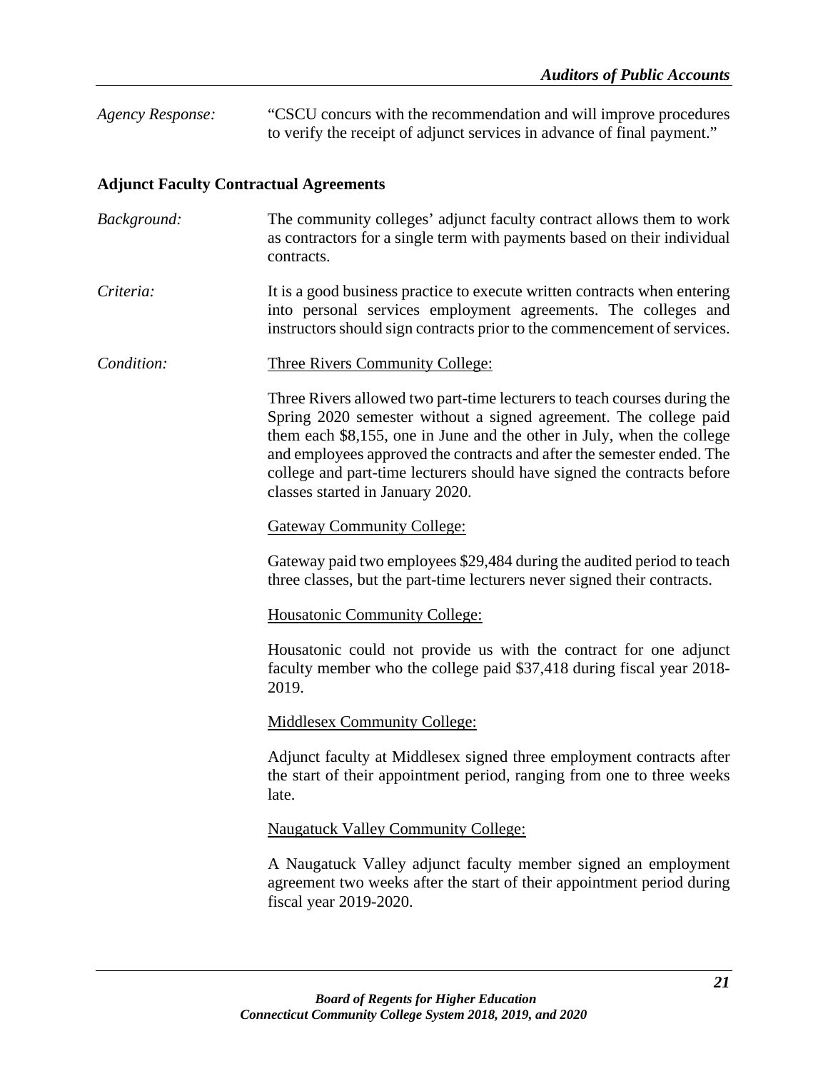*Agency Response:* "CSCU concurs with the recommendation and will improve procedures to verify the receipt of adjunct services in advance of final payment."

**Adjunct Faculty Contractual Agreements**

*Background:* The community colleges' adjunct faculty contract allows them to work as contractors for a single term with payments based on their individual contracts.

*Criteria:* It is a good business practice to execute written contracts when entering into personal services employment agreements. The colleges and instructors should sign contracts prior to the commencement of services.

*Condition:* Three Rivers Community College:

Three Rivers allowed two part-time lecturers to teach courses during the Spring 2020 semester without a signed agreement. The college paid them each $8,155, one in June and the other in July, when the college and employees approved the contracts and after the semester ended. The college and part-time lecturers should have signed the contracts before classes started in January 2020.

Gateway Community College:

Gateway paid two employees $29,484 during the audited period to teach three classes, but the part-time lecturers never signed their contracts.

Housatonic Community College:

Housatonic could not provide us with the contract for one adjunct faculty member who the college paid $37,418 during fiscal year 2018-2019.

Middlesex Community College:

Adjunct faculty at Middlesex signed three employment contracts after the start of their appointment period, ranging from one to three weeks late.

Naugatuck Valley Community College:

A Naugatuck Valley adjunct faculty member signed an employment agreement two weeks after the start of their appointment period during fiscal year 2019-2020.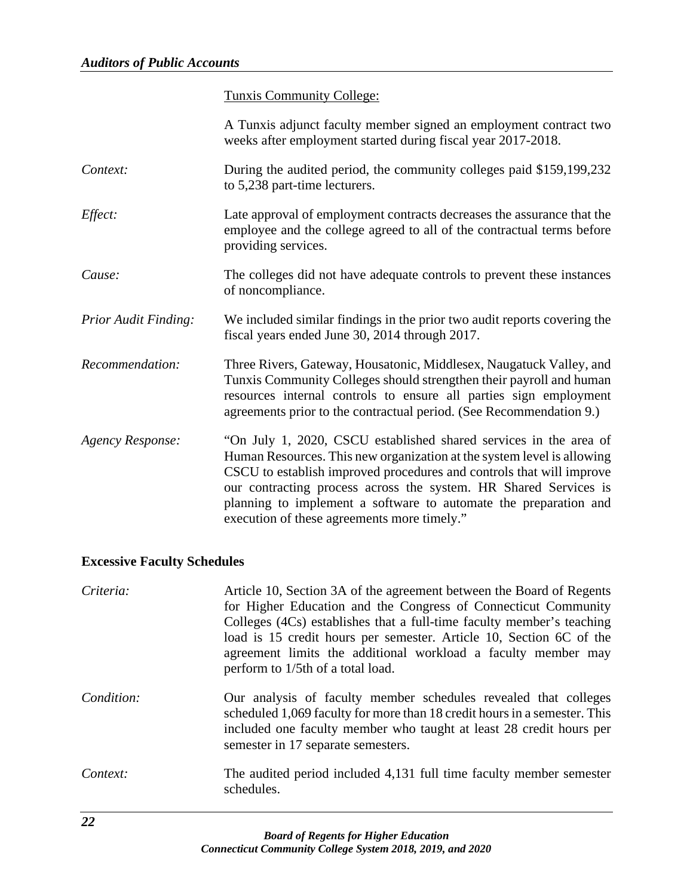Tunxis Community College:

A Tunxis adjunct faculty member signed an employment contract two weeks after employment started during fiscal year 2017-2018.

*Context:* During the audited period, the community colleges paid $159,199,232 to 5,238 part-time lecturers.

*Effect:* Late approval of employment contracts decreases the assurance that the employee and the college agreed to all of the contractual terms before providing services.

*Cause:* The colleges did not have adequate controls to prevent these instances of noncompliance.

*Prior Audit Finding:* We included similar findings in the prior two audit reports covering the fiscal years ended June 30, 2014 through 2017.

*Recommendation:* Three Rivers, Gateway, Housatonic, Middlesex, Naugatuck Valley, and Tunxis Community Colleges should strengthen their payroll and human resources internal controls to ensure all parties sign employment agreements prior to the contractual period. (See Recommendation 9.)

*Agency Response:* "On July 1, 2020, CSCU established shared services in the area of Human Resources. This new organization at the system level is allowing CSCU to establish improved procedures and controls that will improve our contracting process across the system. HR Shared Services is planning to implement a software to automate the preparation and execution of these agreements more timely."

**Excessive Faculty Schedules**

*Criteria:* Article 10, Section 3A of the agreement between the Board of Regents for Higher Education and the Congress of Connecticut Community Colleges (4Cs) establishes that a full-time faculty member's teaching load is 15 credit hours per semester. Article 10, Section 6C of the agreement limits the additional workload a faculty member may perform to 1/5th of a total load.

*Condition:* Our analysis of faculty member schedules revealed that colleges scheduled 1,069 faculty for more than 18 credit hours in a semester. This included one faculty member who taught at least 28 credit hours per semester in 17 separate semesters.

*Context:* The audited period included 4,131 full time faculty member semester schedules.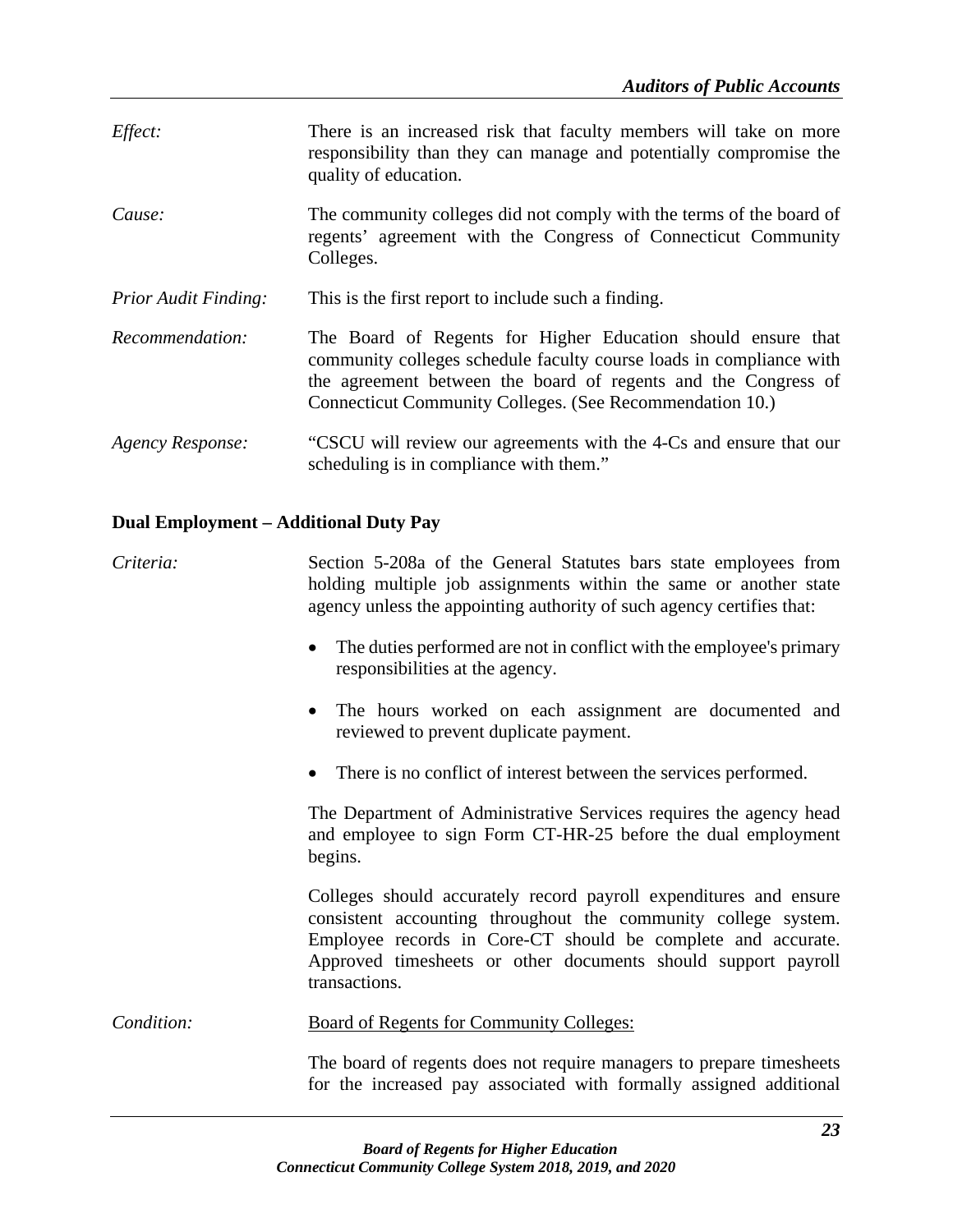*Effect:* There is an increased risk that faculty members will take on more responsibility than they can manage and potentially compromise the quality of education.

*Cause:* The community colleges did not comply with the terms of the board of regents' agreement with the Congress of Connecticut Community Colleges.

*Prior Audit Finding:* This is the first report to include such a finding.

*Recommendation:* The Board of Regents for Higher Education should ensure that community colleges schedule faculty course loads in compliance with the agreement between the board of regents and the Congress of Connecticut Community Colleges. (See Recommendation 10.)

*Agency Response:* "CSCU will review our agreements with the 4-Cs and ensure that our scheduling is in compliance with them."

**Dual Employment – Additional Duty Pay**

*Criteria:* Section 5-208a of the General Statutes bars state employees from holding multiple job assignments within the same or another state agency unless the appointing authority of such agency certifies that:

- The duties performed are not in conflict with the employee's primary responsibilities at the agency.
- The hours worked on each assignment are documented and reviewed to prevent duplicate payment.
- There is no conflict of interest between the services performed.

The Department of Administrative Services requires the agency head and employee to sign Form CT-HR-25 before the dual employment begins.

Colleges should accurately record payroll expenditures and ensure consistent accounting throughout the community college system. Employee records in Core-CT should be complete and accurate. Approved timesheets or other documents should support payroll transactions.

*Condition:* <u>Board of Regents for Community Colleges:</u>

The board of regents does not require managers to prepare timesheets for the increased pay associated with formally assigned additional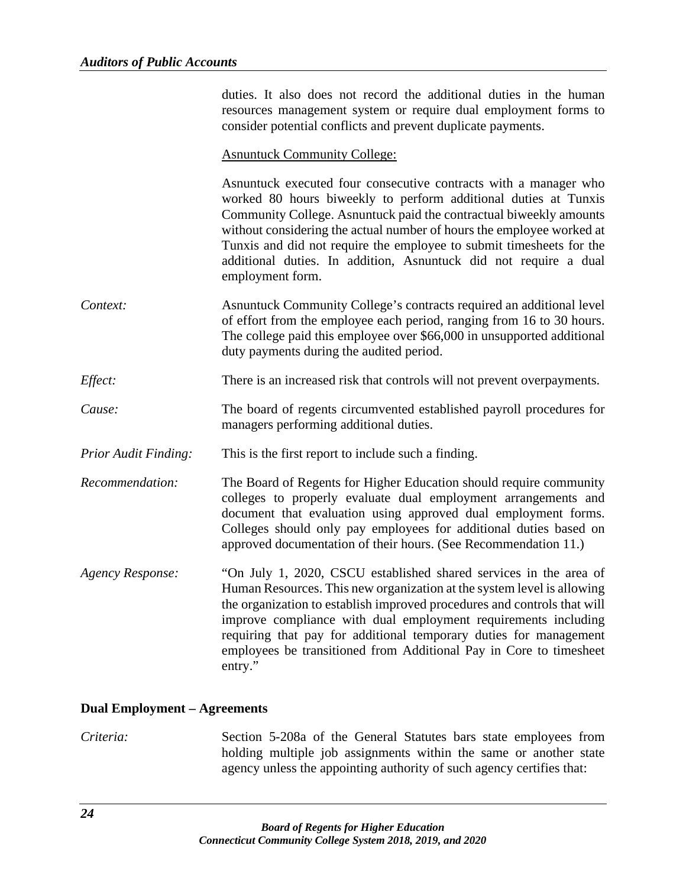duties. It also does not record the additional duties in the human resources management system or require dual employment forms to consider potential conflicts and prevent duplicate payments.

Asnuntuck Community College:

Asnuntuck executed four consecutive contracts with a manager who worked 80 hours biweekly to perform additional duties at Tunxis Community College. Asnuntuck paid the contractual biweekly amounts without considering the actual number of hours the employee worked at Tunxis and did not require the employee to submit timesheets for the additional duties. In addition, Asnuntuck did not require a dual employment form.

*Context:* Asnuntuck Community College's contracts required an additional level of effort from the employee each period, ranging from 16 to 30 hours. The college paid this employee over $66,000 in unsupported additional duty payments during the audited period.

*Effect:* There is an increased risk that controls will not prevent overpayments.

*Cause:* The board of regents circumvented established payroll procedures for managers performing additional duties.

*Prior Audit Finding:* This is the first report to include such a finding.

*Recommendation:* The Board of Regents for Higher Education should require community colleges to properly evaluate dual employment arrangements and document that evaluation using approved dual employment forms. Colleges should only pay employees for additional duties based on approved documentation of their hours. (See Recommendation 11.)

*Agency Response:* "On July 1, 2020, CSCU established shared services in the area of Human Resources. This new organization at the system level is allowing the organization to establish improved procedures and controls that will improve compliance with dual employment requirements including requiring that pay for additional temporary duties for management employees be transitioned from Additional Pay in Core to timesheet entry."

**Dual Employment – Agreements**

*Criteria:* Section 5-208a of the General Statutes bars state employees from holding multiple job assignments within the same or another state agency unless the appointing authority of such agency certifies that: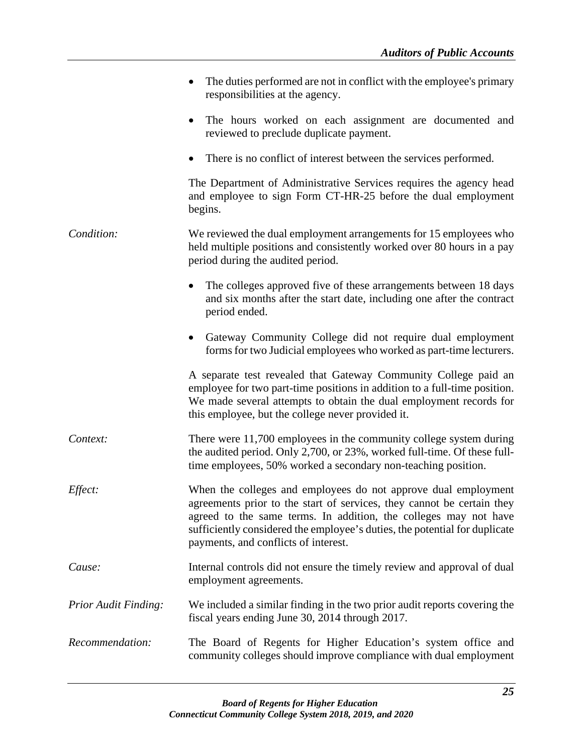- The duties performed are not in conflict with the employee's primary responsibilities at the agency.
- The hours worked on each assignment are documented and reviewed to preclude duplicate payment.
- There is no conflict of interest between the services performed.

The Department of Administrative Services requires the agency head and employee to sign Form CT-HR-25 before the dual employment begins.

*Condition:* We reviewed the dual employment arrangements for 15 employees who held multiple positions and consistently worked over 80 hours in a pay period during the audited period.

- The colleges approved five of these arrangements between 18 days and six months after the start date, including one after the contract period ended.
- Gateway Community College did not require dual employment forms for two Judicial employees who worked as part-time lecturers.

A separate test revealed that Gateway Community College paid an employee for two part-time positions in addition to a full-time position. We made several attempts to obtain the dual employment records for this employee, but the college never provided it.

*Context:* There were 11,700 employees in the community college system during the audited period. Only 2,700, or 23%, worked full-time. Of these full-time employees, 50% worked a secondary non-teaching position.

*Effect:* When the colleges and employees do not approve dual employment agreements prior to the start of services, they cannot be certain they agreed to the same terms. In addition, the colleges may not have sufficiently considered the employee's duties, the potential for duplicate payments, and conflicts of interest.

*Cause:* Internal controls did not ensure the timely review and approval of dual employment agreements.

*Prior Audit Finding:* We included a similar finding in the two prior audit reports covering the fiscal years ending June 30, 2014 through 2017.

*Recommendation:* The Board of Regents for Higher Education's system office and community colleges should improve compliance with dual employment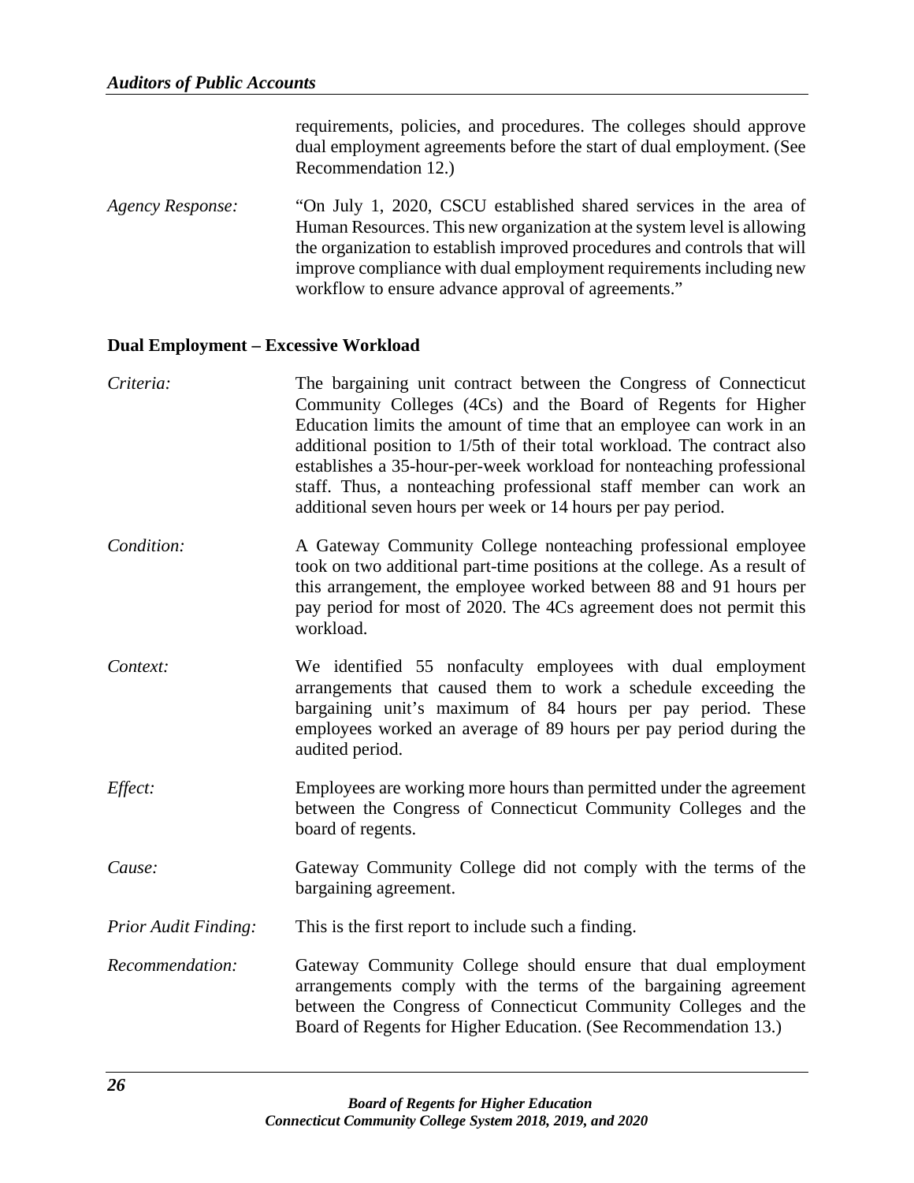requirements, policies, and procedures. The colleges should approve dual employment agreements before the start of dual employment. (See Recommendation 12.)

*Agency Response:* "On July 1, 2020, CSCU established shared services in the area of Human Resources. This new organization at the system level is allowing the organization to establish improved procedures and controls that will improve compliance with dual employment requirements including new workflow to ensure advance approval of agreements."

**Dual Employment – Excessive Workload**

*Criteria:* The bargaining unit contract between the Congress of Connecticut Community Colleges (4Cs) and the Board of Regents for Higher Education limits the amount of time that an employee can work in an additional position to 1/5th of their total workload. The contract also establishes a 35-hour-per-week workload for nonteaching professional staff. Thus, a nonteaching professional staff member can work an additional seven hours per week or 14 hours per pay period.

*Condition:* A Gateway Community College nonteaching professional employee took on two additional part-time positions at the college. As a result of this arrangement, the employee worked between 88 and 91 hours per pay period for most of 2020. The 4Cs agreement does not permit this workload.

*Context:* We identified 55 nonfaculty employees with dual employment arrangements that caused them to work a schedule exceeding the bargaining unit's maximum of 84 hours per pay period. These employees worked an average of 89 hours per pay period during the audited period.

*Effect:* Employees are working more hours than permitted under the agreement between the Congress of Connecticut Community Colleges and the board of regents.

*Cause:* Gateway Community College did not comply with the terms of the bargaining agreement.

*Prior Audit Finding:* This is the first report to include such a finding.

*Recommendation:* Gateway Community College should ensure that dual employment arrangements comply with the terms of the bargaining agreement between the Congress of Connecticut Community Colleges and the Board of Regents for Higher Education. (See Recommendation 13.)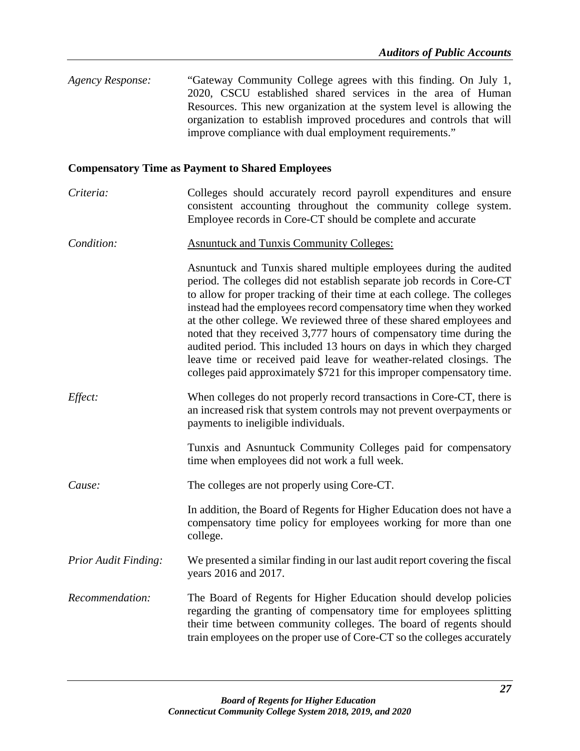*Agency Response:* "Gateway Community College agrees with this finding. On July 1, 2020, CSCU established shared services in the area of Human Resources. This new organization at the system level is allowing the organization to establish improved procedures and controls that will improve compliance with dual employment requirements."

**Compensatory Time as Payment to Shared Employees**

*Criteria:* Colleges should accurately record payroll expenditures and ensure consistent accounting throughout the community college system. Employee records in Core-CT should be complete and accurate

*Condition:* <u>Asnuntuck and Tunxis Community Colleges:</u>

Asnuntuck and Tunxis shared multiple employees during the audited period. The colleges did not establish separate job records in Core-CT to allow for proper tracking of their time at each college. The colleges instead had the employees record compensatory time when they worked at the other college. We reviewed three of these shared employees and noted that they received 3,777 hours of compensatory time during the audited period. This included 13 hours on days in which they charged leave time or received paid leave for weather-related closings. The colleges paid approximately $721 for this improper compensatory time.

*Effect:* When colleges do not properly record transactions in Core-CT, there is an increased risk that system controls may not prevent overpayments or payments to ineligible individuals.

Tunxis and Asnuntuck Community Colleges paid for compensatory time when employees did not work a full week.

*Cause:* The colleges are not properly using Core-CT.

In addition, the Board of Regents for Higher Education does not have a compensatory time policy for employees working for more than one college.

*Prior Audit Finding:* We presented a similar finding in our last audit report covering the fiscal years 2016 and 2017.

*Recommendation:* The Board of Regents for Higher Education should develop policies regarding the granting of compensatory time for employees splitting their time between community colleges. The board of regents should train employees on the proper use of Core-CT so the colleges accurately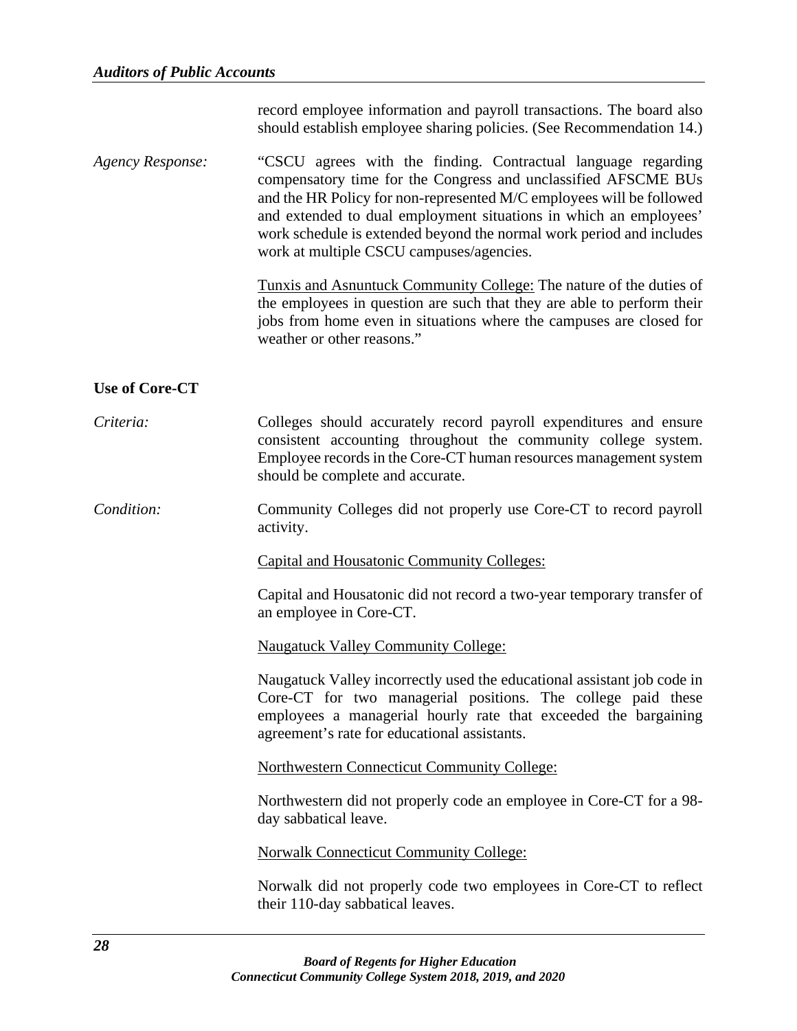record employee information and payroll transactions. The board also should establish employee sharing policies. (See Recommendation 14.)

*Agency Response:* "CSCU agrees with the finding. Contractual language regarding compensatory time for the Congress and unclassified AFSCME BUs and the HR Policy for non-represented M/C employees will be followed and extended to dual employment situations in which an employees' work schedule is extended beyond the normal work period and includes work at multiple CSCU campuses/agencies.

Tunxis and Asnuntuck Community College: The nature of the duties of the employees in question are such that they are able to perform their jobs from home even in situations where the campuses are closed for weather or other reasons."

**Use of Core-CT**

*Criteria:* Colleges should accurately record payroll expenditures and ensure consistent accounting throughout the community college system. Employee records in the Core-CT human resources management system should be complete and accurate.

*Condition:* Community Colleges did not properly use Core-CT to record payroll activity.

Capital and Housatonic Community Colleges:

Capital and Housatonic did not record a two-year temporary transfer of an employee in Core-CT.

Naugatuck Valley Community College:

Naugatuck Valley incorrectly used the educational assistant job code in Core-CT for two managerial positions. The college paid these employees a managerial hourly rate that exceeded the bargaining agreement's rate for educational assistants.

Northwestern Connecticut Community College:

Northwestern did not properly code an employee in Core-CT for a 98-day sabbatical leave.

Norwalk Connecticut Community College:

Norwalk did not properly code two employees in Core-CT to reflect their 110-day sabbatical leaves.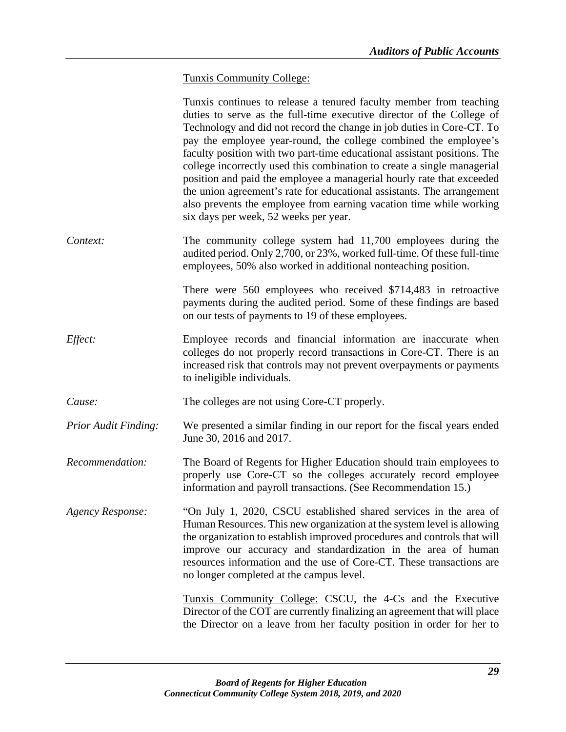<u>Tunxis Community College:</u>

Tunxis continues to release a tenured faculty member from teaching duties to serve as the full-time executive director of the College of Technology and did not record the change in job duties in Core-CT. To pay the employee year-round, the college combined the employee's faculty position with two part-time educational assistant positions. The college incorrectly used this combination to create a single managerial position and paid the employee a managerial hourly rate that exceeded the union agreement's rate for educational assistants. The arrangement also prevents the employee from earning vacation time while working six days per week, 52 weeks per year.

*Context:* The community college system had 11,700 employees during the audited period. Only 2,700, or 23%, worked full-time. Of these full-time employees, 50% also worked in additional nonteaching position.

There were 560 employees who received $714,483 in retroactive payments during the audited period. Some of these findings are based on our tests of payments to 19 of these employees.

*Effect:* Employee records and financial information are inaccurate when colleges do not properly record transactions in Core-CT. There is an increased risk that controls may not prevent overpayments or payments to ineligible individuals.

*Cause:* The colleges are not using Core-CT properly.

*Prior Audit Finding:* We presented a similar finding in our report for the fiscal years ended June 30, 2016 and 2017.

*Recommendation:* The Board of Regents for Higher Education should train employees to properly use Core-CT so the colleges accurately record employee information and payroll transactions. (See Recommendation 15.)

*Agency Response:* "On July 1, 2020, CSCU established shared services in the area of Human Resources. This new organization at the system level is allowing the organization to establish improved procedures and controls that will improve our accuracy and standardization in the area of human resources information and the use of Core-CT. These transactions are no longer completed at the campus level.

<u>Tunxis Community College:</u> CSCU, the 4-Cs and the Executive Director of the COT are currently finalizing an agreement that will place the Director on a leave from her faculty position in order for her to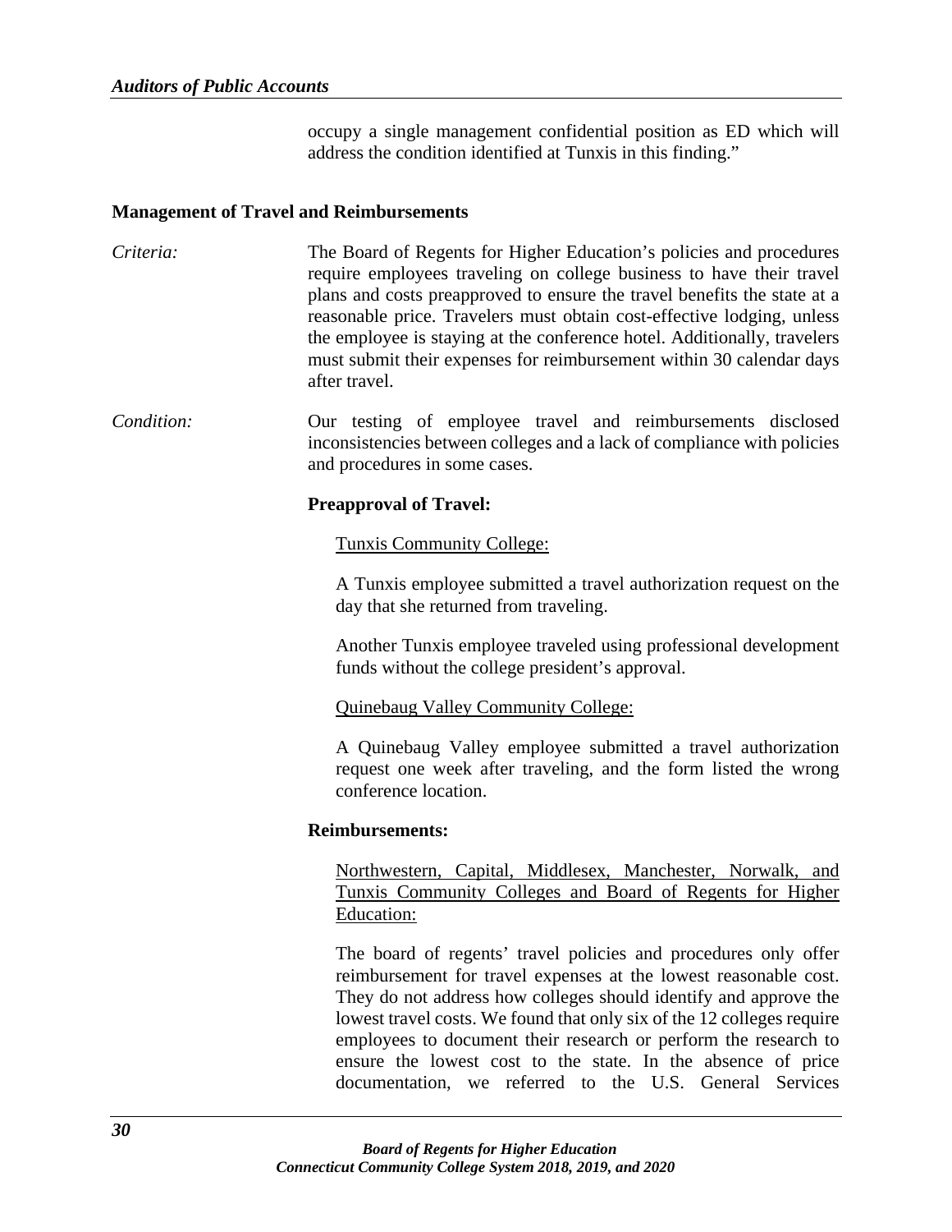occupy a single management confidential position as ED which will address the condition identified at Tunxis in this finding."

**Management of Travel and Reimbursements**

*Criteria:* The Board of Regents for Higher Education's policies and procedures require employees traveling on college business to have their travel plans and costs preapproved to ensure the travel benefits the state at a reasonable price. Travelers must obtain cost-effective lodging, unless the employee is staying at the conference hotel. Additionally, travelers must submit their expenses for reimbursement within 30 calendar days after travel.

*Condition:* Our testing of employee travel and reimbursements disclosed inconsistencies between colleges and a lack of compliance with policies and procedures in some cases.

**Preapproval of Travel:**

<u>Tunxis Community College:</u>

A Tunxis employee submitted a travel authorization request on the day that she returned from traveling.

Another Tunxis employee traveled using professional development funds without the college president's approval.

<u>Quinebaug Valley Community College:</u>

A Quinebaug Valley employee submitted a travel authorization request one week after traveling, and the form listed the wrong conference location.

**Reimbursements:**

<u>Northwestern, Capital, Middlesex, Manchester, Norwalk, and Tunxis Community Colleges and Board of Regents for Higher Education:</u>

The board of regents' travel policies and procedures only offer reimbursement for travel expenses at the lowest reasonable cost. They do not address how colleges should identify and approve the lowest travel costs. We found that only six of the 12 colleges require employees to document their research or perform the research to ensure the lowest cost to the state. In the absence of price documentation, we referred to the U.S. General Services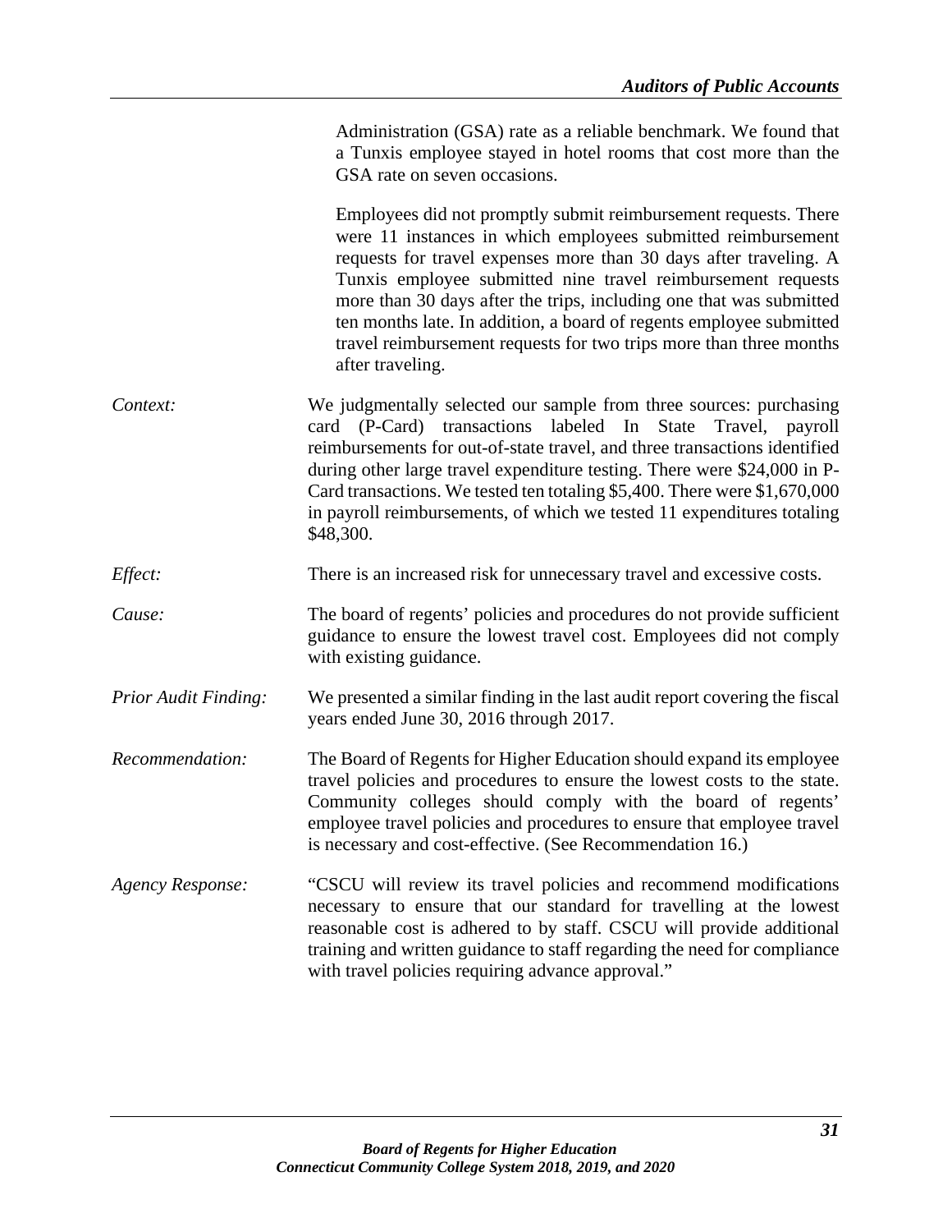Administration (GSA) rate as a reliable benchmark. We found that a Tunxis employee stayed in hotel rooms that cost more than the GSA rate on seven occasions.

Employees did not promptly submit reimbursement requests. There were 11 instances in which employees submitted reimbursement requests for travel expenses more than 30 days after traveling. A Tunxis employee submitted nine travel reimbursement requests more than 30 days after the trips, including one that was submitted ten months late. In addition, a board of regents employee submitted travel reimbursement requests for two trips more than three months after traveling.

*Context:* We judgmentally selected our sample from three sources: purchasing card (P-Card) transactions labeled In State Travel, payroll reimbursements for out-of-state travel, and three transactions identified during other large travel expenditure testing. There were $24,000 in P-Card transactions. We tested ten totaling $5,400. There were $1,670,000 in payroll reimbursements, of which we tested 11 expenditures totaling $48,300.

*Effect:* There is an increased risk for unnecessary travel and excessive costs.

*Cause:* The board of regents' policies and procedures do not provide sufficient guidance to ensure the lowest travel cost. Employees did not comply with existing guidance.

*Prior Audit Finding:* We presented a similar finding in the last audit report covering the fiscal years ended June 30, 2016 through 2017.

*Recommendation:* The Board of Regents for Higher Education should expand its employee travel policies and procedures to ensure the lowest costs to the state. Community colleges should comply with the board of regents' employee travel policies and procedures to ensure that employee travel is necessary and cost-effective. (See Recommendation 16.)

*Agency Response:* "CSCU will review its travel policies and recommend modifications necessary to ensure that our standard for travelling at the lowest reasonable cost is adhered to by staff. CSCU will provide additional training and written guidance to staff regarding the need for compliance with travel policies requiring advance approval."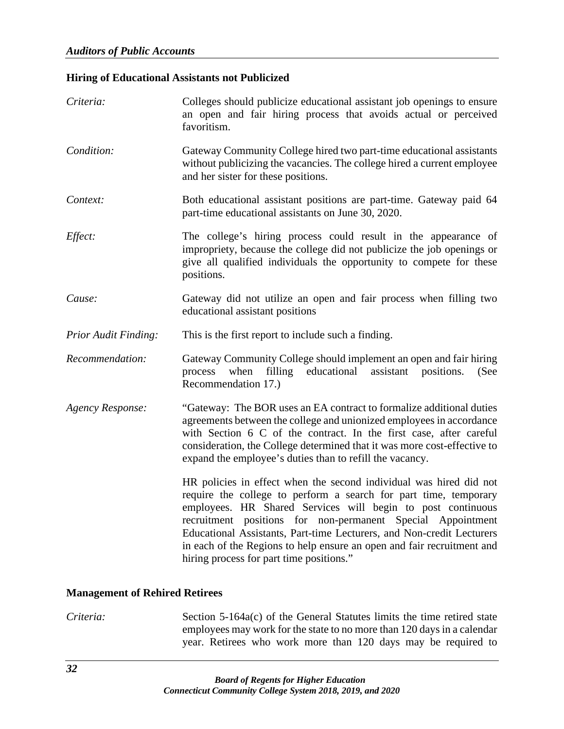### Hiring of Educational Assistants not Publicized

*Criteria:* Colleges should publicize educational assistant job openings to ensure an open and fair hiring process that avoids actual or perceived favoritism.

*Condition:* Gateway Community College hired two part-time educational assistants without publicizing the vacancies. The college hired a current employee and her sister for these positions.

*Context:* Both educational assistant positions are part-time. Gateway paid 64 part-time educational assistants on June 30, 2020.

*Effect:* The college's hiring process could result in the appearance of impropriety, because the college did not publicize the job openings or give all qualified individuals the opportunity to compete for these positions.

*Cause:* Gateway did not utilize an open and fair process when filling two educational assistant positions

*Prior Audit Finding:* This is the first report to include such a finding.

*Recommendation:* Gateway Community College should implement an open and fair hiring process when filling educational assistant positions. (See Recommendation 17.)

*Agency Response:* "Gateway: The BOR uses an EA contract to formalize additional duties agreements between the college and unionized employees in accordance with Section 6 C of the contract. In the first case, after careful consideration, the College determined that it was more cost-effective to expand the employee's duties than to refill the vacancy.

HR policies in effect when the second individual was hired did not require the college to perform a search for part time, temporary employees. HR Shared Services will begin to post continuous recruitment positions for non-permanent Special Appointment Educational Assistants, Part-time Lecturers, and Non-credit Lecturers in each of the Regions to help ensure an open and fair recruitment and hiring process for part time positions."

### Management of Rehired Retirees

*Criteria:* Section 5-164a(c) of the General Statutes limits the time retired state employees may work for the state to no more than 120 days in a calendar year. Retirees who work more than 120 days may be required to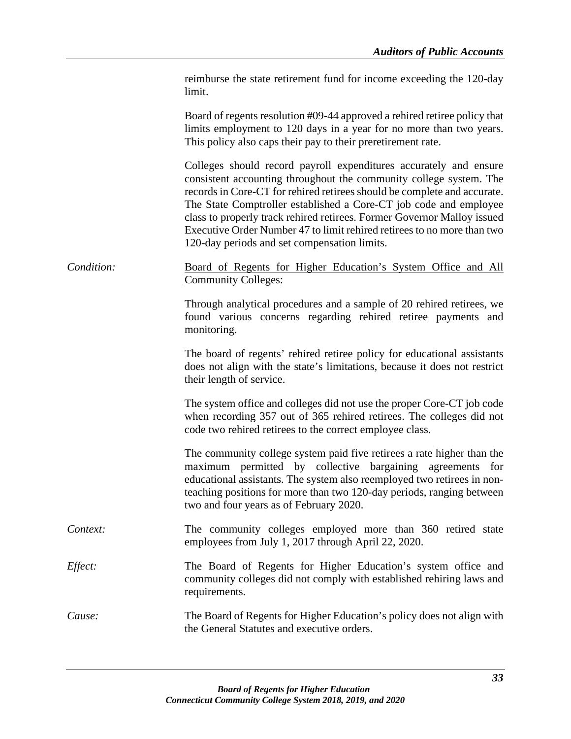reimburse the state retirement fund for income exceeding the 120-day limit.

Board of regents resolution #09-44 approved a rehired retiree policy that limits employment to 120 days in a year for no more than two years. This policy also caps their pay to their preretirement rate.

Colleges should record payroll expenditures accurately and ensure consistent accounting throughout the community college system. The records in Core-CT for rehired retirees should be complete and accurate. The State Comptroller established a Core-CT job code and employee class to properly track rehired retirees. Former Governor Malloy issued Executive Order Number 47 to limit rehired retirees to no more than two 120-day periods and set compensation limits.

*Condition:* Board of Regents for Higher Education's System Office and All Community Colleges:

Through analytical procedures and a sample of 20 rehired retirees, we found various concerns regarding rehired retiree payments and monitoring.

The board of regents' rehired retiree policy for educational assistants does not align with the state's limitations, because it does not restrict their length of service.

The system office and colleges did not use the proper Core-CT job code when recording 357 out of 365 rehired retirees. The colleges did not code two rehired retirees to the correct employee class.

The community college system paid five retirees a rate higher than the maximum permitted by collective bargaining agreements for educational assistants. The system also reemployed two retirees in non-teaching positions for more than two 120-day periods, ranging between two and four years as of February 2020.

*Context:* The community colleges employed more than 360 retired state employees from July 1, 2017 through April 22, 2020.

*Effect:* The Board of Regents for Higher Education's system office and community colleges did not comply with established rehiring laws and requirements.

*Cause:* The Board of Regents for Higher Education's policy does not align with the General Statutes and executive orders.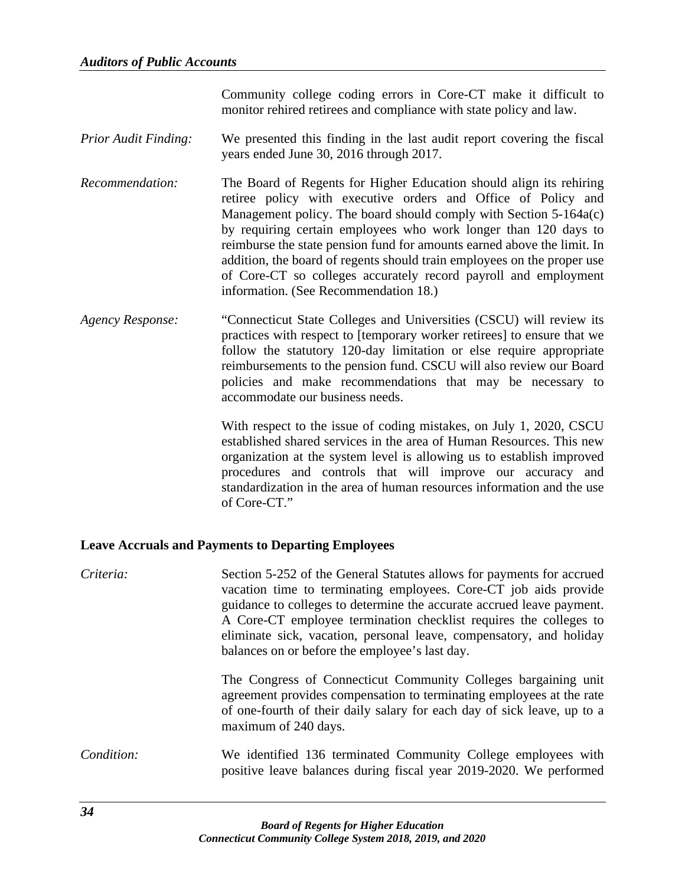Community college coding errors in Core-CT make it difficult to monitor rehired retirees and compliance with state policy and law.

*Prior Audit Finding:* We presented this finding in the last audit report covering the fiscal years ended June 30, 2016 through 2017.

*Recommendation:* The Board of Regents for Higher Education should align its rehiring retiree policy with executive orders and Office of Policy and Management policy. The board should comply with Section 5-164a(c) by requiring certain employees who work longer than 120 days to reimburse the state pension fund for amounts earned above the limit. In addition, the board of regents should train employees on the proper use of Core-CT so colleges accurately record payroll and employment information. (See Recommendation 18.)

*Agency Response:* "Connecticut State Colleges and Universities (CSCU) will review its practices with respect to [temporary worker retirees] to ensure that we follow the statutory 120-day limitation or else require appropriate reimbursements to the pension fund. CSCU will also review our Board policies and make recommendations that may be necessary to accommodate our business needs.

With respect to the issue of coding mistakes, on July 1, 2020, CSCU established shared services in the area of Human Resources. This new organization at the system level is allowing us to establish improved procedures and controls that will improve our accuracy and standardization in the area of human resources information and the use of Core-CT."

### Leave Accruals and Payments to Departing Employees

*Criteria:* Section 5-252 of the General Statutes allows for payments for accrued vacation time to terminating employees. Core-CT job aids provide guidance to colleges to determine the accurate accrued leave payment. A Core-CT employee termination checklist requires the colleges to eliminate sick, vacation, personal leave, compensatory, and holiday balances on or before the employee's last day.

The Congress of Connecticut Community Colleges bargaining unit agreement provides compensation to terminating employees at the rate of one-fourth of their daily salary for each day of sick leave, up to a maximum of 240 days.

*Condition:* We identified 136 terminated Community College employees with positive leave balances during fiscal year 2019-2020. We performed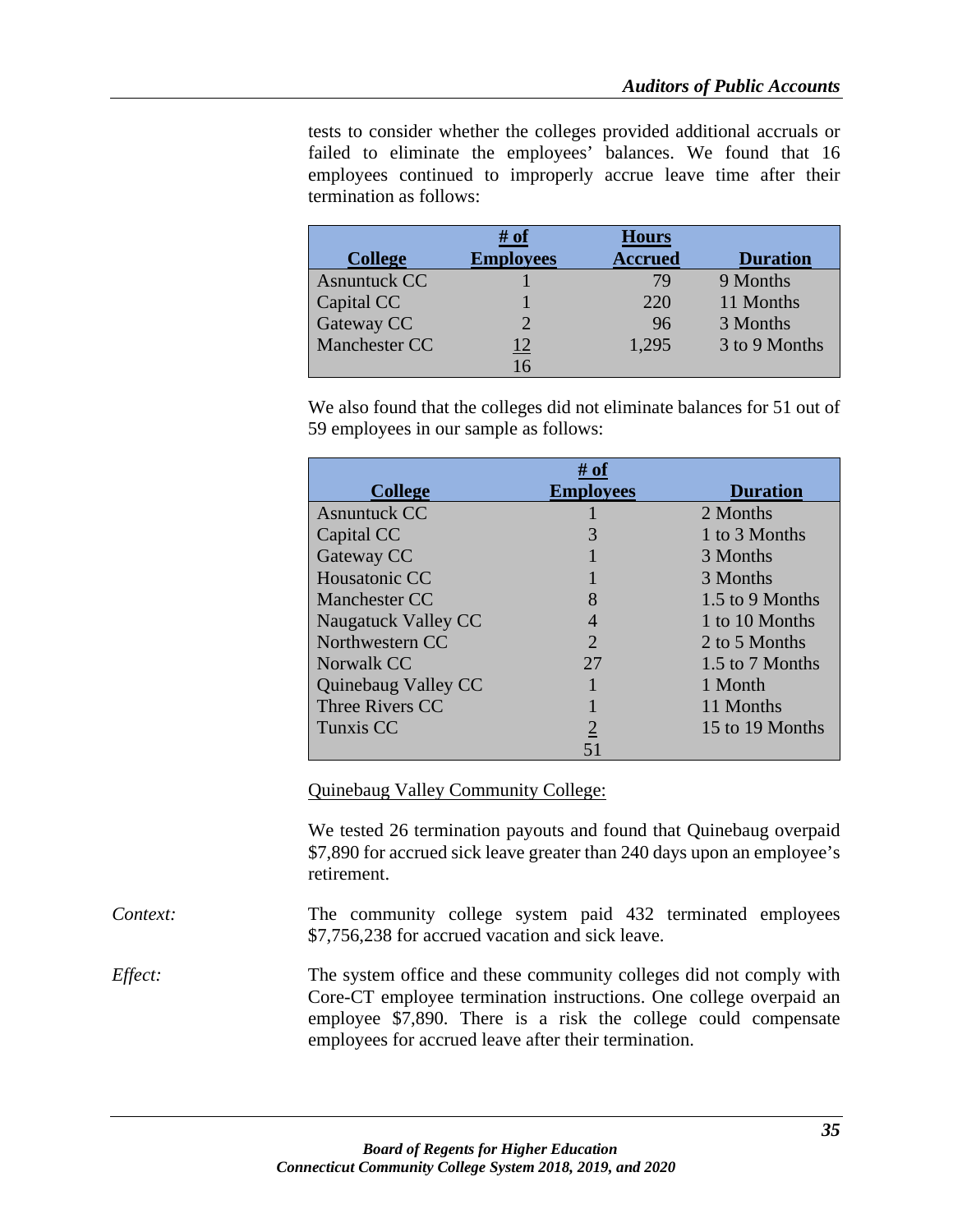tests to consider whether the colleges provided additional accruals or failed to eliminate the employees' balances. We found that 16 employees continued to improperly accrue leave time after their termination as follows:

| College | # of Employees | Hours Accrued | Duration |
|---|---|---|---|
| Asnuntuck CC | 1 | 79 | 9 Months |
| Capital CC | 1 | 220 | 11 Months |
| Gateway CC | 2 | 96 | 3 Months |
| Manchester CC | 12 | 1,295 | 3 to 9 Months |
| | 16 | | |

We also found that the colleges did not eliminate balances for 51 out of 59 employees in our sample as follows:

| College | # of Employees | Duration |
|---|---|---|
| Asnuntuck CC | 1 | 2 Months |
| Capital CC | 3 | 1 to 3 Months |
| Gateway CC | 1 | 3 Months |
| Housatonic CC | 1 | 3 Months |
| Manchester CC | 8 | 1.5 to 9 Months |
| Naugatuck Valley CC | 4 | 1 to 10 Months |
| Northwestern CC | 2 | 2 to 5 Months |
| Norwalk CC | 27 | 1.5 to 7 Months |
| Quinebaug Valley CC | 1 | 1 Month |
| Three Rivers CC | 1 | 11 Months |
| Tunxis CC | 2 | 15 to 19 Months |
| | 51 | |

Quinebaug Valley Community College:

We tested 26 termination payouts and found that Quinebaug overpaid $7,890 for accrued sick leave greater than 240 days upon an employee's retirement.

*Context:* The community college system paid 432 terminated employees $7,756,238 for accrued vacation and sick leave.

*Effect:* The system office and these community colleges did not comply with Core-CT employee termination instructions. One college overpaid an employee $7,890. There is a risk the college could compensate employees for accrued leave after their termination.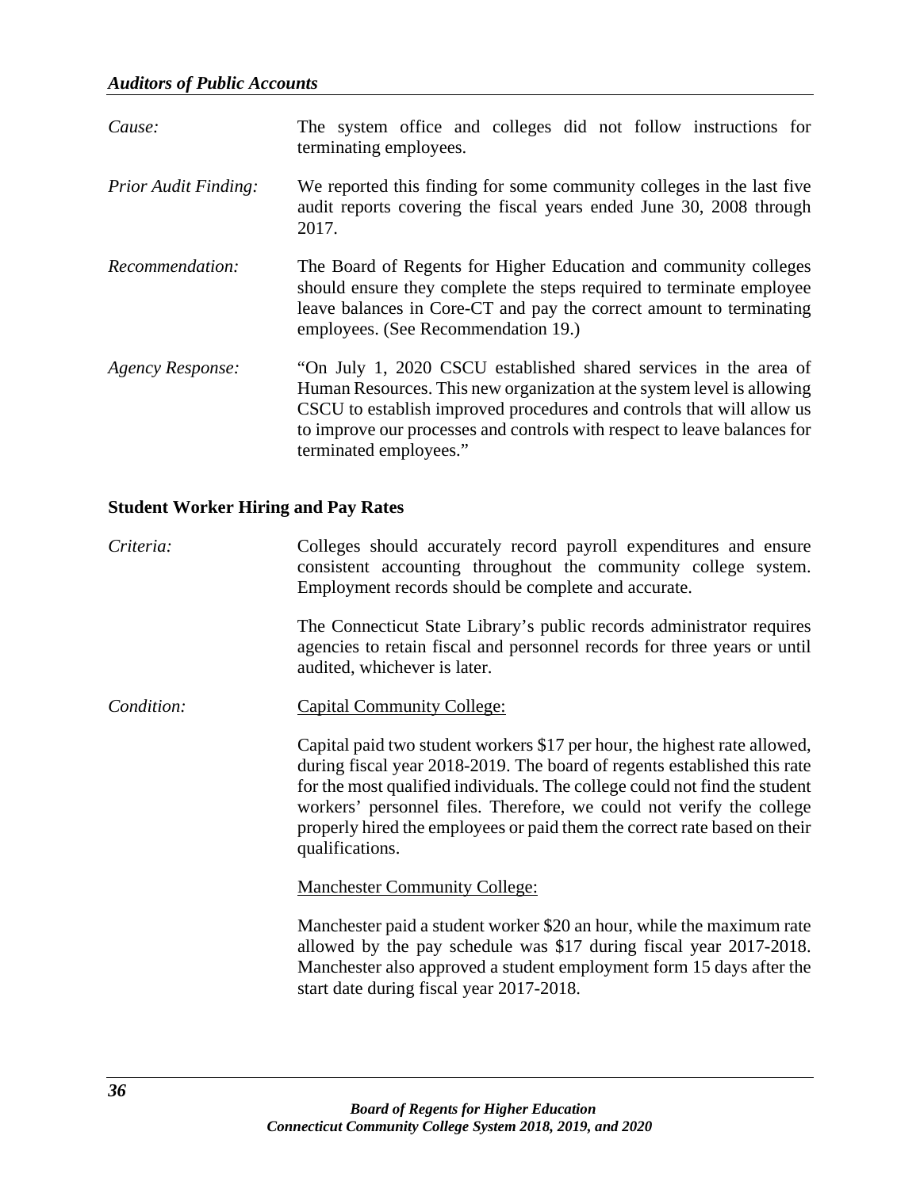*Cause:* The system office and colleges did not follow instructions for terminating employees.

*Prior Audit Finding:* We reported this finding for some community colleges in the last five audit reports covering the fiscal years ended June 30, 2008 through 2017.

*Recommendation:* The Board of Regents for Higher Education and community colleges should ensure they complete the steps required to terminate employee leave balances in Core-CT and pay the correct amount to terminating employees. (See Recommendation 19.)

*Agency Response:* "On July 1, 2020 CSCU established shared services in the area of Human Resources. This new organization at the system level is allowing CSCU to establish improved procedures and controls that will allow us to improve our processes and controls with respect to leave balances for terminated employees."

**Student Worker Hiring and Pay Rates**

*Criteria:* Colleges should accurately record payroll expenditures and ensure consistent accounting throughout the community college system. Employment records should be complete and accurate.

The Connecticut State Library's public records administrator requires agencies to retain fiscal and personnel records for three years or until audited, whichever is later.

*Condition:* Capital Community College:

Capital paid two student workers $17 per hour, the highest rate allowed, during fiscal year 2018-2019. The board of regents established this rate for the most qualified individuals. The college could not find the student workers' personnel files. Therefore, we could not verify the college properly hired the employees or paid them the correct rate based on their qualifications.

Manchester Community College:

Manchester paid a student worker $20 an hour, while the maximum rate allowed by the pay schedule was $17 during fiscal year 2017-2018. Manchester also approved a student employment form 15 days after the start date during fiscal year 2017-2018.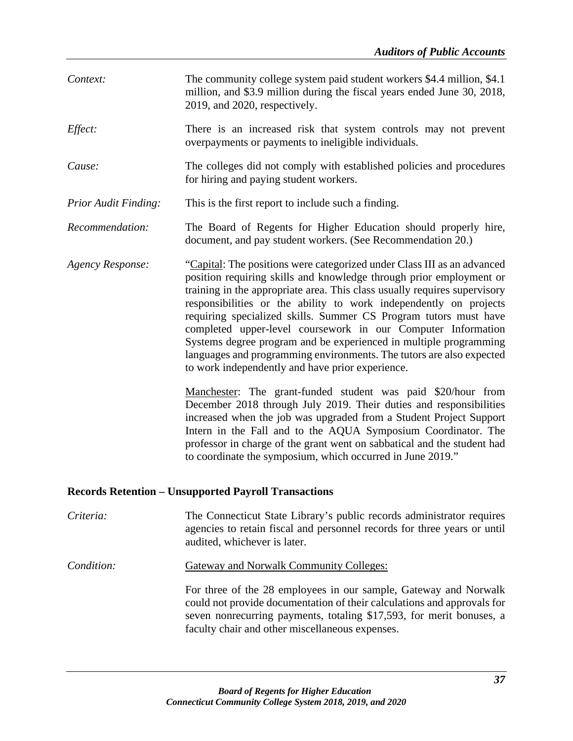*Context:* The community college system paid student workers \$4.4 million, \$4.1 million, and \$3.9 million during the fiscal years ended June 30, 2018, 2019, and 2020, respectively.

*Effect:* There is an increased risk that system controls may not prevent overpayments or payments to ineligible individuals.

*Cause:* The colleges did not comply with established policies and procedures for hiring and paying student workers.

*Prior Audit Finding:* This is the first report to include such a finding.

*Recommendation:* The Board of Regents for Higher Education should properly hire, document, and pay student workers. (See Recommendation 20.)

*Agency Response:* "Capital: The positions were categorized under Class III as an advanced position requiring skills and knowledge through prior employment or training in the appropriate area. This class usually requires supervisory responsibilities or the ability to work independently on projects requiring specialized skills. Summer CS Program tutors must have completed upper-level coursework in our Computer Information Systems degree program and be experienced in multiple programming languages and programming environments. The tutors are also expected to work independently and have prior experience.

Manchester: The grant-funded student was paid \$20/hour from December 2018 through July 2019. Their duties and responsibilities increased when the job was upgraded from a Student Project Support Intern in the Fall and to the AQUA Symposium Coordinator. The professor in charge of the grant went on sabbatical and the student had to coordinate the symposium, which occurred in June 2019."

### Records Retention – Unsupported Payroll Transactions

*Criteria:* The Connecticut State Library's public records administrator requires agencies to retain fiscal and personnel records for three years or until audited, whichever is later.

*Condition:* Gateway and Norwalk Community Colleges:

For three of the 28 employees in our sample, Gateway and Norwalk could not provide documentation of their calculations and approvals for seven nonrecurring payments, totaling \$17,593, for merit bonuses, a faculty chair and other miscellaneous expenses.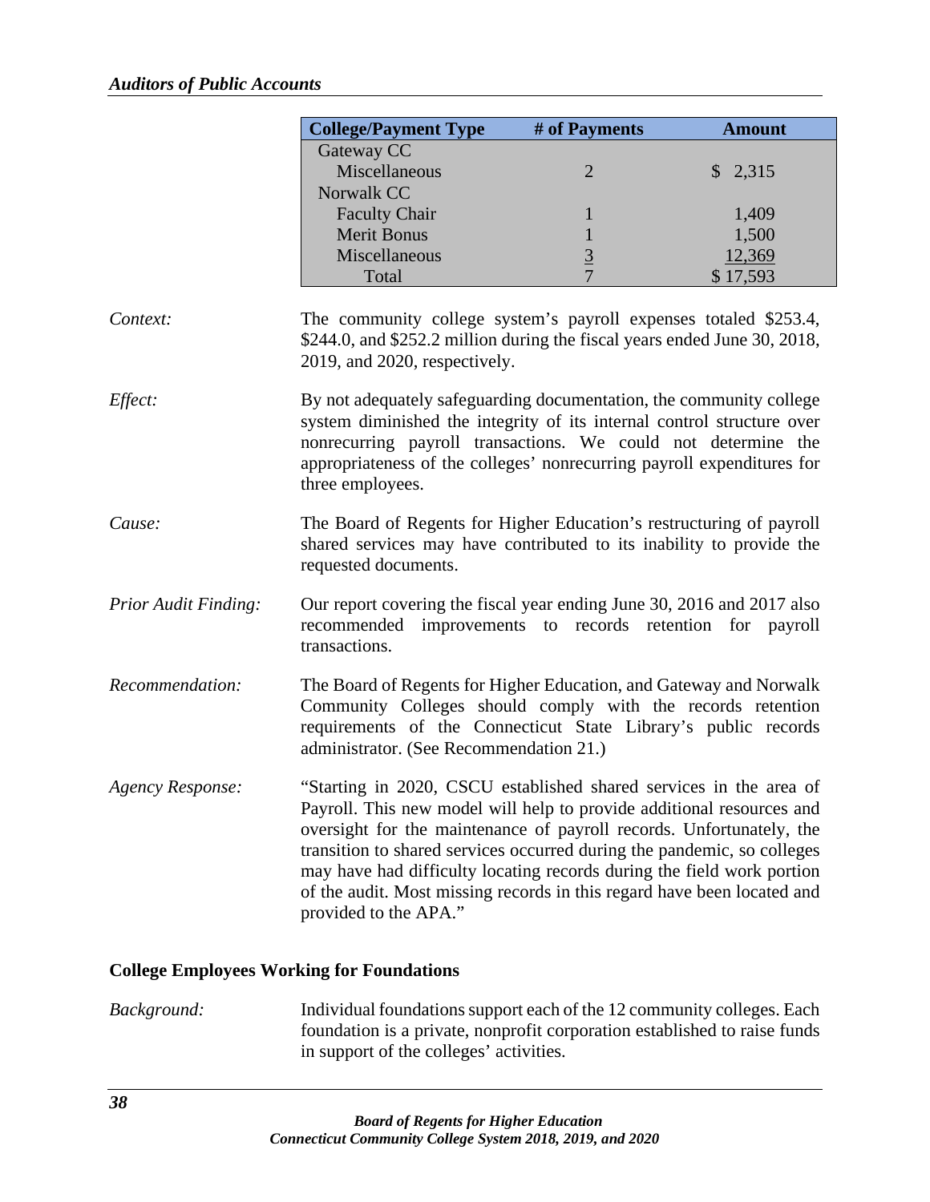| College/Payment Type | # of Payments | Amount |
|---|---|---|
| Gateway CC | | |
| Miscellaneous | 2 | $ 2,315 |
| Norwalk CC | | |
| Faculty Chair | 1 | 1,409 |
| Merit Bonus | 1 | 1,500 |
| Miscellaneous | 3 | 12,369 |
| Total | 7 | $ 17,593 |

*Context:* The community college system's payroll expenses totaled $253.4, $244.0, and $252.2 million during the fiscal years ended June 30, 2018, 2019, and 2020, respectively.

*Effect:* By not adequately safeguarding documentation, the community college system diminished the integrity of its internal control structure over nonrecurring payroll transactions. We could not determine the appropriateness of the colleges' nonrecurring payroll expenditures for three employees.

*Cause:* The Board of Regents for Higher Education's restructuring of payroll shared services may have contributed to its inability to provide the requested documents.

*Prior Audit Finding:* Our report covering the fiscal year ending June 30, 2016 and 2017 also recommended improvements to records retention for payroll transactions.

*Recommendation:* The Board of Regents for Higher Education, and Gateway and Norwalk Community Colleges should comply with the records retention requirements of the Connecticut State Library's public records administrator. (See Recommendation 21.)

*Agency Response:* "Starting in 2020, CSCU established shared services in the area of Payroll. This new model will help to provide additional resources and oversight for the maintenance of payroll records. Unfortunately, the transition to shared services occurred during the pandemic, so colleges may have had difficulty locating records during the field work portion of the audit. Most missing records in this regard have been located and provided to the APA."

**College Employees Working for Foundations**

*Background:* Individual foundations support each of the 12 community colleges. Each foundation is a private, nonprofit corporation established to raise funds in support of the colleges' activities.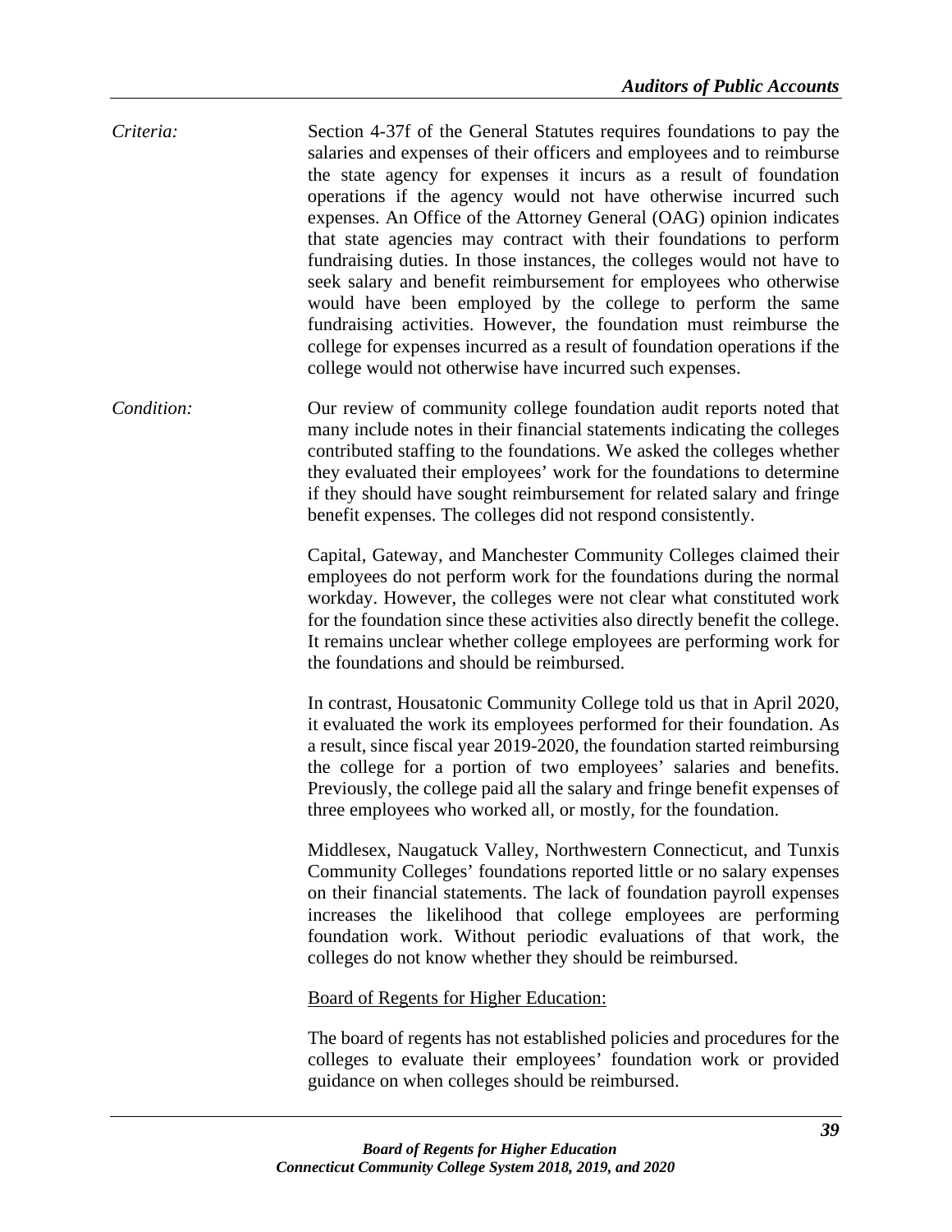*Criteria:* Section 4-37f of the General Statutes requires foundations to pay the salaries and expenses of their officers and employees and to reimburse the state agency for expenses it incurs as a result of foundation operations if the agency would not have otherwise incurred such expenses. An Office of the Attorney General (OAG) opinion indicates that state agencies may contract with their foundations to perform fundraising duties. In those instances, the colleges would not have to seek salary and benefit reimbursement for employees who otherwise would have been employed by the college to perform the same fundraising activities. However, the foundation must reimburse the college for expenses incurred as a result of foundation operations if the college would not otherwise have incurred such expenses.

*Condition:* Our review of community college foundation audit reports noted that many include notes in their financial statements indicating the colleges contributed staffing to the foundations. We asked the colleges whether they evaluated their employees' work for the foundations to determine if they should have sought reimbursement for related salary and fringe benefit expenses. The colleges did not respond consistently.

Capital, Gateway, and Manchester Community Colleges claimed their employees do not perform work for the foundations during the normal workday. However, the colleges were not clear what constituted work for the foundation since these activities also directly benefit the college. It remains unclear whether college employees are performing work for the foundations and should be reimbursed.

In contrast, Housatonic Community College told us that in April 2020, it evaluated the work its employees performed for their foundation. As a result, since fiscal year 2019-2020, the foundation started reimbursing the college for a portion of two employees' salaries and benefits. Previously, the college paid all the salary and fringe benefit expenses of three employees who worked all, or mostly, for the foundation.

Middlesex, Naugatuck Valley, Northwestern Connecticut, and Tunxis Community Colleges' foundations reported little or no salary expenses on their financial statements. The lack of foundation payroll expenses increases the likelihood that college employees are performing foundation work. Without periodic evaluations of that work, the colleges do not know whether they should be reimbursed.

Board of Regents for Higher Education:

The board of regents has not established policies and procedures for the colleges to evaluate their employees' foundation work or provided guidance on when colleges should be reimbursed.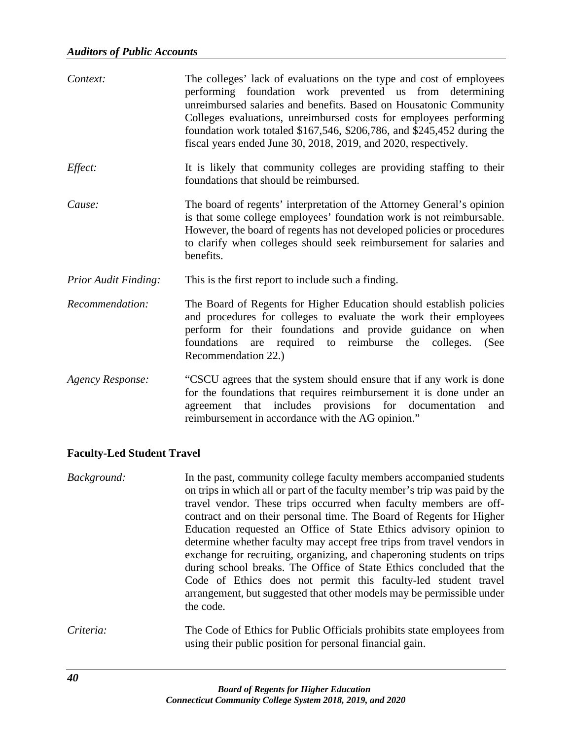*Context:* The colleges' lack of evaluations on the type and cost of employees performing foundation work prevented us from determining unreimbursed salaries and benefits. Based on Housatonic Community Colleges evaluations, unreimbursed costs for employees performing foundation work totaled $167,546, $206,786, and $245,452 during the fiscal years ended June 30, 2018, 2019, and 2020, respectively.

*Effect:* It is likely that community colleges are providing staffing to their foundations that should be reimbursed.

*Cause:* The board of regents' interpretation of the Attorney General's opinion is that some college employees' foundation work is not reimbursable. However, the board of regents has not developed policies or procedures to clarify when colleges should seek reimbursement for salaries and benefits.

*Prior Audit Finding:* This is the first report to include such a finding.

*Recommendation:* The Board of Regents for Higher Education should establish policies and procedures for colleges to evaluate the work their employees perform for their foundations and provide guidance on when foundations are required to reimburse the colleges. (See Recommendation 22.)

*Agency Response:* "CSCU agrees that the system should ensure that if any work is done for the foundations that requires reimbursement it is done under an agreement that includes provisions for documentation and reimbursement in accordance with the AG opinion."

**Faculty-Led Student Travel**

*Background:* In the past, community college faculty members accompanied students on trips in which all or part of the faculty member's trip was paid by the travel vendor. These trips occurred when faculty members are off-contract and on their personal time. The Board of Regents for Higher Education requested an Office of State Ethics advisory opinion to determine whether faculty may accept free trips from travel vendors in exchange for recruiting, organizing, and chaperoning students on trips during school breaks. The Office of State Ethics concluded that the Code of Ethics does not permit this faculty-led student travel arrangement, but suggested that other models may be permissible under the code.

*Criteria:* The Code of Ethics for Public Officials prohibits state employees from using their public position for personal financial gain.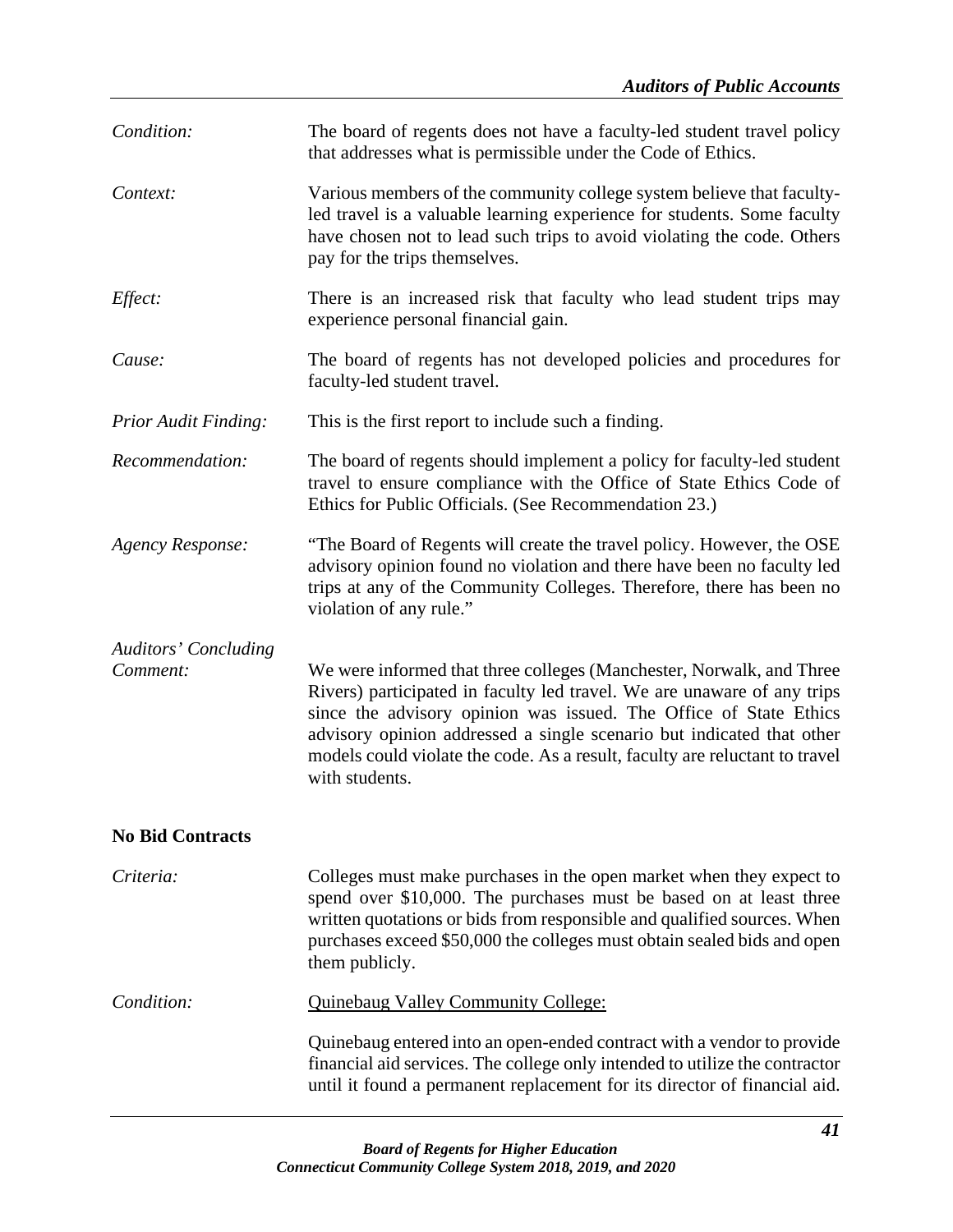*Condition:* The board of regents does not have a faculty-led student travel policy that addresses what is permissible under the Code of Ethics.

*Context:* Various members of the community college system believe that faculty-led travel is a valuable learning experience for students. Some faculty have chosen not to lead such trips to avoid violating the code. Others pay for the trips themselves.

*Effect:* There is an increased risk that faculty who lead student trips may experience personal financial gain.

*Cause:* The board of regents has not developed policies and procedures for faculty-led student travel.

*Prior Audit Finding:* This is the first report to include such a finding.

*Recommendation:* The board of regents should implement a policy for faculty-led student travel to ensure compliance with the Office of State Ethics Code of Ethics for Public Officials. (See Recommendation 23.)

*Agency Response:* "The Board of Regents will create the travel policy. However, the OSE advisory opinion found no violation and there have been no faculty led trips at any of the Community Colleges. Therefore, there has been no violation of any rule."

*Auditors' Concluding Comment:* We were informed that three colleges (Manchester, Norwalk, and Three Rivers) participated in faculty led travel. We are unaware of any trips since the advisory opinion was issued. The Office of State Ethics advisory opinion addressed a single scenario but indicated that other models could violate the code. As a result, faculty are reluctant to travel with students.

**No Bid Contracts**

*Criteria:* Colleges must make purchases in the open market when they expect to spend over $10,000. The purchases must be based on at least three written quotations or bids from responsible and qualified sources. When purchases exceed $50,000 the colleges must obtain sealed bids and open them publicly.

*Condition:* Quinebaug Valley Community College:

Quinebaug entered into an open-ended contract with a vendor to provide financial aid services. The college only intended to utilize the contractor until it found a permanent replacement for its director of financial aid.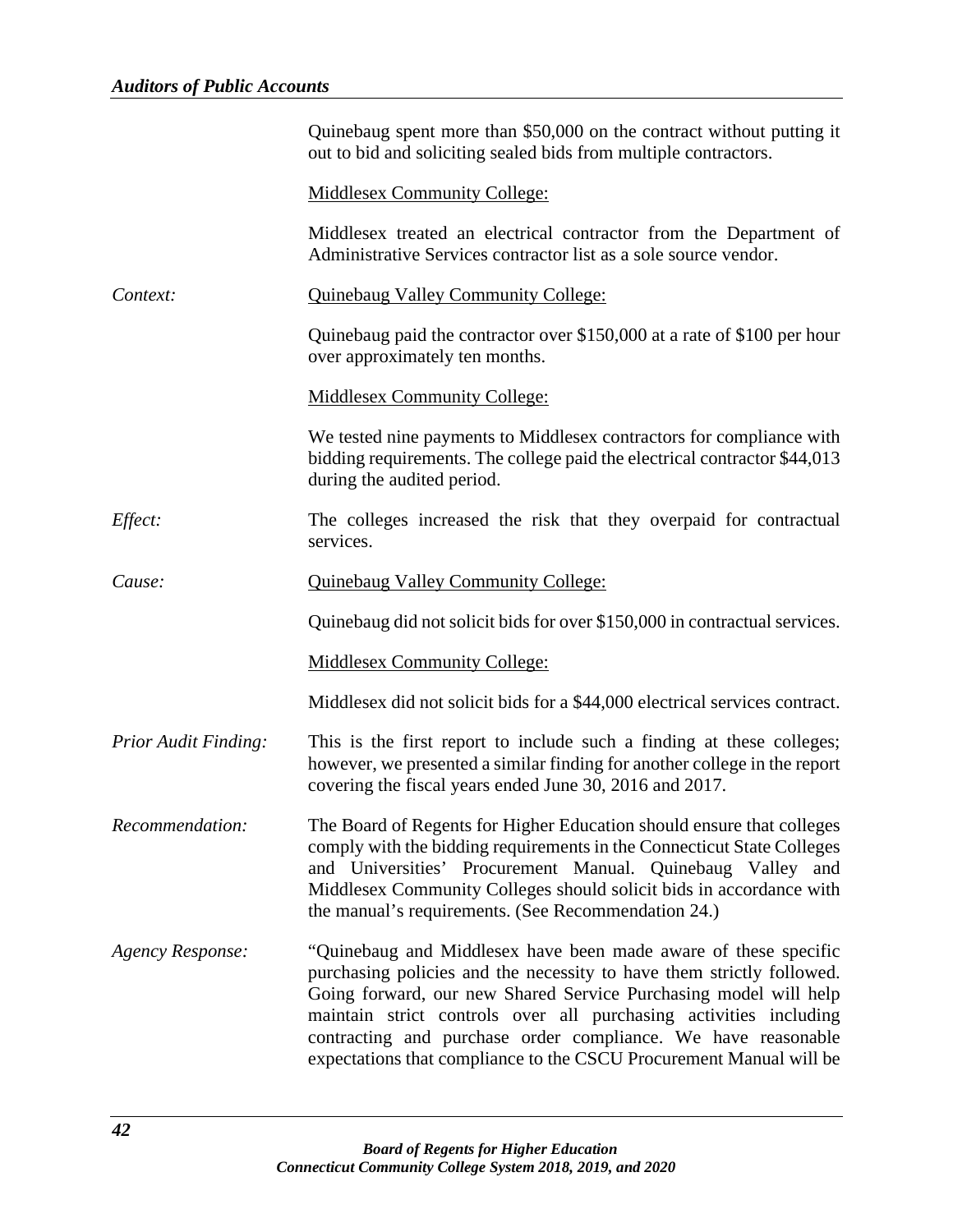Quinebaug spent more than $50,000 on the contract without putting it out to bid and soliciting sealed bids from multiple contractors.

Middlesex Community College:

Middlesex treated an electrical contractor from the Department of Administrative Services contractor list as a sole source vendor.

*Context:*

Quinebaug Valley Community College:

Quinebaug paid the contractor over $150,000 at a rate of $100 per hour over approximately ten months.

Middlesex Community College:

We tested nine payments to Middlesex contractors for compliance with bidding requirements. The college paid the electrical contractor $44,013 during the audited period.

*Effect:*

The colleges increased the risk that they overpaid for contractual services.

*Cause:*

Quinebaug Valley Community College:

Quinebaug did not solicit bids for over $150,000 in contractual services.

Middlesex Community College:

Middlesex did not solicit bids for a $44,000 electrical services contract.

*Prior Audit Finding:*

This is the first report to include such a finding at these colleges; however, we presented a similar finding for another college in the report covering the fiscal years ended June 30, 2016 and 2017.

*Recommendation:*

The Board of Regents for Higher Education should ensure that colleges comply with the bidding requirements in the Connecticut State Colleges and Universities' Procurement Manual. Quinebaug Valley and Middlesex Community Colleges should solicit bids in accordance with the manual's requirements. (See Recommendation 24.)

*Agency Response:*

"Quinebaug and Middlesex have been made aware of these specific purchasing policies and the necessity to have them strictly followed. Going forward, our new Shared Service Purchasing model will help maintain strict controls over all purchasing activities including contracting and purchase order compliance. We have reasonable expectations that compliance to the CSCU Procurement Manual will be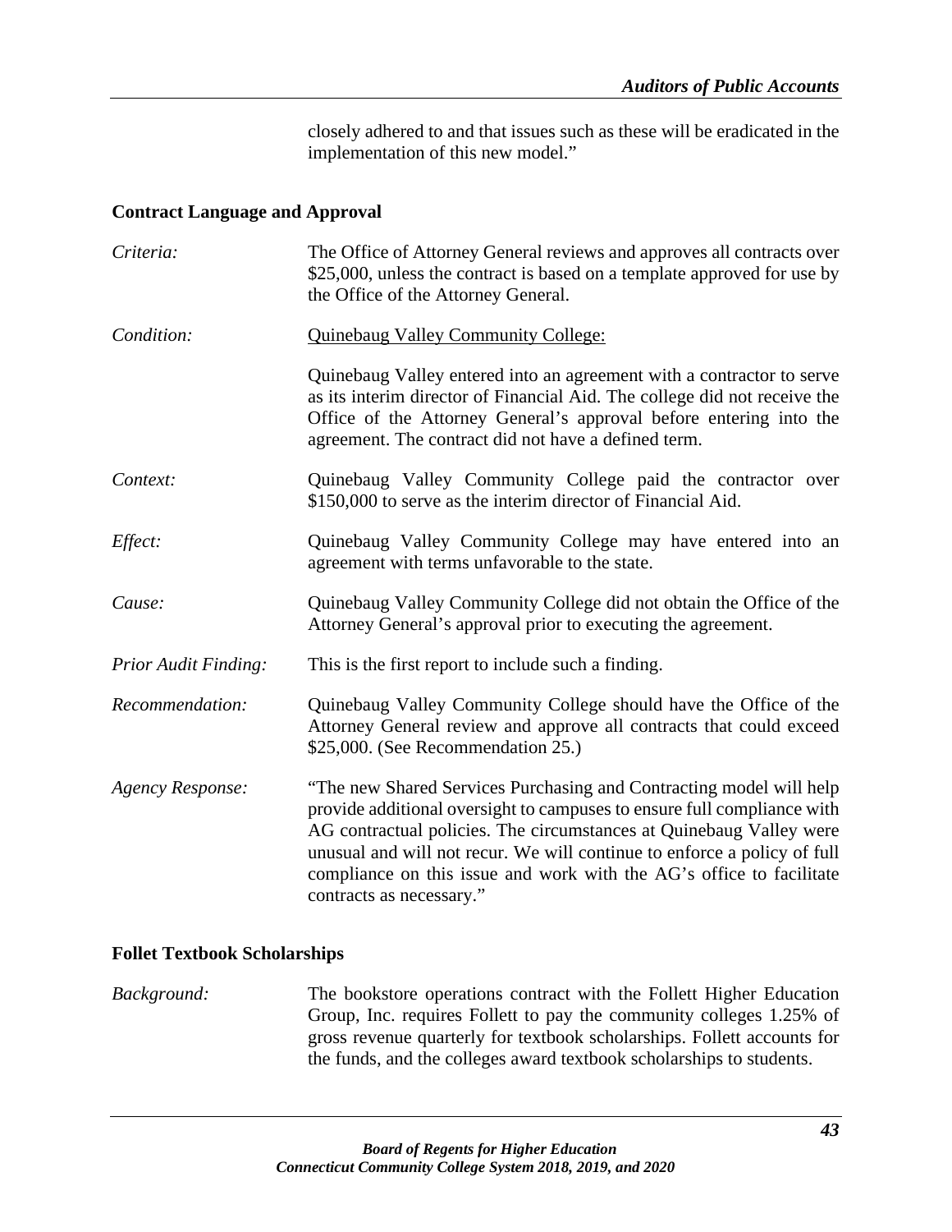closely adhered to and that issues such as these will be eradicated in the implementation of this new model."

**Contract Language and Approval**

*Criteria:* The Office of Attorney General reviews and approves all contracts over $25,000, unless the contract is based on a template approved for use by the Office of the Attorney General.

*Condition:* Quinebaug Valley Community College:

Quinebaug Valley entered into an agreement with a contractor to serve as its interim director of Financial Aid. The college did not receive the Office of the Attorney General's approval before entering into the agreement. The contract did not have a defined term.

*Context:* Quinebaug Valley Community College paid the contractor over $150,000 to serve as the interim director of Financial Aid.

*Effect:* Quinebaug Valley Community College may have entered into an agreement with terms unfavorable to the state.

*Cause:* Quinebaug Valley Community College did not obtain the Office of the Attorney General's approval prior to executing the agreement.

*Prior Audit Finding:* This is the first report to include such a finding.

*Recommendation:* Quinebaug Valley Community College should have the Office of the Attorney General review and approve all contracts that could exceed $25,000. (See Recommendation 25.)

*Agency Response:* "The new Shared Services Purchasing and Contracting model will help provide additional oversight to campuses to ensure full compliance with AG contractual policies. The circumstances at Quinebaug Valley were unusual and will not recur. We will continue to enforce a policy of full compliance on this issue and work with the AG's office to facilitate contracts as necessary."

**Follet Textbook Scholarships**

*Background:* The bookstore operations contract with the Follett Higher Education Group, Inc. requires Follett to pay the community colleges 1.25% of gross revenue quarterly for textbook scholarships. Follett accounts for the funds, and the colleges award textbook scholarships to students.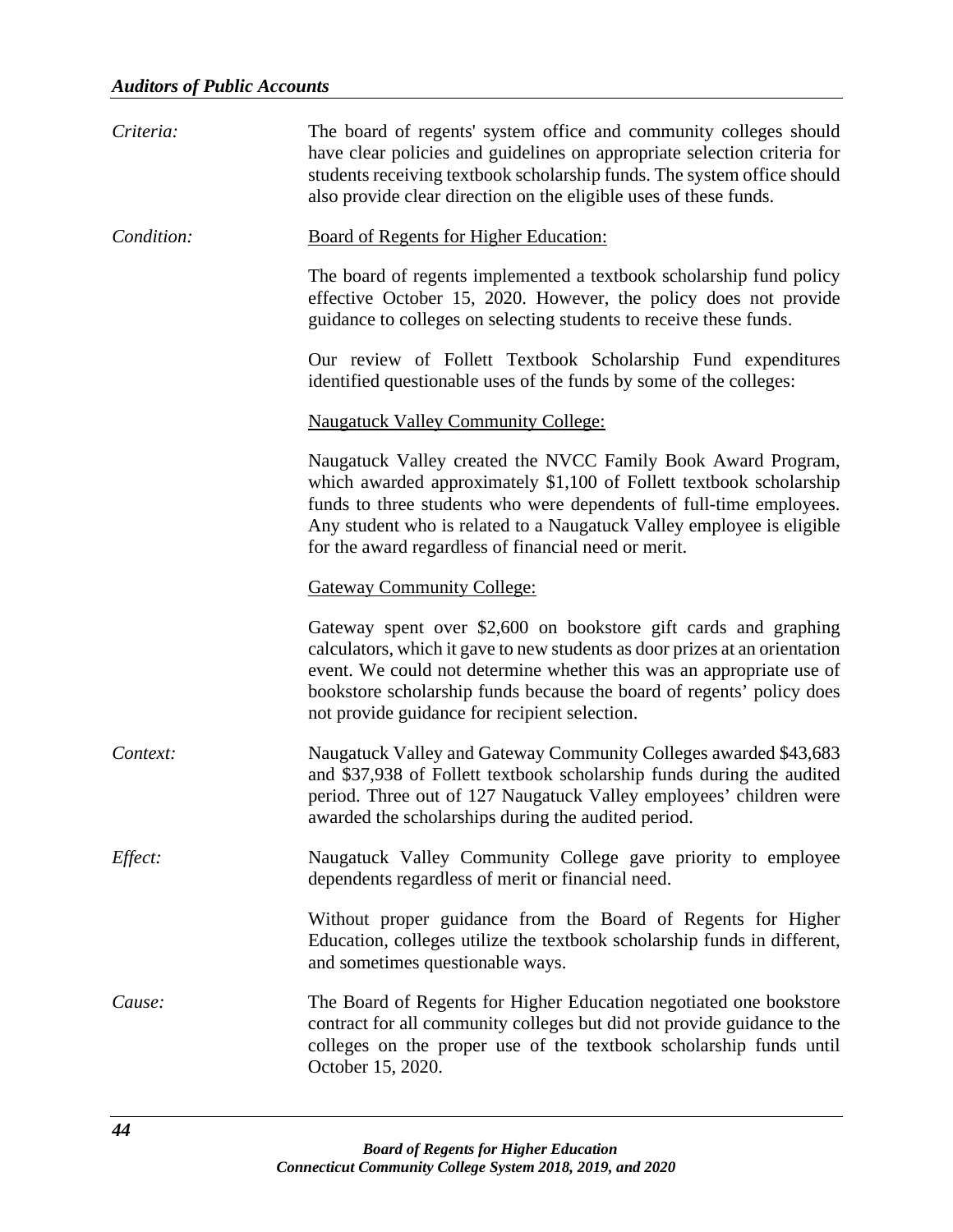*Criteria:* The board of regents' system office and community colleges should have clear policies and guidelines on appropriate selection criteria for students receiving textbook scholarship funds. The system office should also provide clear direction on the eligible uses of these funds.

*Condition:* Board of Regents for Higher Education:

The board of regents implemented a textbook scholarship fund policy effective October 15, 2020. However, the policy does not provide guidance to colleges on selecting students to receive these funds.

Our review of Follett Textbook Scholarship Fund expenditures identified questionable uses of the funds by some of the colleges:

Naugatuck Valley Community College:

Naugatuck Valley created the NVCC Family Book Award Program, which awarded approximately $1,100 of Follett textbook scholarship funds to three students who were dependents of full-time employees. Any student who is related to a Naugatuck Valley employee is eligible for the award regardless of financial need or merit.

Gateway Community College:

Gateway spent over $2,600 on bookstore gift cards and graphing calculators, which it gave to new students as door prizes at an orientation event. We could not determine whether this was an appropriate use of bookstore scholarship funds because the board of regents' policy does not provide guidance for recipient selection.

*Context:* Naugatuck Valley and Gateway Community Colleges awarded $43,683 and $37,938 of Follett textbook scholarship funds during the audited period. Three out of 127 Naugatuck Valley employees' children were awarded the scholarships during the audited period.

*Effect:* Naugatuck Valley Community College gave priority to employee dependents regardless of merit or financial need.

Without proper guidance from the Board of Regents for Higher Education, colleges utilize the textbook scholarship funds in different, and sometimes questionable ways.

*Cause:* The Board of Regents for Higher Education negotiated one bookstore contract for all community colleges but did not provide guidance to the colleges on the proper use of the textbook scholarship funds until October 15, 2020.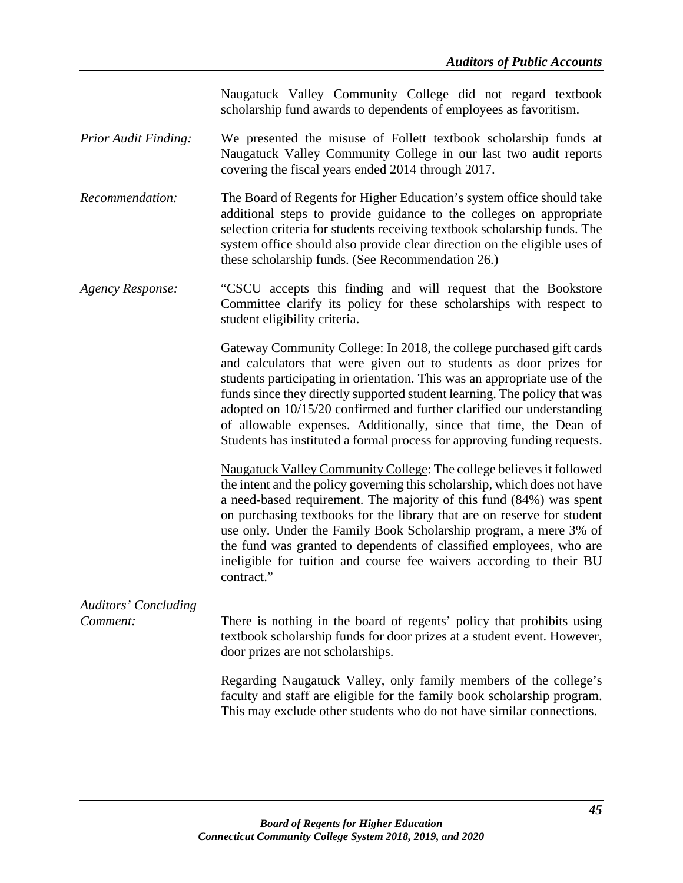Naugatuck Valley Community College did not regard textbook scholarship fund awards to dependents of employees as favoritism.

*Prior Audit Finding:* We presented the misuse of Follett textbook scholarship funds at Naugatuck Valley Community College in our last two audit reports covering the fiscal years ended 2014 through 2017.

*Recommendation:* The Board of Regents for Higher Education's system office should take additional steps to provide guidance to the colleges on appropriate selection criteria for students receiving textbook scholarship funds. The system office should also provide clear direction on the eligible uses of these scholarship funds. (See Recommendation 26.)

*Agency Response:* "CSCU accepts this finding and will request that the Bookstore Committee clarify its policy for these scholarships with respect to student eligibility criteria.

<u>Gateway Community College</u>: In 2018, the college purchased gift cards and calculators that were given out to students as door prizes for students participating in orientation. This was an appropriate use of the funds since they directly supported student learning. The policy that was adopted on 10/15/20 confirmed and further clarified our understanding of allowable expenses. Additionally, since that time, the Dean of Students has instituted a formal process for approving funding requests.

<u>Naugatuck Valley Community College</u>: The college believes it followed the intent and the policy governing this scholarship, which does not have a need-based requirement. The majority of this fund (84%) was spent on purchasing textbooks for the library that are on reserve for student use only. Under the Family Book Scholarship program, a mere 3% of the fund was granted to dependents of classified employees, who are ineligible for tuition and course fee waivers according to their BU contract."

*Auditors' Concluding Comment:* There is nothing in the board of regents' policy that prohibits using textbook scholarship funds for door prizes at a student event. However, door prizes are not scholarships.

Regarding Naugatuck Valley, only family members of the college's faculty and staff are eligible for the family book scholarship program. This may exclude other students who do not have similar connections.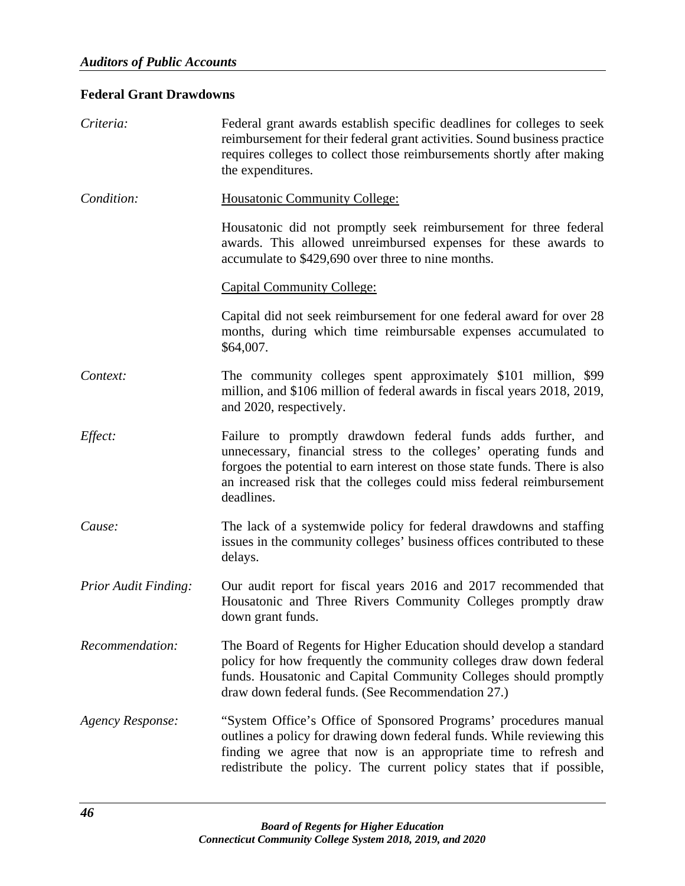## Federal Grant Drawdowns

*Criteria:* Federal grant awards establish specific deadlines for colleges to seek reimbursement for their federal grant activities. Sound business practice requires colleges to collect those reimbursements shortly after making the expenditures.

*Condition:* <u>Housatonic Community College:</u>

Housatonic did not promptly seek reimbursement for three federal awards. This allowed unreimbursed expenses for these awards to accumulate to $429,690 over three to nine months.

<u>Capital Community College:</u>

Capital did not seek reimbursement for one federal award for over 28 months, during which time reimbursable expenses accumulated to $64,007.

*Context:* The community colleges spent approximately $101 million, $99 million, and $106 million of federal awards in fiscal years 2018, 2019, and 2020, respectively.

*Effect:* Failure to promptly drawdown federal funds adds further, and unnecessary, financial stress to the colleges' operating funds and forgoes the potential to earn interest on those state funds. There is also an increased risk that the colleges could miss federal reimbursement deadlines.

*Cause:* The lack of a systemwide policy for federal drawdowns and staffing issues in the community colleges' business offices contributed to these delays.

*Prior Audit Finding:* Our audit report for fiscal years 2016 and 2017 recommended that Housatonic and Three Rivers Community Colleges promptly draw down grant funds.

*Recommendation:* The Board of Regents for Higher Education should develop a standard policy for how frequently the community colleges draw down federal funds. Housatonic and Capital Community Colleges should promptly draw down federal funds. (See Recommendation 27.)

*Agency Response:* "System Office's Office of Sponsored Programs' procedures manual outlines a policy for drawing down federal funds. While reviewing this finding we agree that now is an appropriate time to refresh and redistribute the policy. The current policy states that if possible,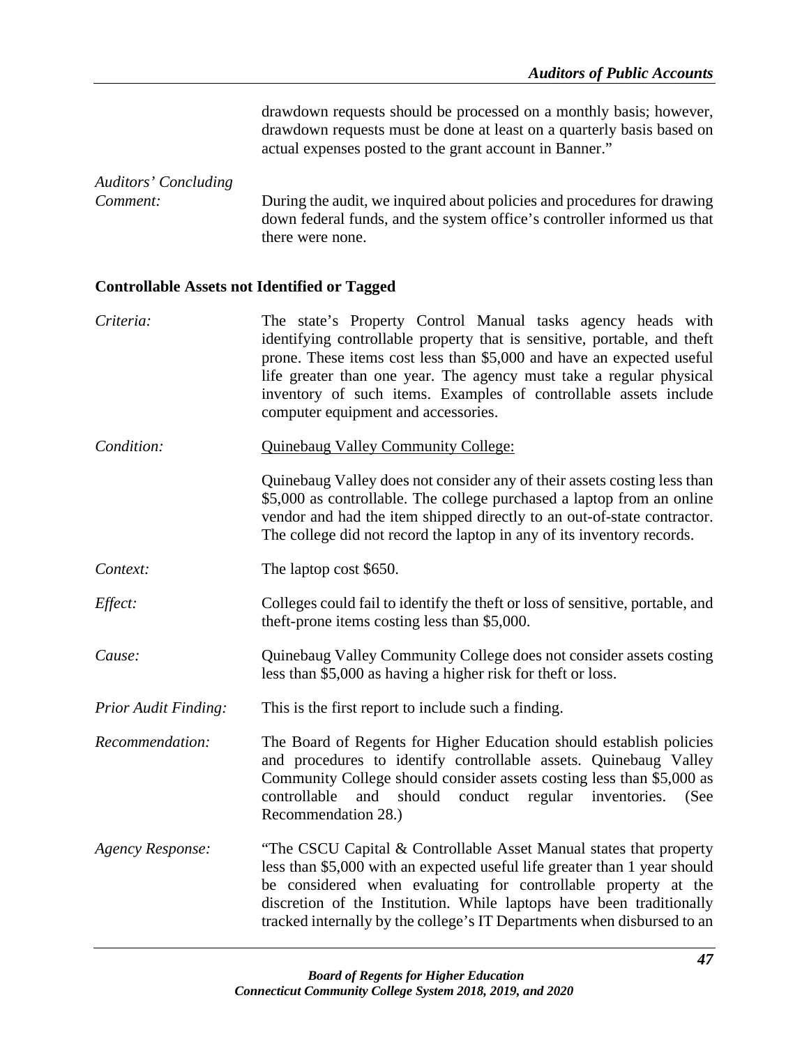drawdown requests should be processed on a monthly basis; however, drawdown requests must be done at least on a quarterly basis based on actual expenses posted to the grant account in Banner."

*Auditors' Concluding Comment:* During the audit, we inquired about policies and procedures for drawing down federal funds, and the system office's controller informed us that there were none.

**Controllable Assets not Identified or Tagged**

*Criteria:* The state's Property Control Manual tasks agency heads with identifying controllable property that is sensitive, portable, and theft prone. These items cost less than $5,000 and have an expected useful life greater than one year. The agency must take a regular physical inventory of such items. Examples of controllable assets include computer equipment and accessories.

*Condition:* Quinebaug Valley Community College:

Quinebaug Valley does not consider any of their assets costing less than $5,000 as controllable. The college purchased a laptop from an online vendor and had the item shipped directly to an out-of-state contractor. The college did not record the laptop in any of its inventory records.

*Context:* The laptop cost $650.

*Effect:* Colleges could fail to identify the theft or loss of sensitive, portable, and theft-prone items costing less than $5,000.

*Cause:* Quinebaug Valley Community College does not consider assets costing less than $5,000 as having a higher risk for theft or loss.

*Prior Audit Finding:* This is the first report to include such a finding.

*Recommendation:* The Board of Regents for Higher Education should establish policies and procedures to identify controllable assets. Quinebaug Valley Community College should consider assets costing less than $5,000 as controllable and should conduct regular inventories. (See Recommendation 28.)

*Agency Response:* "The CSCU Capital & Controllable Asset Manual states that property less than $5,000 with an expected useful life greater than 1 year should be considered when evaluating for controllable property at the discretion of the Institution. While laptops have been traditionally tracked internally by the college's IT Departments when disbursed to an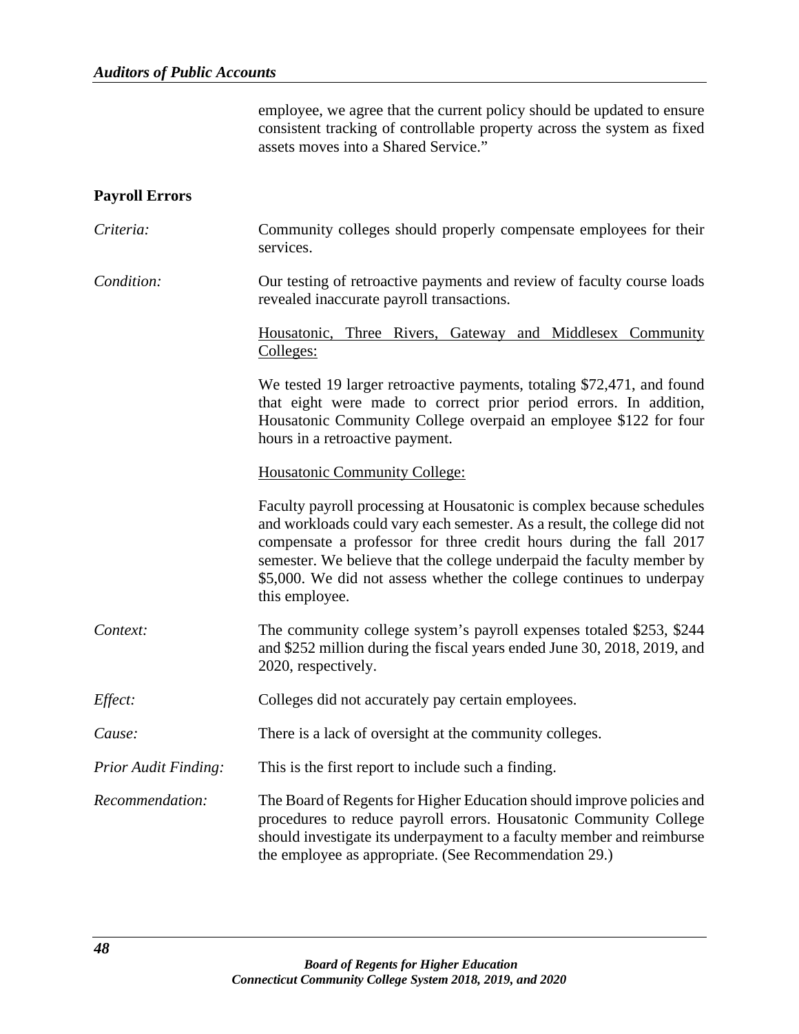employee, we agree that the current policy should be updated to ensure consistent tracking of controllable property across the system as fixed assets moves into a Shared Service."

**Payroll Errors**

*Criteria:* Community colleges should properly compensate employees for their services.

*Condition:* Our testing of retroactive payments and review of faculty course loads revealed inaccurate payroll transactions.

<u>Housatonic, Three Rivers, Gateway and Middlesex Community Colleges:</u>

We tested 19 larger retroactive payments, totaling $72,471, and found that eight were made to correct prior period errors. In addition, Housatonic Community College overpaid an employee $122 for four hours in a retroactive payment.

<u>Housatonic Community College:</u>

Faculty payroll processing at Housatonic is complex because schedules and workloads could vary each semester. As a result, the college did not compensate a professor for three credit hours during the fall 2017 semester. We believe that the college underpaid the faculty member by $5,000. We did not assess whether the college continues to underpay this employee.

*Context:* The community college system's payroll expenses totaled $253, $244 and $252 million during the fiscal years ended June 30, 2018, 2019, and 2020, respectively.

*Effect:* Colleges did not accurately pay certain employees.

*Cause:* There is a lack of oversight at the community colleges.

*Prior Audit Finding:* This is the first report to include such a finding.

*Recommendation:* The Board of Regents for Higher Education should improve policies and procedures to reduce payroll errors. Housatonic Community College should investigate its underpayment to a faculty member and reimburse the employee as appropriate. (See Recommendation 29.)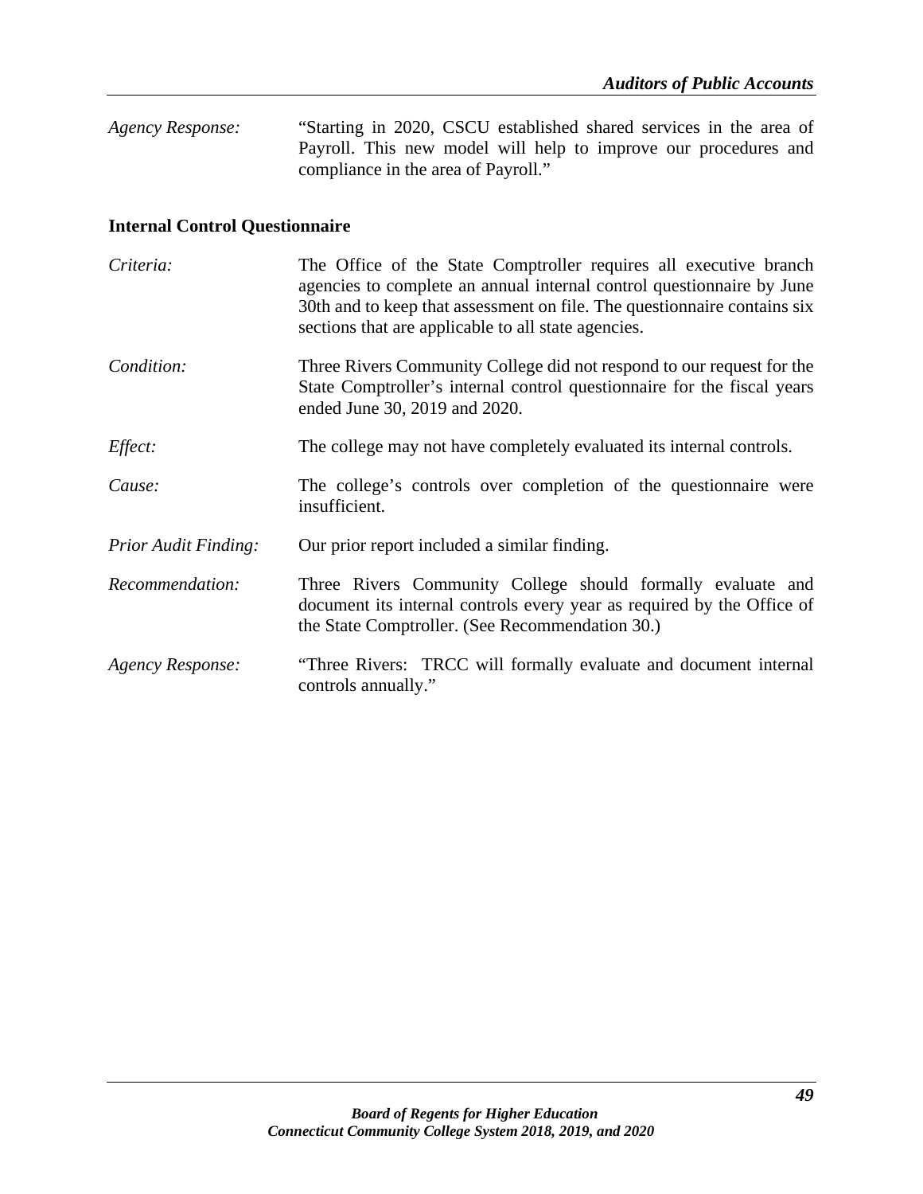*Agency Response:* "Starting in 2020, CSCU established shared services in the area of Payroll. This new model will help to improve our procedures and compliance in the area of Payroll."

**Internal Control Questionnaire**

*Criteria:* The Office of the State Comptroller requires all executive branch agencies to complete an annual internal control questionnaire by June 30th and to keep that assessment on file. The questionnaire contains six sections that are applicable to all state agencies.

*Condition:* Three Rivers Community College did not respond to our request for the State Comptroller's internal control questionnaire for the fiscal years ended June 30, 2019 and 2020.

*Effect:* The college may not have completely evaluated its internal controls.

*Cause:* The college's controls over completion of the questionnaire were insufficient.

*Prior Audit Finding:* Our prior report included a similar finding.

*Recommendation:* Three Rivers Community College should formally evaluate and document its internal controls every year as required by the Office of the State Comptroller. (See Recommendation 30.)

*Agency Response:* "Three Rivers: TRCC will formally evaluate and document internal controls annually."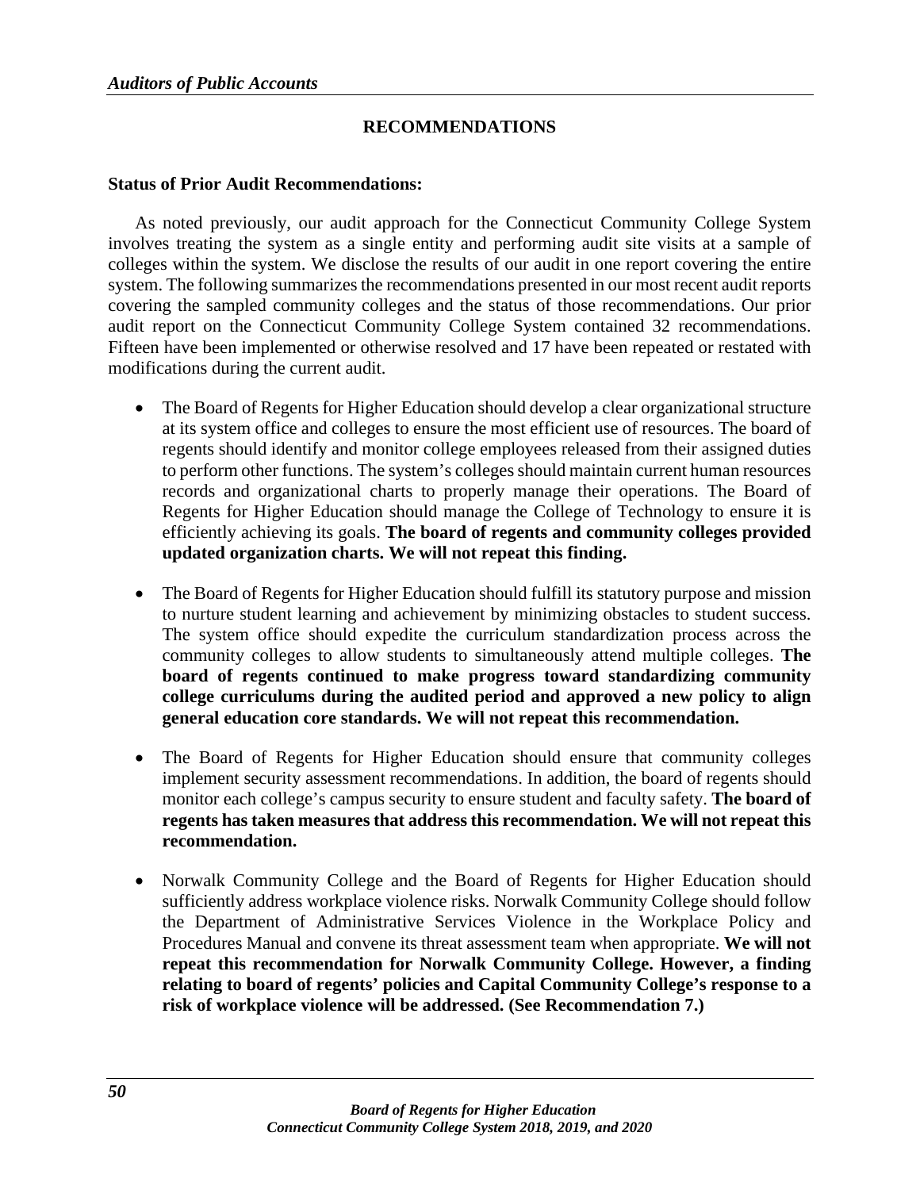## RECOMMENDATIONS

**Status of Prior Audit Recommendations:**

As noted previously, our audit approach for the Connecticut Community College System involves treating the system as a single entity and performing audit site visits at a sample of colleges within the system. We disclose the results of our audit in one report covering the entire system. The following summarizes the recommendations presented in our most recent audit reports covering the sampled community colleges and the status of those recommendations. Our prior audit report on the Connecticut Community College System contained 32 recommendations. Fifteen have been implemented or otherwise resolved and 17 have been repeated or restated with modifications during the current audit.

- The Board of Regents for Higher Education should develop a clear organizational structure at its system office and colleges to ensure the most efficient use of resources. The board of regents should identify and monitor college employees released from their assigned duties to perform other functions. The system's colleges should maintain current human resources records and organizational charts to properly manage their operations. The Board of Regents for Higher Education should manage the College of Technology to ensure it is efficiently achieving its goals. **The board of regents and community colleges provided updated organization charts. We will not repeat this finding.**

- The Board of Regents for Higher Education should fulfill its statutory purpose and mission to nurture student learning and achievement by minimizing obstacles to student success. The system office should expedite the curriculum standardization process across the community colleges to allow students to simultaneously attend multiple colleges. **The board of regents continued to make progress toward standardizing community college curriculums during the audited period and approved a new policy to align general education core standards. We will not repeat this recommendation.**

- The Board of Regents for Higher Education should ensure that community colleges implement security assessment recommendations. In addition, the board of regents should monitor each college's campus security to ensure student and faculty safety. **The board of regents has taken measures that address this recommendation. We will not repeat this recommendation.**

- Norwalk Community College and the Board of Regents for Higher Education should sufficiently address workplace violence risks. Norwalk Community College should follow the Department of Administrative Services Violence in the Workplace Policy and Procedures Manual and convene its threat assessment team when appropriate. **We will not repeat this recommendation for Norwalk Community College. However, a finding relating to board of regents' policies and Capital Community College's response to a risk of workplace violence will be addressed. (See Recommendation 7.)**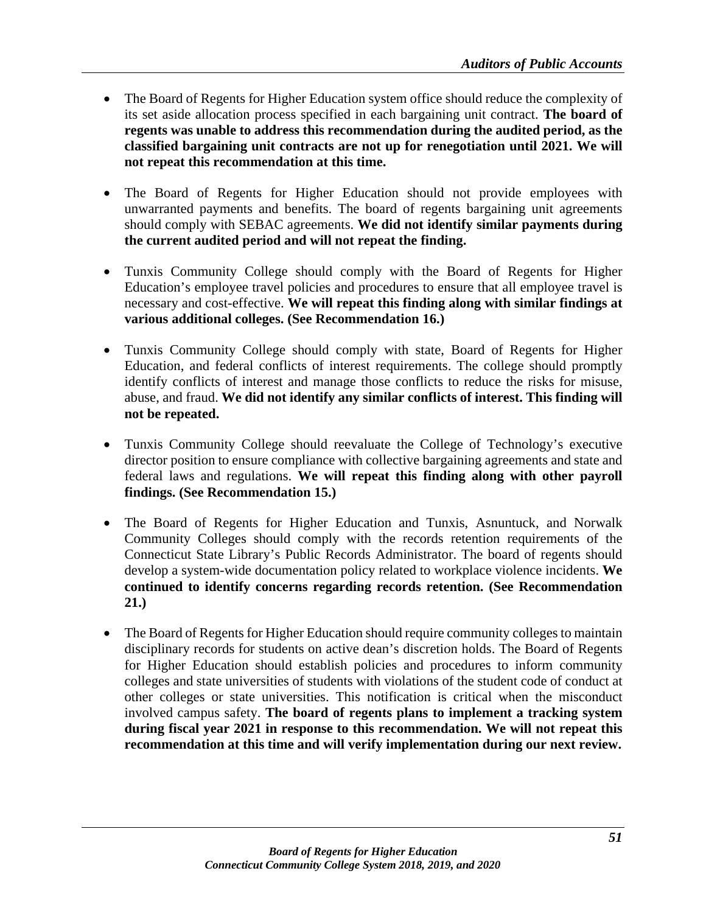- The Board of Regents for Higher Education system office should reduce the complexity of its set aside allocation process specified in each bargaining unit contract. **The board of regents was unable to address this recommendation during the audited period, as the classified bargaining unit contracts are not up for renegotiation until 2021. We will not repeat this recommendation at this time.**

- The Board of Regents for Higher Education should not provide employees with unwarranted payments and benefits. The board of regents bargaining unit agreements should comply with SEBAC agreements. **We did not identify similar payments during the current audited period and will not repeat the finding.**

- Tunxis Community College should comply with the Board of Regents for Higher Education's employee travel policies and procedures to ensure that all employee travel is necessary and cost-effective. **We will repeat this finding along with similar findings at various additional colleges. (See Recommendation 16.)**

- Tunxis Community College should comply with state, Board of Regents for Higher Education, and federal conflicts of interest requirements. The college should promptly identify conflicts of interest and manage those conflicts to reduce the risks for misuse, abuse, and fraud. **We did not identify any similar conflicts of interest. This finding will not be repeated.**

- Tunxis Community College should reevaluate the College of Technology's executive director position to ensure compliance with collective bargaining agreements and state and federal laws and regulations. **We will repeat this finding along with other payroll findings. (See Recommendation 15.)**

- The Board of Regents for Higher Education and Tunxis, Asnuntuck, and Norwalk Community Colleges should comply with the records retention requirements of the Connecticut State Library's Public Records Administrator. The board of regents should develop a system-wide documentation policy related to workplace violence incidents. **We continued to identify concerns regarding records retention. (See Recommendation 21.)**

- The Board of Regents for Higher Education should require community colleges to maintain disciplinary records for students on active dean's discretion holds. The Board of Regents for Higher Education should establish policies and procedures to inform community colleges and state universities of students with violations of the student code of conduct at other colleges or state universities. This notification is critical when the misconduct involved campus safety. **The board of regents plans to implement a tracking system during fiscal year 2021 in response to this recommendation. We will not repeat this recommendation at this time and will verify implementation during our next review.**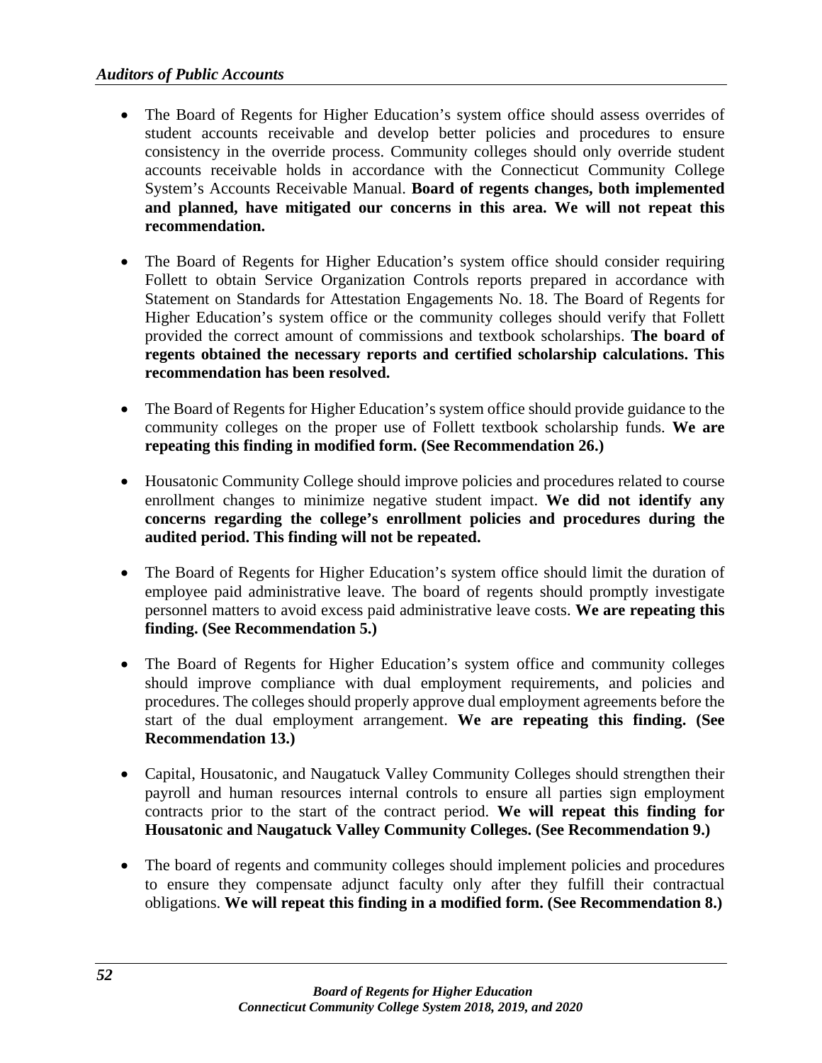- The Board of Regents for Higher Education's system office should assess overrides of student accounts receivable and develop better policies and procedures to ensure consistency in the override process. Community colleges should only override student accounts receivable holds in accordance with the Connecticut Community College System's Accounts Receivable Manual. **Board of regents changes, both implemented and planned, have mitigated our concerns in this area. We will not repeat this recommendation.**

- The Board of Regents for Higher Education's system office should consider requiring Follett to obtain Service Organization Controls reports prepared in accordance with Statement on Standards for Attestation Engagements No. 18. The Board of Regents for Higher Education's system office or the community colleges should verify that Follett provided the correct amount of commissions and textbook scholarships. **The board of regents obtained the necessary reports and certified scholarship calculations. This recommendation has been resolved.**

- The Board of Regents for Higher Education's system office should provide guidance to the community colleges on the proper use of Follett textbook scholarship funds. **We are repeating this finding in modified form. (See Recommendation 26.)**

- Housatonic Community College should improve policies and procedures related to course enrollment changes to minimize negative student impact. **We did not identify any concerns regarding the college's enrollment policies and procedures during the audited period. This finding will not be repeated.**

- The Board of Regents for Higher Education's system office should limit the duration of employee paid administrative leave. The board of regents should promptly investigate personnel matters to avoid excess paid administrative leave costs. **We are repeating this finding. (See Recommendation 5.)**

- The Board of Regents for Higher Education's system office and community colleges should improve compliance with dual employment requirements, and policies and procedures. The colleges should properly approve dual employment agreements before the start of the dual employment arrangement. **We are repeating this finding. (See Recommendation 13.)**

- Capital, Housatonic, and Naugatuck Valley Community Colleges should strengthen their payroll and human resources internal controls to ensure all parties sign employment contracts prior to the start of the contract period. **We will repeat this finding for Housatonic and Naugatuck Valley Community Colleges. (See Recommendation 9.)**

- The board of regents and community colleges should implement policies and procedures to ensure they compensate adjunct faculty only after they fulfill their contractual obligations. **We will repeat this finding in a modified form. (See Recommendation 8.)**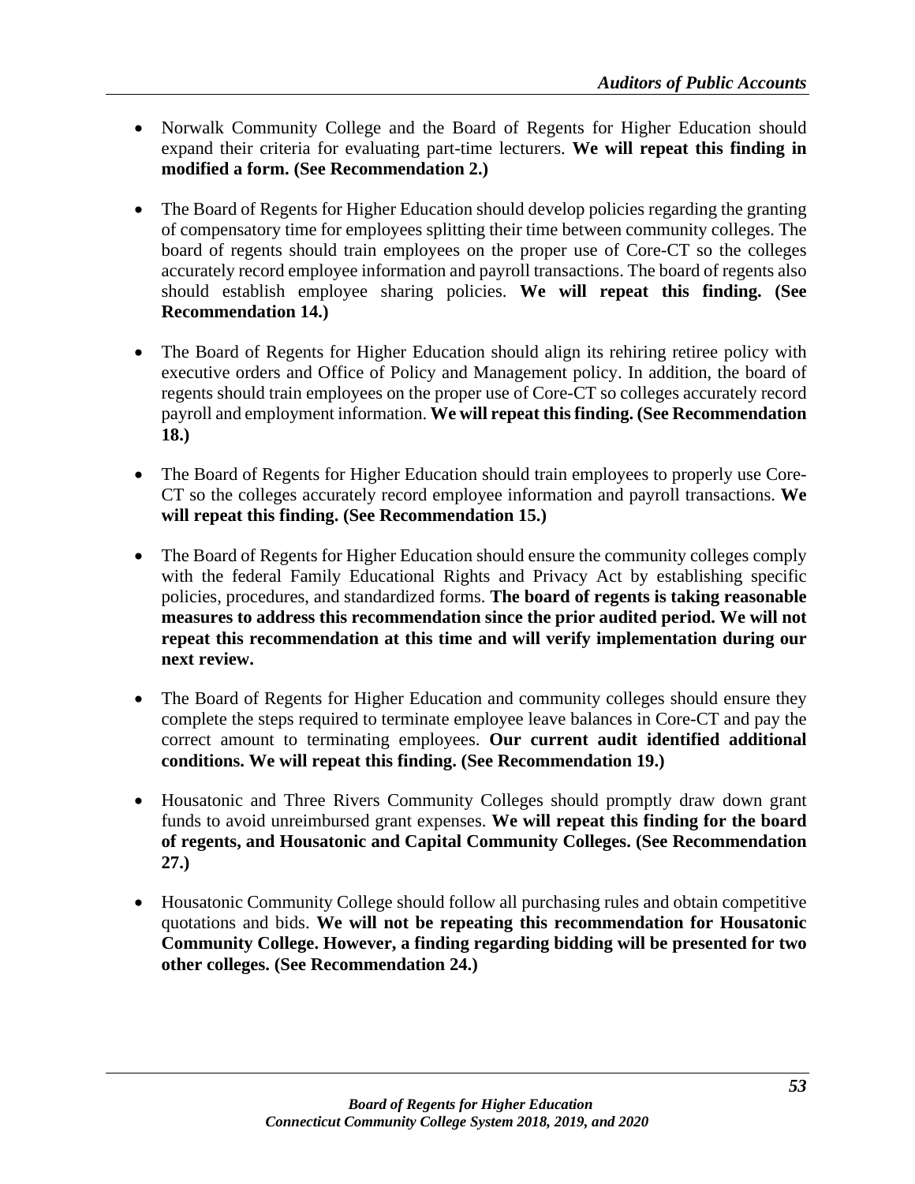- Norwalk Community College and the Board of Regents for Higher Education should expand their criteria for evaluating part-time lecturers. **We will repeat this finding in modified a form. (See Recommendation 2.)**

- The Board of Regents for Higher Education should develop policies regarding the granting of compensatory time for employees splitting their time between community colleges. The board of regents should train employees on the proper use of Core-CT so the colleges accurately record employee information and payroll transactions. The board of regents also should establish employee sharing policies. **We will repeat this finding. (See Recommendation 14.)**

- The Board of Regents for Higher Education should align its rehiring retiree policy with executive orders and Office of Policy and Management policy. In addition, the board of regents should train employees on the proper use of Core-CT so colleges accurately record payroll and employment information. **We will repeat this finding. (See Recommendation 18.)**

- The Board of Regents for Higher Education should train employees to properly use Core-CT so the colleges accurately record employee information and payroll transactions. **We will repeat this finding. (See Recommendation 15.)**

- The Board of Regents for Higher Education should ensure the community colleges comply with the federal Family Educational Rights and Privacy Act by establishing specific policies, procedures, and standardized forms. **The board of regents is taking reasonable measures to address this recommendation since the prior audited period. We will not repeat this recommendation at this time and will verify implementation during our next review.**

- The Board of Regents for Higher Education and community colleges should ensure they complete the steps required to terminate employee leave balances in Core-CT and pay the correct amount to terminating employees. **Our current audit identified additional conditions. We will repeat this finding. (See Recommendation 19.)**

- Housatonic and Three Rivers Community Colleges should promptly draw down grant funds to avoid unreimbursed grant expenses. **We will repeat this finding for the board of regents, and Housatonic and Capital Community Colleges. (See Recommendation 27.)**

- Housatonic Community College should follow all purchasing rules and obtain competitive quotations and bids. **We will not be repeating this recommendation for Housatonic Community College. However, a finding regarding bidding will be presented for two other colleges. (See Recommendation 24.)**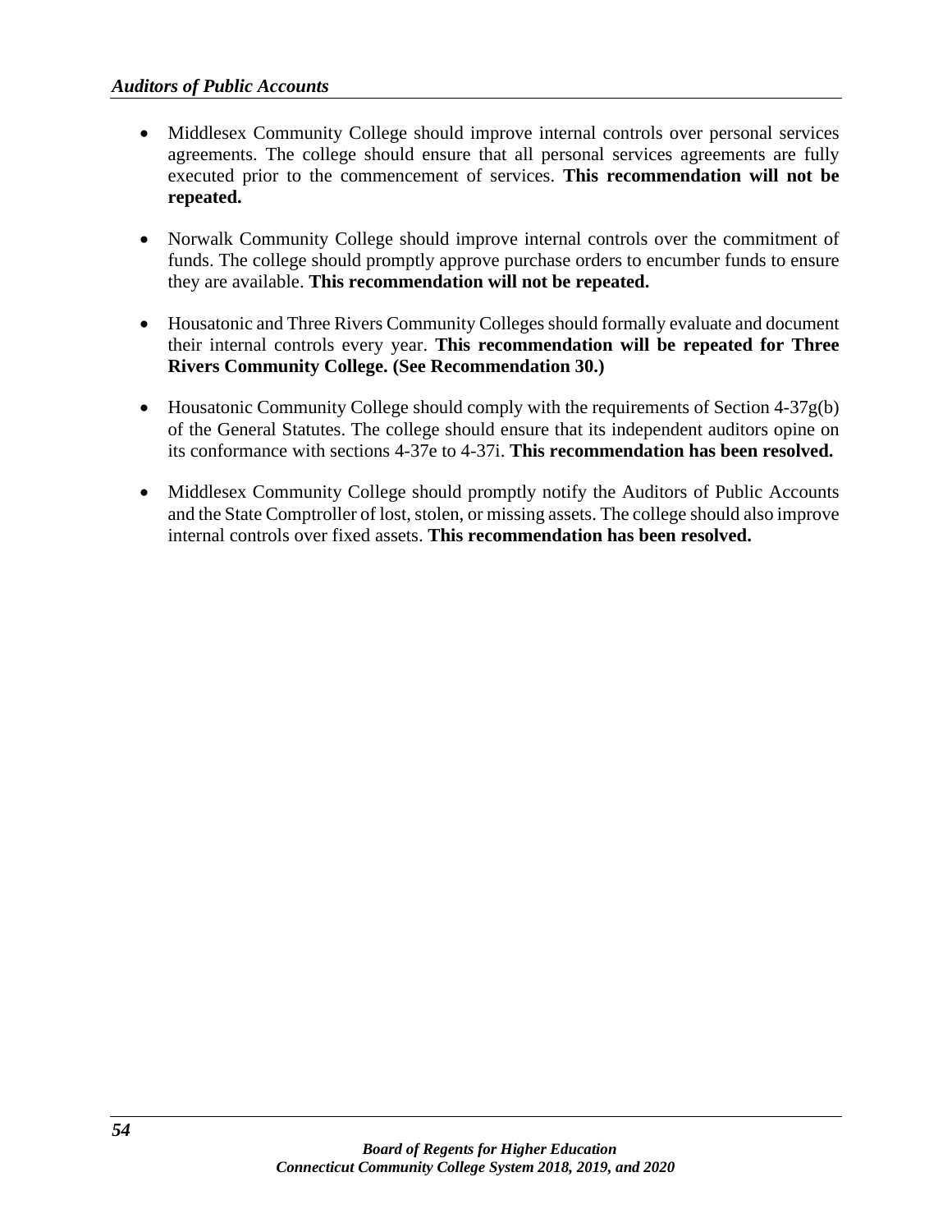- Middlesex Community College should improve internal controls over personal services agreements. The college should ensure that all personal services agreements are fully executed prior to the commencement of services. **This recommendation will not be repeated.**

- Norwalk Community College should improve internal controls over the commitment of funds. The college should promptly approve purchase orders to encumber funds to ensure they are available. **This recommendation will not be repeated.**

- Housatonic and Three Rivers Community Colleges should formally evaluate and document their internal controls every year. **This recommendation will be repeated for Three Rivers Community College. (See Recommendation 30.)**

- Housatonic Community College should comply with the requirements of Section 4-37g(b) of the General Statutes. The college should ensure that its independent auditors opine on its conformance with sections 4-37e to 4-37i. **This recommendation has been resolved.**

- Middlesex Community College should promptly notify the Auditors of Public Accounts and the State Comptroller of lost, stolen, or missing assets. The college should also improve internal controls over fixed assets. **This recommendation has been resolved.**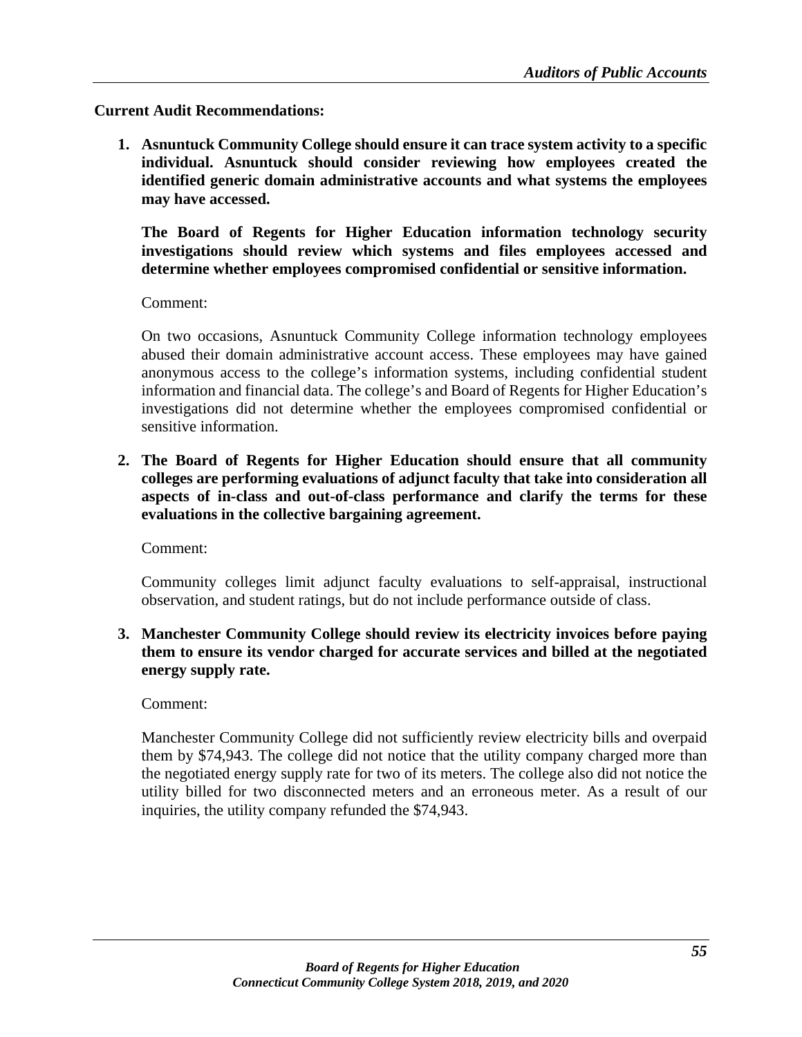**Current Audit Recommendations:**

1. **Asnuntuck Community College should ensure it can trace system activity to a specific individual. Asnuntuck should consider reviewing how employees created the identified generic domain administrative accounts and what systems the employees may have accessed.**

   **The Board of Regents for Higher Education information technology security investigations should review which systems and files employees accessed and determine whether employees compromised confidential or sensitive information.**

   Comment:

   On two occasions, Asnuntuck Community College information technology employees abused their domain administrative account access. These employees may have gained anonymous access to the college's information systems, including confidential student information and financial data. The college's and Board of Regents for Higher Education's investigations did not determine whether the employees compromised confidential or sensitive information.

2. **The Board of Regents for Higher Education should ensure that all community colleges are performing evaluations of adjunct faculty that take into consideration all aspects of in-class and out-of-class performance and clarify the terms for these evaluations in the collective bargaining agreement.**

   Comment:

   Community colleges limit adjunct faculty evaluations to self-appraisal, instructional observation, and student ratings, but do not include performance outside of class.

3. **Manchester Community College should review its electricity invoices before paying them to ensure its vendor charged for accurate services and billed at the negotiated energy supply rate.**

   Comment:

   Manchester Community College did not sufficiently review electricity bills and overpaid them by $74,943. The college did not notice that the utility company charged more than the negotiated energy supply rate for two of its meters. The college also did not notice the utility billed for two disconnected meters and an erroneous meter. As a result of our inquiries, the utility company refunded the $74,943.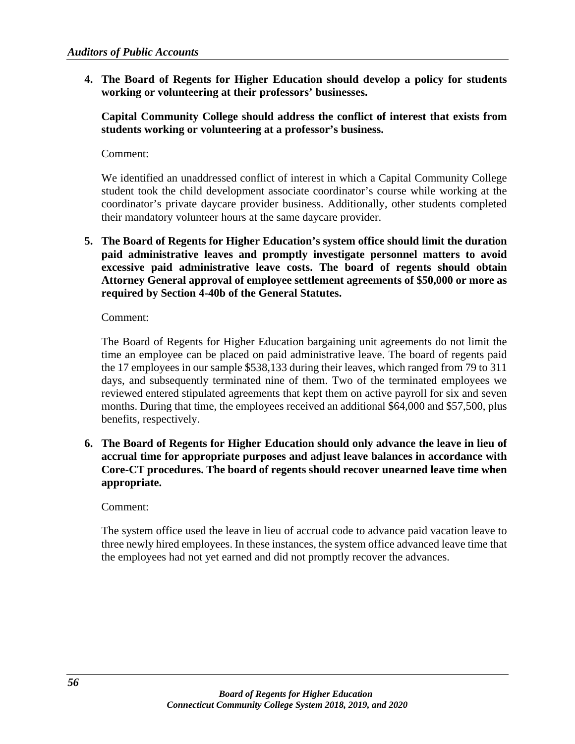4. **The Board of Regents for Higher Education should develop a policy for students working or volunteering at their professors' businesses.**

   **Capital Community College should address the conflict of interest that exists from students working or volunteering at a professor's business.**

   Comment:

   We identified an unaddressed conflict of interest in which a Capital Community College student took the child development associate coordinator's course while working at the coordinator's private daycare provider business. Additionally, other students completed their mandatory volunteer hours at the same daycare provider.

5. **The Board of Regents for Higher Education's system office should limit the duration paid administrative leaves and promptly investigate personnel matters to avoid excessive paid administrative leave costs. The board of regents should obtain Attorney General approval of employee settlement agreements of $50,000 or more as required by Section 4-40b of the General Statutes.**

   Comment:

   The Board of Regents for Higher Education bargaining unit agreements do not limit the time an employee can be placed on paid administrative leave. The board of regents paid the 17 employees in our sample $538,133 during their leaves, which ranged from 79 to 311 days, and subsequently terminated nine of them. Two of the terminated employees we reviewed entered stipulated agreements that kept them on active payroll for six and seven months. During that time, the employees received an additional $64,000 and $57,500, plus benefits, respectively.

6. **The Board of Regents for Higher Education should only advance the leave in lieu of accrual time for appropriate purposes and adjust leave balances in accordance with Core-CT procedures. The board of regents should recover unearned leave time when appropriate.**

   Comment:

   The system office used the leave in lieu of accrual code to advance paid vacation leave to three newly hired employees. In these instances, the system office advanced leave time that the employees had not yet earned and did not promptly recover the advances.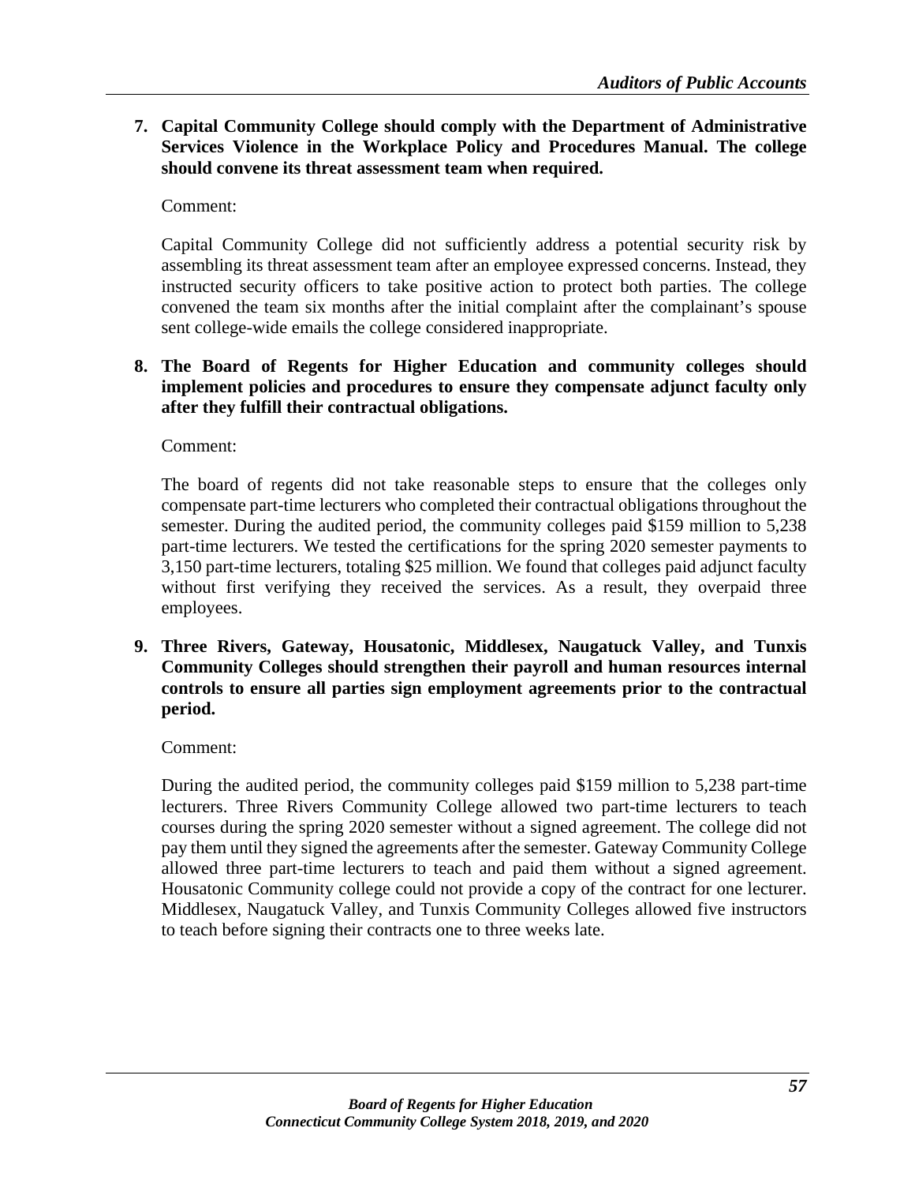7. **Capital Community College should comply with the Department of Administrative Services Violence in the Workplace Policy and Procedures Manual. The college should convene its threat assessment team when required.**

   Comment:

   Capital Community College did not sufficiently address a potential security risk by assembling its threat assessment team after an employee expressed concerns. Instead, they instructed security officers to take positive action to protect both parties. The college convened the team six months after the initial complaint after the complainant's spouse sent college-wide emails the college considered inappropriate.

8. **The Board of Regents for Higher Education and community colleges should implement policies and procedures to ensure they compensate adjunct faculty only after they fulfill their contractual obligations.**

   Comment:

   The board of regents did not take reasonable steps to ensure that the colleges only compensate part-time lecturers who completed their contractual obligations throughout the semester. During the audited period, the community colleges paid $159 million to 5,238 part-time lecturers. We tested the certifications for the spring 2020 semester payments to 3,150 part-time lecturers, totaling $25 million. We found that colleges paid adjunct faculty without first verifying they received the services. As a result, they overpaid three employees.

9. **Three Rivers, Gateway, Housatonic, Middlesex, Naugatuck Valley, and Tunxis Community Colleges should strengthen their payroll and human resources internal controls to ensure all parties sign employment agreements prior to the contractual period.**

   Comment:

   During the audited period, the community colleges paid $159 million to 5,238 part-time lecturers. Three Rivers Community College allowed two part-time lecturers to teach courses during the spring 2020 semester without a signed agreement. The college did not pay them until they signed the agreements after the semester. Gateway Community College allowed three part-time lecturers to teach and paid them without a signed agreement. Housatonic Community college could not provide a copy of the contract for one lecturer. Middlesex, Naugatuck Valley, and Tunxis Community Colleges allowed five instructors to teach before signing their contracts one to three weeks late.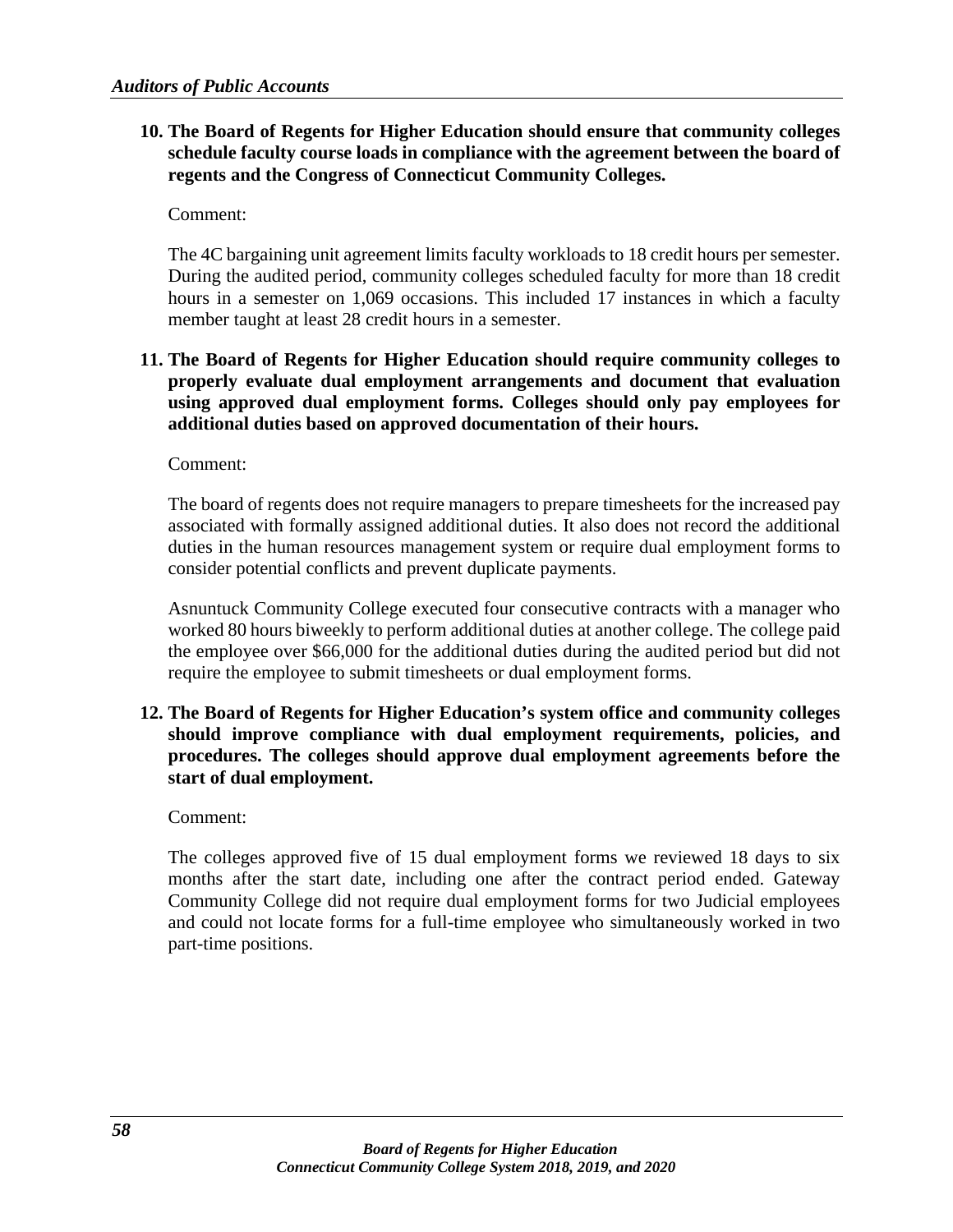**10. The Board of Regents for Higher Education should ensure that community colleges schedule faculty course loads in compliance with the agreement between the board of regents and the Congress of Connecticut Community Colleges.**

Comment:

The 4C bargaining unit agreement limits faculty workloads to 18 credit hours per semester. During the audited period, community colleges scheduled faculty for more than 18 credit hours in a semester on 1,069 occasions. This included 17 instances in which a faculty member taught at least 28 credit hours in a semester.

**11. The Board of Regents for Higher Education should require community colleges to properly evaluate dual employment arrangements and document that evaluation using approved dual employment forms. Colleges should only pay employees for additional duties based on approved documentation of their hours.**

Comment:

The board of regents does not require managers to prepare timesheets for the increased pay associated with formally assigned additional duties. It also does not record the additional duties in the human resources management system or require dual employment forms to consider potential conflicts and prevent duplicate payments.

Asnuntuck Community College executed four consecutive contracts with a manager who worked 80 hours biweekly to perform additional duties at another college. The college paid the employee over $66,000 for the additional duties during the audited period but did not require the employee to submit timesheets or dual employment forms.

**12. The Board of Regents for Higher Education's system office and community colleges should improve compliance with dual employment requirements, policies, and procedures. The colleges should approve dual employment agreements before the start of dual employment.**

Comment:

The colleges approved five of 15 dual employment forms we reviewed 18 days to six months after the start date, including one after the contract period ended. Gateway Community College did not require dual employment forms for two Judicial employees and could not locate forms for a full-time employee who simultaneously worked in two part-time positions.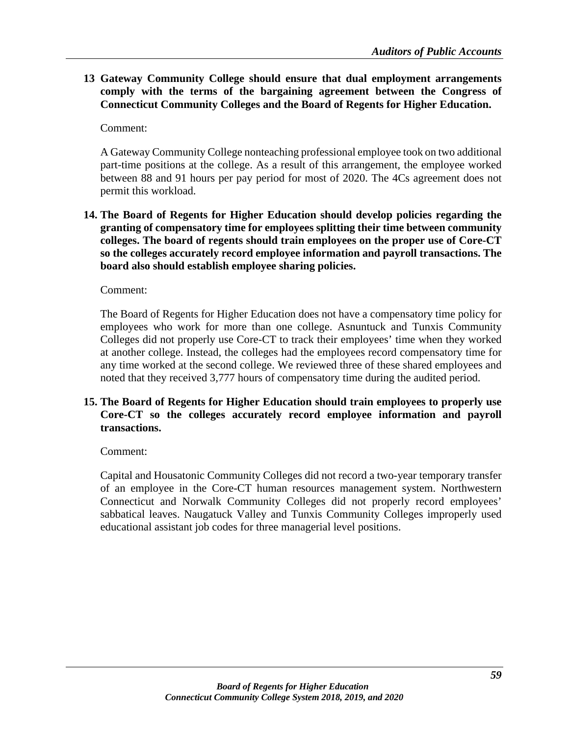**13 Gateway Community College should ensure that dual employment arrangements comply with the terms of the bargaining agreement between the Congress of Connecticut Community Colleges and the Board of Regents for Higher Education.**

Comment:

A Gateway Community College nonteaching professional employee took on two additional part-time positions at the college. As a result of this arrangement, the employee worked between 88 and 91 hours per pay period for most of 2020. The 4Cs agreement does not permit this workload.

**14. The Board of Regents for Higher Education should develop policies regarding the granting of compensatory time for employees splitting their time between community colleges. The board of regents should train employees on the proper use of Core-CT so the colleges accurately record employee information and payroll transactions. The board also should establish employee sharing policies.**

Comment:

The Board of Regents for Higher Education does not have a compensatory time policy for employees who work for more than one college. Asnuntuck and Tunxis Community Colleges did not properly use Core-CT to track their employees' time when they worked at another college. Instead, the colleges had the employees record compensatory time for any time worked at the second college. We reviewed three of these shared employees and noted that they received 3,777 hours of compensatory time during the audited period.

**15. The Board of Regents for Higher Education should train employees to properly use Core-CT so the colleges accurately record employee information and payroll transactions.**

Comment:

Capital and Housatonic Community Colleges did not record a two-year temporary transfer of an employee in the Core-CT human resources management system. Northwestern Connecticut and Norwalk Community Colleges did not properly record employees' sabbatical leaves. Naugatuck Valley and Tunxis Community Colleges improperly used educational assistant job codes for three managerial level positions.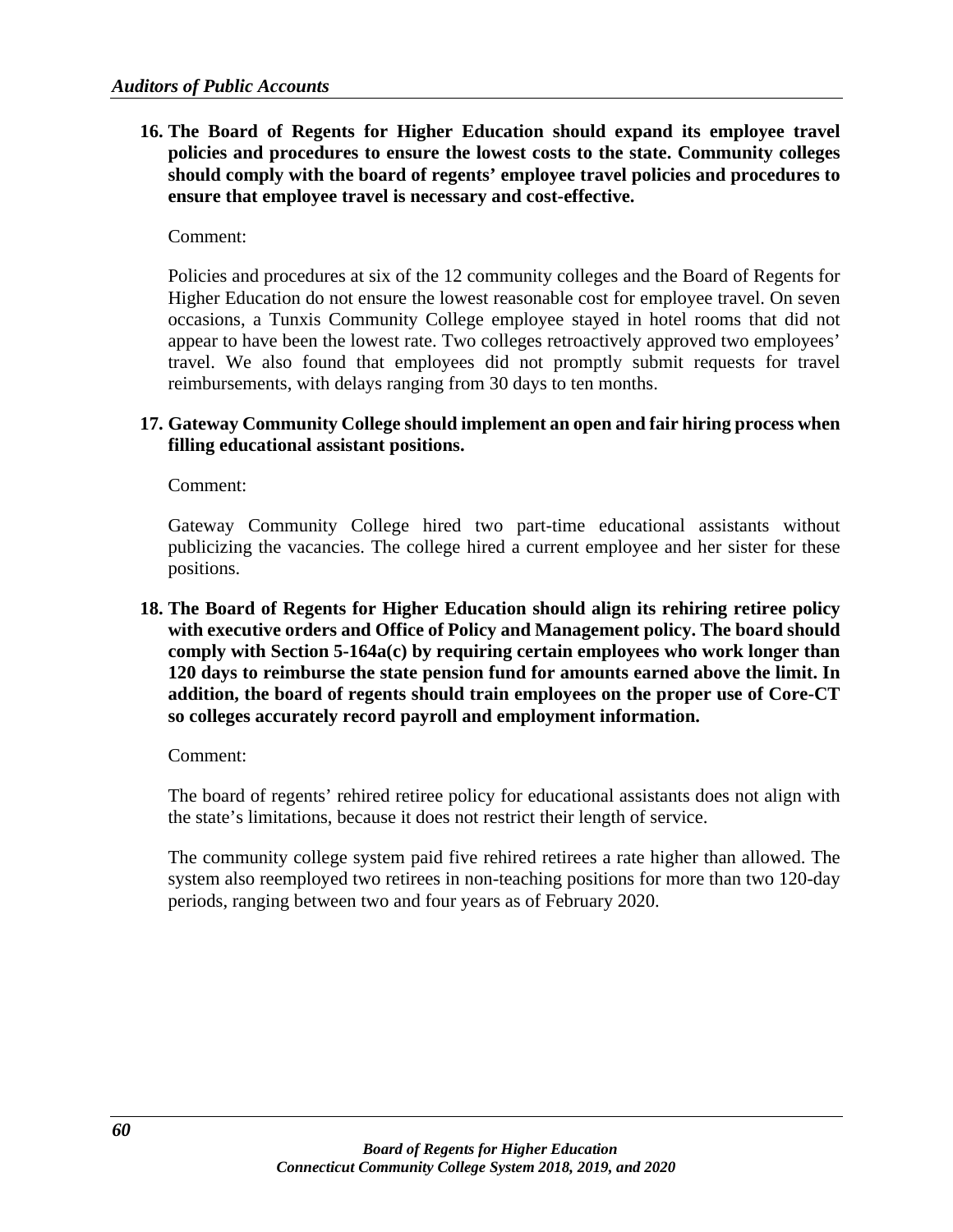16. **The Board of Regents for Higher Education should expand its employee travel policies and procedures to ensure the lowest costs to the state. Community colleges should comply with the board of regents' employee travel policies and procedures to ensure that employee travel is necessary and cost-effective.**

    Comment:

    Policies and procedures at six of the 12 community colleges and the Board of Regents for Higher Education do not ensure the lowest reasonable cost for employee travel. On seven occasions, a Tunxis Community College employee stayed in hotel rooms that did not appear to have been the lowest rate. Two colleges retroactively approved two employees' travel. We also found that employees did not promptly submit requests for travel reimbursements, with delays ranging from 30 days to ten months.

17. **Gateway Community College should implement an open and fair hiring process when filling educational assistant positions.**

    Comment:

    Gateway Community College hired two part-time educational assistants without publicizing the vacancies. The college hired a current employee and her sister for these positions.

18. **The Board of Regents for Higher Education should align its rehiring retiree policy with executive orders and Office of Policy and Management policy. The board should comply with Section 5-164a(c) by requiring certain employees who work longer than 120 days to reimburse the state pension fund for amounts earned above the limit. In addition, the board of regents should train employees on the proper use of Core-CT so colleges accurately record payroll and employment information.**

    Comment:

    The board of regents' rehired retiree policy for educational assistants does not align with the state's limitations, because it does not restrict their length of service.

    The community college system paid five rehired retirees a rate higher than allowed. The system also reemployed two retirees in non-teaching positions for more than two 120-day periods, ranging between two and four years as of February 2020.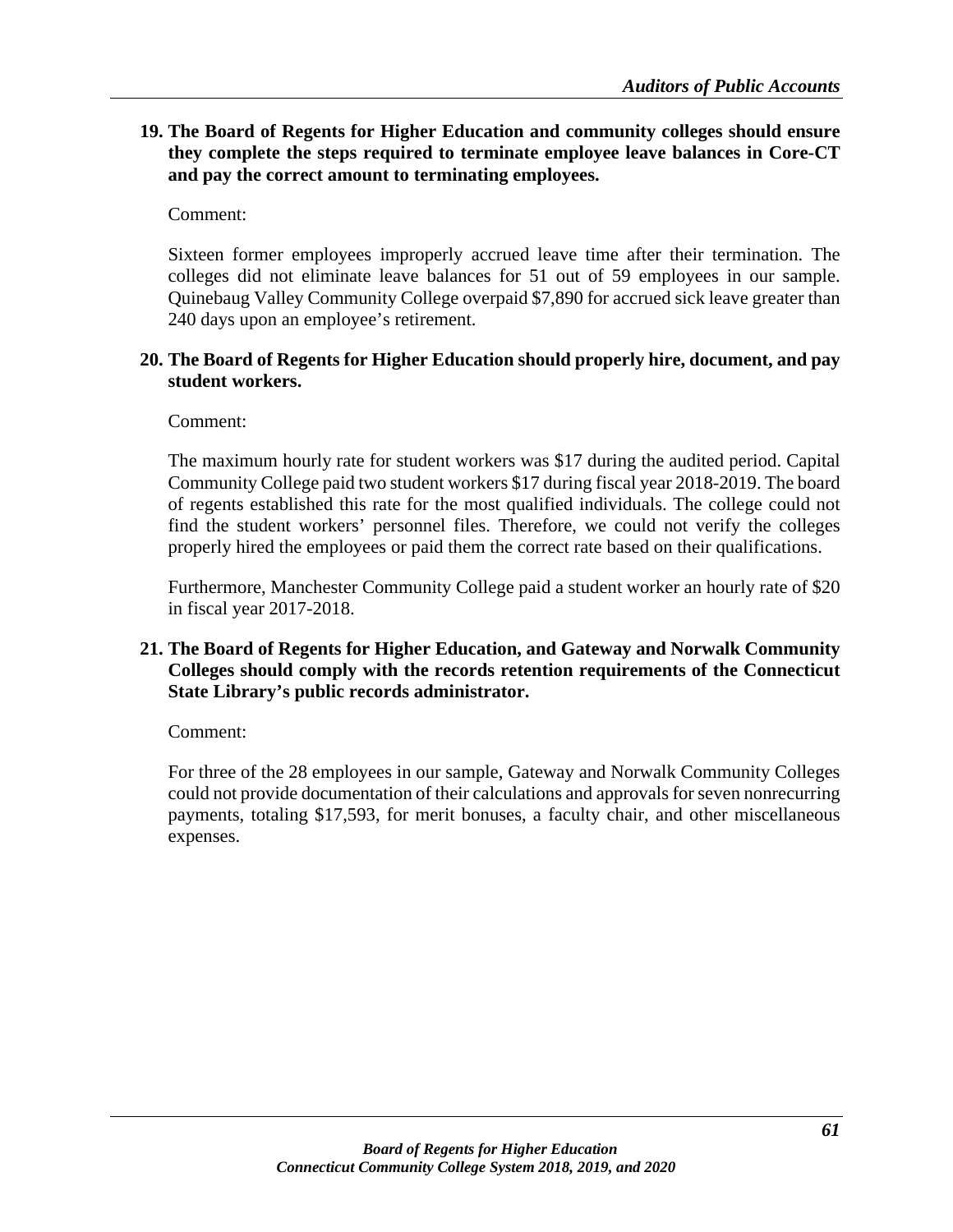**19. The Board of Regents for Higher Education and community colleges should ensure they complete the steps required to terminate employee leave balances in Core-CT and pay the correct amount to terminating employees.**

Comment:

Sixteen former employees improperly accrued leave time after their termination. The colleges did not eliminate leave balances for 51 out of 59 employees in our sample. Quinebaug Valley Community College overpaid $7,890 for accrued sick leave greater than 240 days upon an employee's retirement.

**20. The Board of Regents for Higher Education should properly hire, document, and pay student workers.**

Comment:

The maximum hourly rate for student workers was $17 during the audited period. Capital Community College paid two student workers $17 during fiscal year 2018-2019. The board of regents established this rate for the most qualified individuals. The college could not find the student workers' personnel files. Therefore, we could not verify the colleges properly hired the employees or paid them the correct rate based on their qualifications.

Furthermore, Manchester Community College paid a student worker an hourly rate of $20 in fiscal year 2017-2018.

**21. The Board of Regents for Higher Education, and Gateway and Norwalk Community Colleges should comply with the records retention requirements of the Connecticut State Library's public records administrator.**

Comment:

For three of the 28 employees in our sample, Gateway and Norwalk Community Colleges could not provide documentation of their calculations and approvals for seven nonrecurring payments, totaling $17,593, for merit bonuses, a faculty chair, and other miscellaneous expenses.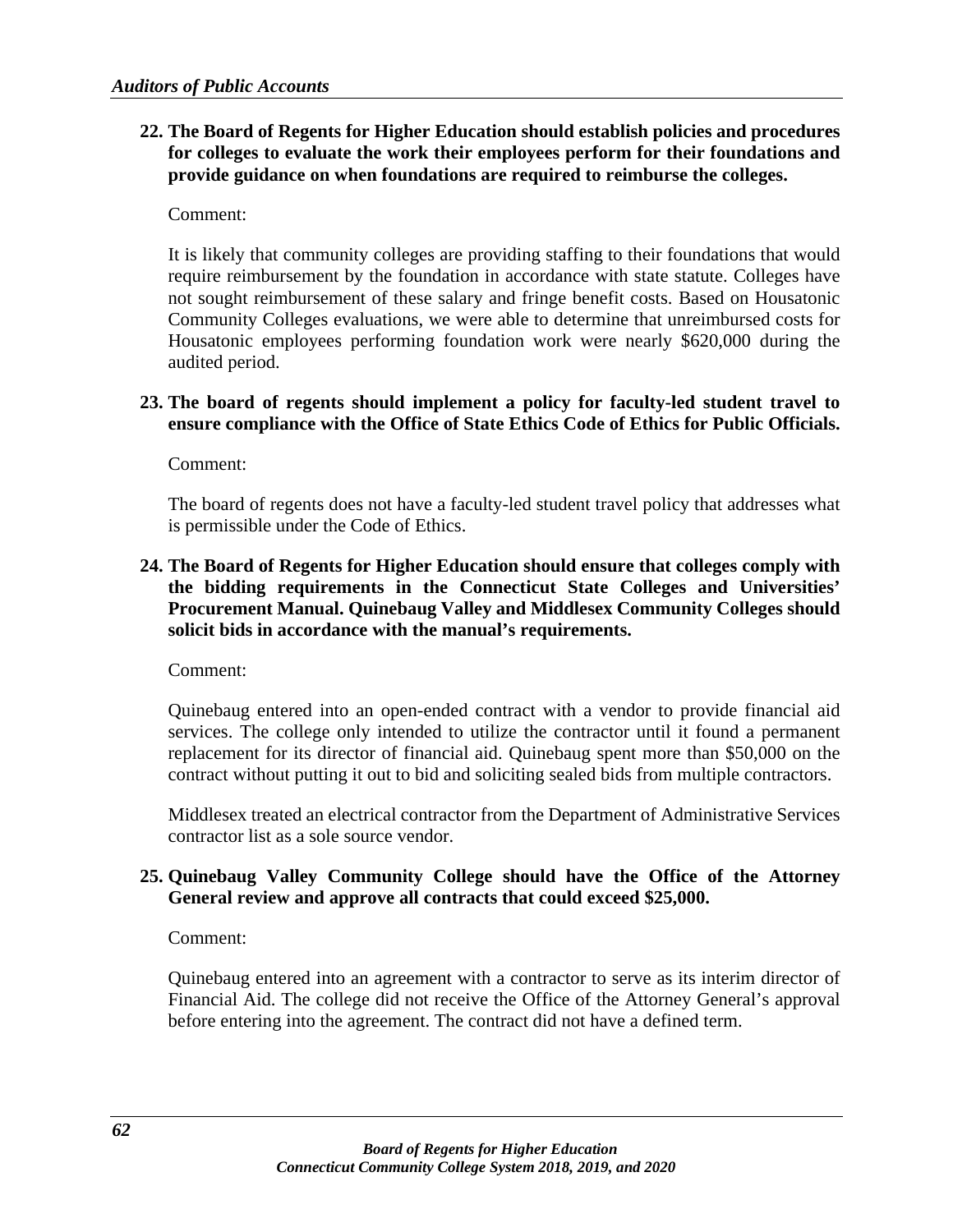22. **The Board of Regents for Higher Education should establish policies and procedures for colleges to evaluate the work their employees perform for their foundations and provide guidance on when foundations are required to reimburse the colleges.**

    Comment:

    It is likely that community colleges are providing staffing to their foundations that would require reimbursement by the foundation in accordance with state statute. Colleges have not sought reimbursement of these salary and fringe benefit costs. Based on Housatonic Community Colleges evaluations, we were able to determine that unreimbursed costs for Housatonic employees performing foundation work were nearly $620,000 during the audited period.

23. **The board of regents should implement a policy for faculty-led student travel to ensure compliance with the Office of State Ethics Code of Ethics for Public Officials.**

    Comment:

    The board of regents does not have a faculty-led student travel policy that addresses what is permissible under the Code of Ethics.

24. **The Board of Regents for Higher Education should ensure that colleges comply with the bidding requirements in the Connecticut State Colleges and Universities' Procurement Manual. Quinebaug Valley and Middlesex Community Colleges should solicit bids in accordance with the manual's requirements.**

    Comment:

    Quinebaug entered into an open-ended contract with a vendor to provide financial aid services. The college only intended to utilize the contractor until it found a permanent replacement for its director of financial aid. Quinebaug spent more than $50,000 on the contract without putting it out to bid and soliciting sealed bids from multiple contractors.

    Middlesex treated an electrical contractor from the Department of Administrative Services contractor list as a sole source vendor.

25. **Quinebaug Valley Community College should have the Office of the Attorney General review and approve all contracts that could exceed $25,000.**

    Comment:

    Quinebaug entered into an agreement with a contractor to serve as its interim director of Financial Aid. The college did not receive the Office of the Attorney General's approval before entering into the agreement. The contract did not have a defined term.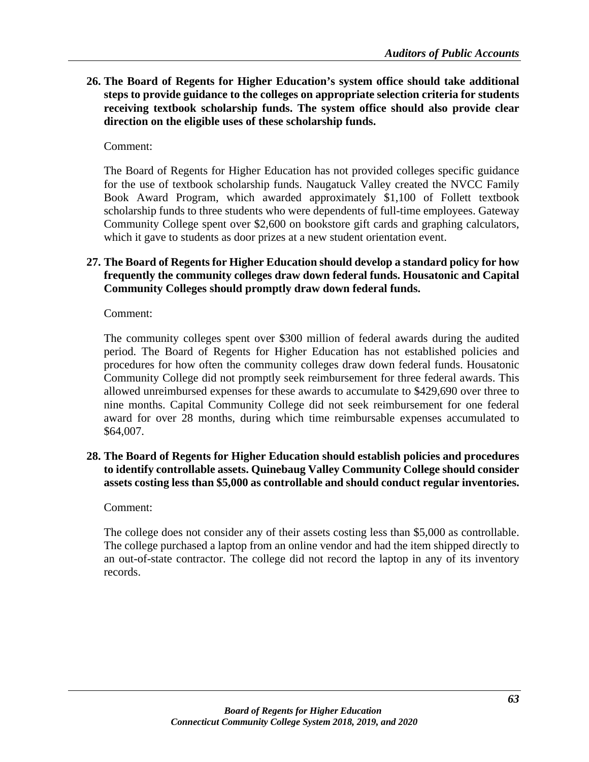26. **The Board of Regents for Higher Education's system office should take additional steps to provide guidance to the colleges on appropriate selection criteria for students receiving textbook scholarship funds. The system office should also provide clear direction on the eligible uses of these scholarship funds.**

    Comment:

    The Board of Regents for Higher Education has not provided colleges specific guidance for the use of textbook scholarship funds. Naugatuck Valley created the NVCC Family Book Award Program, which awarded approximately $1,100 of Follett textbook scholarship funds to three students who were dependents of full-time employees. Gateway Community College spent over $2,600 on bookstore gift cards and graphing calculators, which it gave to students as door prizes at a new student orientation event.

27. **The Board of Regents for Higher Education should develop a standard policy for how frequently the community colleges draw down federal funds. Housatonic and Capital Community Colleges should promptly draw down federal funds.**

    Comment:

    The community colleges spent over $300 million of federal awards during the audited period. The Board of Regents for Higher Education has not established policies and procedures for how often the community colleges draw down federal funds. Housatonic Community College did not promptly seek reimbursement for three federal awards. This allowed unreimbursed expenses for these awards to accumulate to $429,690 over three to nine months. Capital Community College did not seek reimbursement for one federal award for over 28 months, during which time reimbursable expenses accumulated to $64,007.

28. **The Board of Regents for Higher Education should establish policies and procedures to identify controllable assets. Quinebaug Valley Community College should consider assets costing less than $5,000 as controllable and should conduct regular inventories.**

    Comment:

    The college does not consider any of their assets costing less than $5,000 as controllable. The college purchased a laptop from an online vendor and had the item shipped directly to an out-of-state contractor. The college did not record the laptop in any of its inventory records.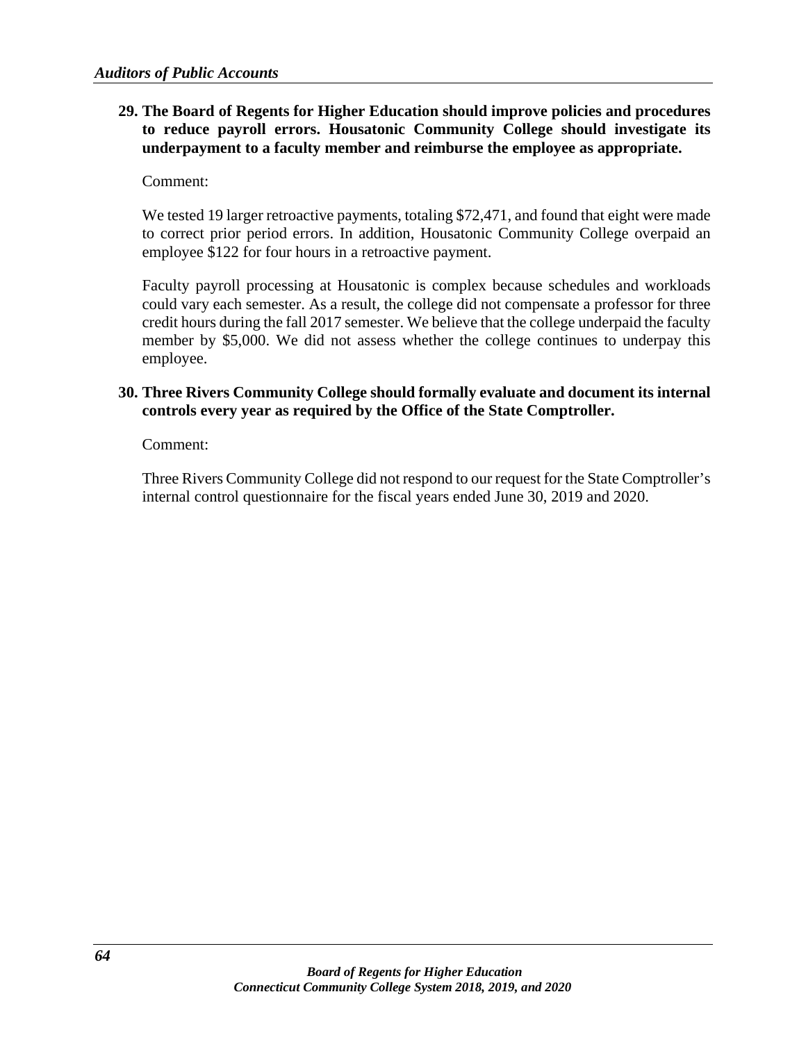**29. The Board of Regents for Higher Education should improve policies and procedures to reduce payroll errors. Housatonic Community College should investigate its underpayment to a faculty member and reimburse the employee as appropriate.**

Comment:

We tested 19 larger retroactive payments, totaling $72,471, and found that eight were made to correct prior period errors. In addition, Housatonic Community College overpaid an employee $122 for four hours in a retroactive payment.

Faculty payroll processing at Housatonic is complex because schedules and workloads could vary each semester. As a result, the college did not compensate a professor for three credit hours during the fall 2017 semester. We believe that the college underpaid the faculty member by $5,000. We did not assess whether the college continues to underpay this employee.

**30. Three Rivers Community College should formally evaluate and document its internal controls every year as required by the Office of the State Comptroller.**

Comment:

Three Rivers Community College did not respond to our request for the State Comptroller's internal control questionnaire for the fiscal years ended June 30, 2019 and 2020.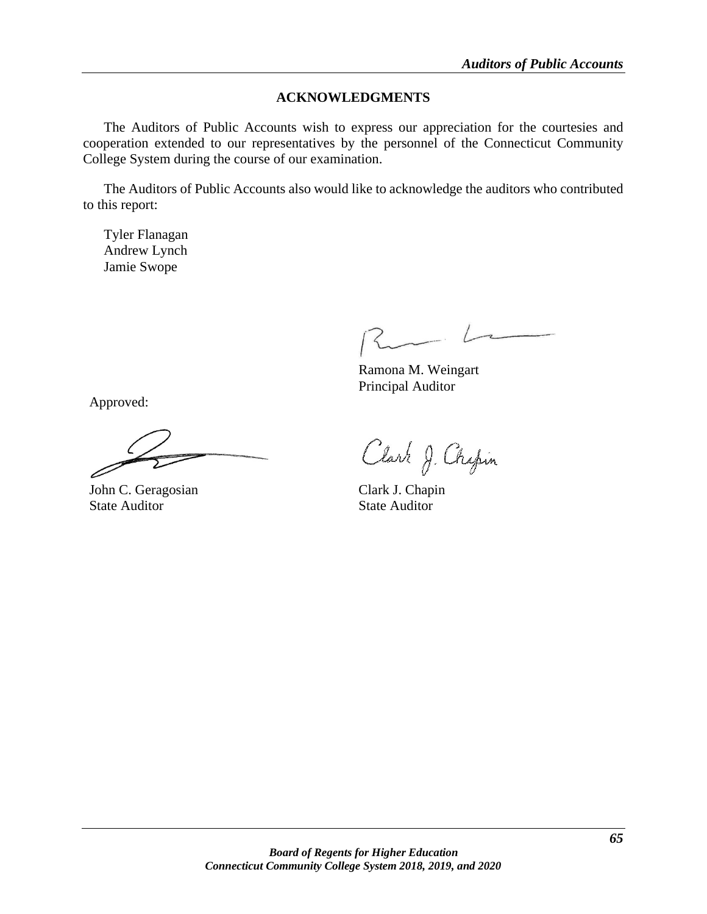## ACKNOWLEDGMENTS

The Auditors of Public Accounts wish to express our appreciation for the courtesies and cooperation extended to our representatives by the personnel of the Connecticut Community College System during the course of our examination.

The Auditors of Public Accounts also would like to acknowledge the auditors who contributed to this report:

Tyler Flanagan
Andrew Lynch
Jamie Swope

Ramona M. Weingart
Principal Auditor

Approved:

John C. Geragosian
State Auditor

Clark J. Chapin
State Auditor